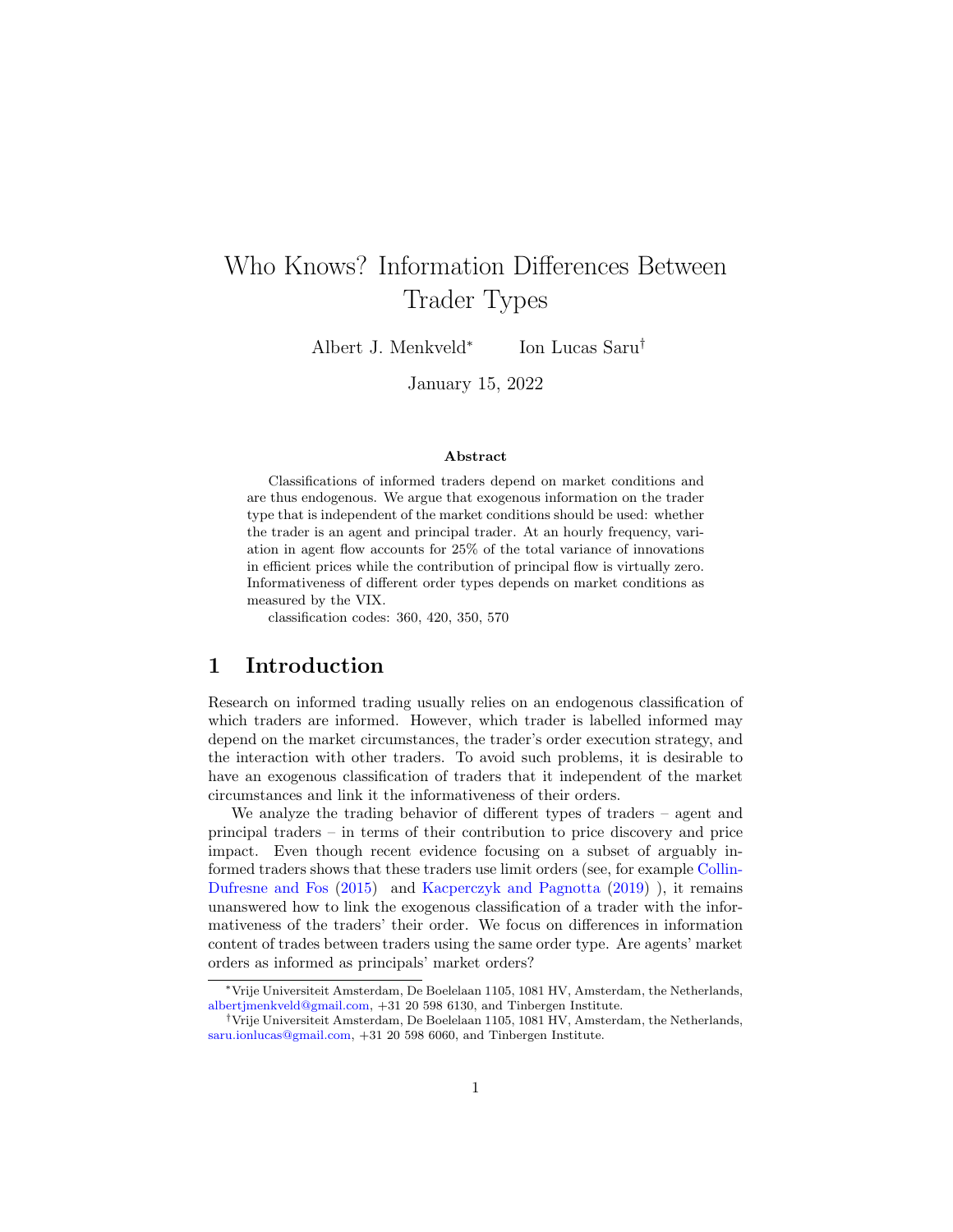# Who Knows? Information Differences Between Trader Types

Albert J. Menkveld[*] Ion Lucas Saru[†]

January 15, 2022

### Abstract

Classifications of informed traders depend on market conditions and are thus endogenous. We argue that exogenous information on the trader type that is independent of the market conditions should be used: whether the trader is an agent and principal trader. At an hourly frequency, variation in agent flow accounts for 25% of the total variance of innovations in efficient prices while the contribution of principal flow is virtually zero. Informativeness of different order types depends on market conditions as measured by the VIX.

classification codes: 360, 420, 350, 570

## 1 Introduction

Research on informed trading usually relies on an endogenous classification of which traders are informed. However, which trader is labelled informed may depend on the market circumstances, the trader's order execution strategy, and the interaction with other traders. To avoid such problems, it is desirable to have an exogenous classification of traders that it independent of the market circumstances and link it the informativeness of their orders.

We analyze the trading behavior of different types of traders – agent and principal traders – in terms of their contribution to price discovery and price impact. Even though recent evidence focusing on a subset of arguably informed traders shows that these traders use limit orders (see, for example Collin-Dufresne and Fos (2015) and Kacperczyk and Pagnotta (2019) ), it remains unanswered how to link the exogenous classification of a trader with the informativeness of the traders' their order. We focus on differences in information content of trades between traders using the same order type. Are agents' market orders as informed as principals' market orders?

---

[*] Vrije Universiteit Amsterdam, De Boelelaan 1105, 1081 HV, Amsterdam, the Netherlands, albertjmenkveld@gmail.com, +31 20 598 6130, and Tinbergen Institute.

[†] Vrije Universiteit Amsterdam, De Boelelaan 1105, 1081 HV, Amsterdam, the Netherlands, saru.ionlucas@gmail.com, +31 20 598 6060, and Tinbergen Institute.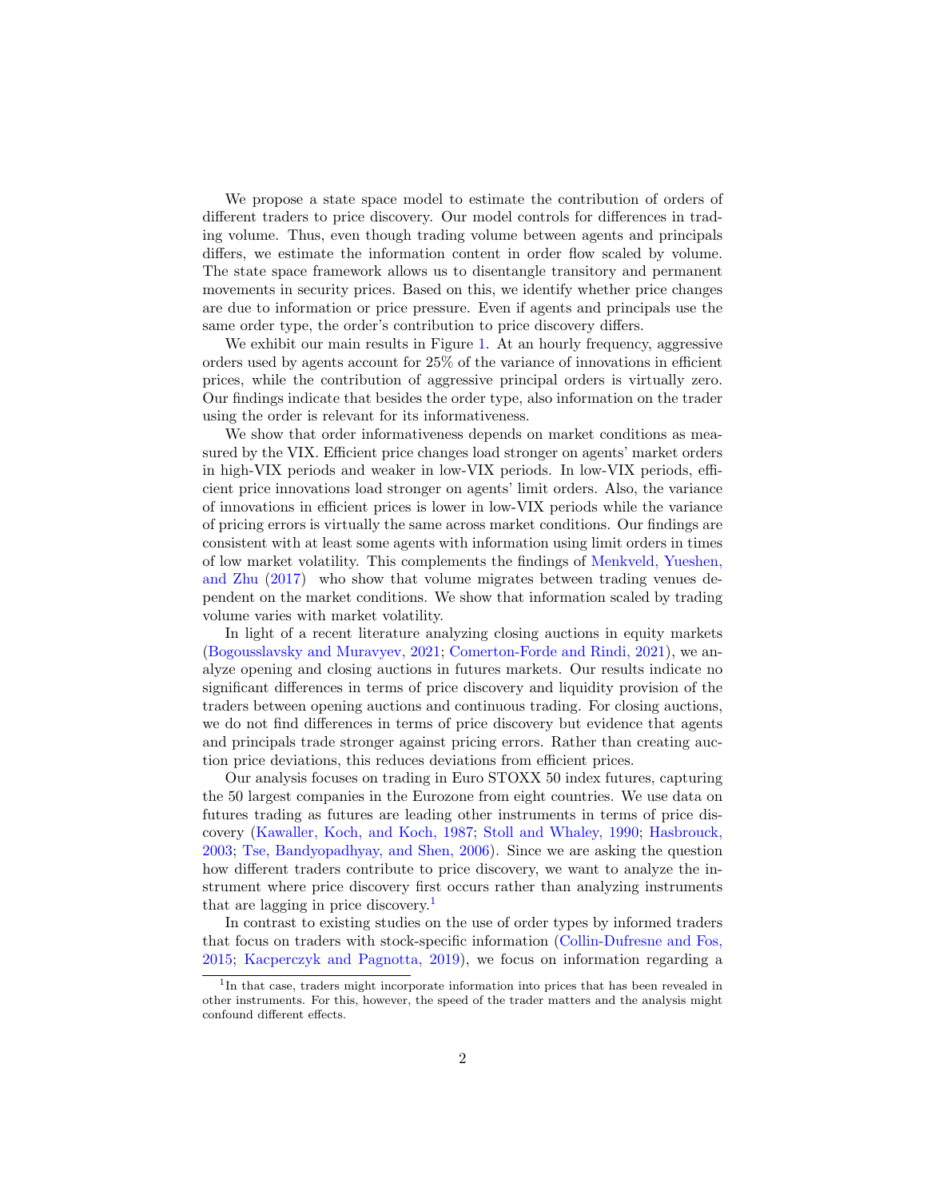We propose a state space model to estimate the contribution of orders of different traders to price discovery. Our model controls for differences in trading volume. Thus, even though trading volume between agents and principals differs, we estimate the information content in order flow scaled by volume. The state space framework allows us to disentangle transitory and permanent movements in security prices. Based on this, we identify whether price changes are due to information or price pressure. Even if agents and principals use the same order type, the order's contribution to price discovery differs.

We exhibit our main results in Figure 1. At an hourly frequency, aggressive orders used by agents account for 25% of the variance of innovations in efficient prices, while the contribution of aggressive principal orders is virtually zero. Our findings indicate that besides the order type, also information on the trader using the order is relevant for its informativeness.

We show that order informativeness depends on market conditions as measured by the VIX. Efficient price changes load stronger on agents' market orders in high-VIX periods and weaker in low-VIX periods. In low-VIX periods, efficient price innovations load stronger on agents' limit orders. Also, the variance of innovations in efficient prices is lower in low-VIX periods while the variance of pricing errors is virtually the same across market conditions. Our findings are consistent with at least some agents with information using limit orders in times of low market volatility. This complements the findings of Menkveld, Yueshen, and Zhu (2017) who show that volume migrates between trading venues dependent on the market conditions. We show that information scaled by trading volume varies with market volatility.

In light of a recent literature analyzing closing auctions in equity markets (Bogousslavsky and Muravyev, 2021; Comerton-Forde and Rindi, 2021), we analyze opening and closing auctions in futures markets. Our results indicate no significant differences in terms of price discovery and liquidity provision of the traders between opening auctions and continuous trading. For closing auctions, we do not find differences in terms of price discovery but evidence that agents and principals trade stronger against pricing errors. Rather than creating auction price deviations, this reduces deviations from efficient prices.

Our analysis focuses on trading in Euro STOXX 50 index futures, capturing the 50 largest companies in the Eurozone from eight countries. We use data on futures trading as futures are leading other instruments in terms of price discovery (Kawaller, Koch, and Koch, 1987; Stoll and Whaley, 1990; Hasbrouck, 2003; Tse, Bandyopadhyay, and Shen, 2006). Since we are asking the question how different traders contribute to price discovery, we want to analyze the instrument where price discovery first occurs rather than analyzing instruments that are lagging in price discovery.[1]

In contrast to existing studies on the use of order types by informed traders that focus on traders with stock-specific information (Collin-Dufresne and Fos, 2015; Kacperczyk and Pagnotta, 2019), we focus on information regarding a

[1] In that case, traders might incorporate information into prices that has been revealed in other instruments. For this, however, the speed of the trader matters and the analysis might confound different effects.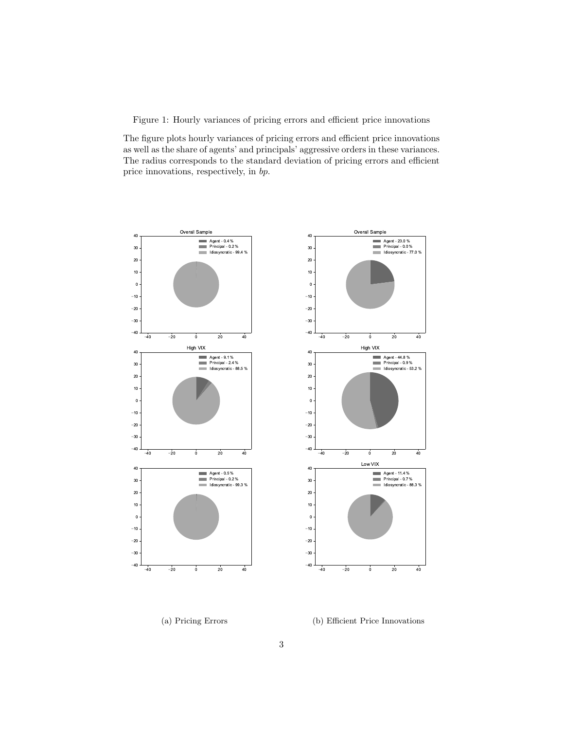Figure 1: Hourly variances of pricing errors and efficient price innovations

The figure plots hourly variances of pricing errors and efficient price innovations as well as the share of agents' and principals' aggressive orders in these variances. The radius corresponds to the standard deviation of pricing errors and efficient price innovations, respectively, in *bp*.

(a) Pricing Errors

(b) Efficient Price Innovations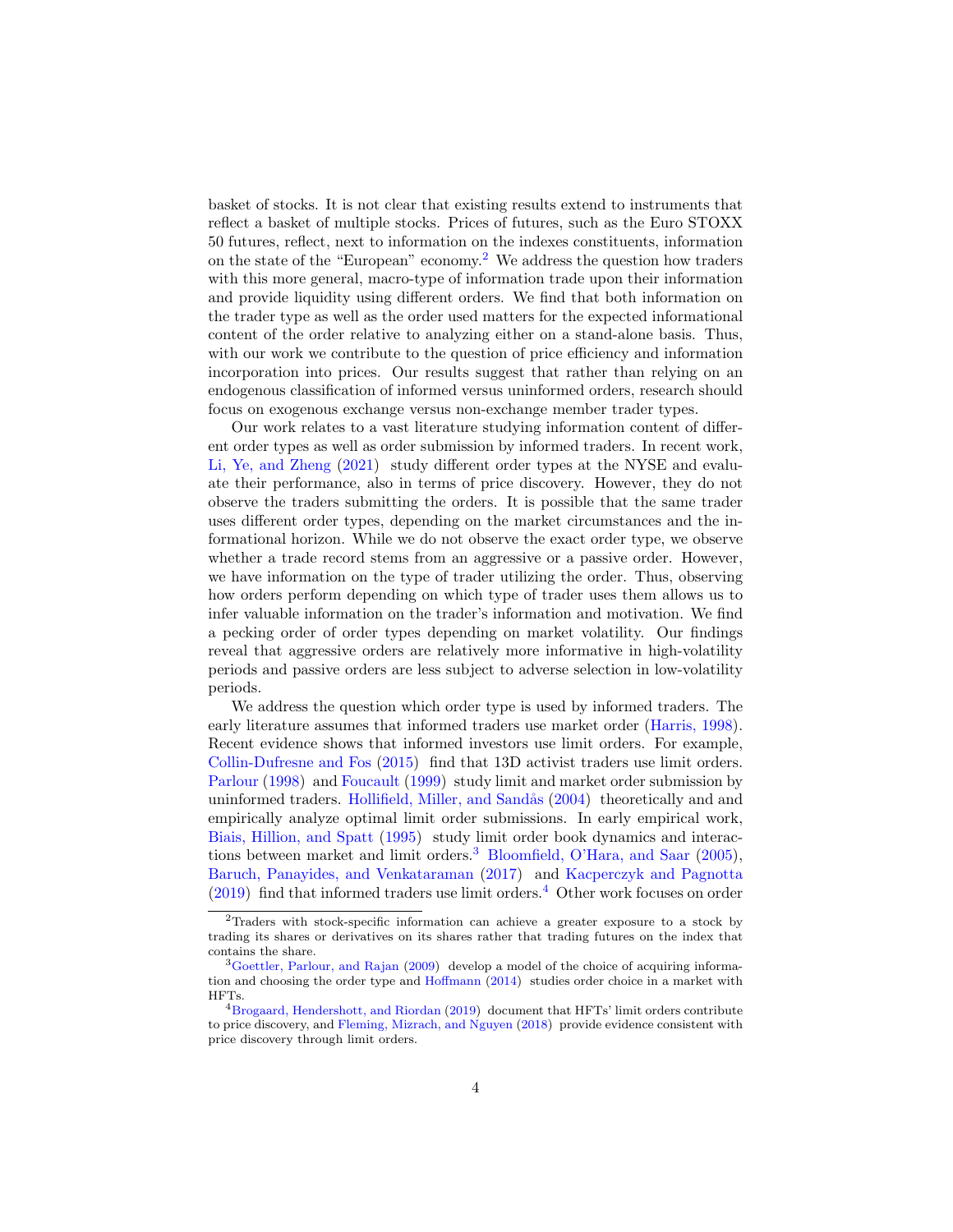basket of stocks. It is not clear that existing results extend to instruments that reflect a basket of multiple stocks. Prices of futures, such as the Euro STOXX 50 futures, reflect, next to information on the indexes constituents, information on the state of the "European" economy.[2] We address the question how traders with this more general, macro-type of information trade upon their information and provide liquidity using different orders. We find that both information on the trader type as well as the order used matters for the expected informational content of the order relative to analyzing either on a stand-alone basis. Thus, with our work we contribute to the question of price efficiency and information incorporation into prices. Our results suggest that rather than relying on an endogenous classification of informed versus uninformed orders, research should focus on exogenous exchange versus non-exchange member trader types.

Our work relates to a vast literature studying information content of different order types as well as order submission by informed traders. In recent work, Li, Ye, and Zheng (2021) study different order types at the NYSE and evaluate their performance, also in terms of price discovery. However, they do not observe the traders submitting the orders. It is possible that the same trader uses different order types, depending on the market circumstances and the informational horizon. While we do not observe the exact order type, we observe whether a trade record stems from an aggressive or a passive order. However, we have information on the type of trader utilizing the order. Thus, observing how orders perform depending on which type of trader uses them allows us to infer valuable information on the trader's information and motivation. We find a pecking order of order types depending on market volatility. Our findings reveal that aggressive orders are relatively more informative in high-volatility periods and passive orders are less subject to adverse selection in low-volatility periods.

We address the question which order type is used by informed traders. The early literature assumes that informed traders use market order (Harris, 1998). Recent evidence shows that informed investors use limit orders. For example, Collin-Dufresne and Fos (2015) find that 13D activist traders use limit orders. Parlour (1998) and Foucault (1999) study limit and market order submission by uninformed traders. Hollifield, Miller, and Sandås (2004) theoretically and and empirically analyze optimal limit order submissions. In early empirical work, Biais, Hillion, and Spatt (1995) study limit order book dynamics and interactions between market and limit orders.[3] Bloomfield, O'Hara, and Saar (2005), Baruch, Panayides, and Venkataraman (2017) and Kacperczyk and Pagnotta (2019) find that informed traders use limit orders.[4] Other work focuses on order

[2] Traders with stock-specific information can achieve a greater exposure to a stock by trading its shares or derivatives on its shares rather that trading futures on the index that contains the share.

[3] Goettler, Parlour, and Rajan (2009) develop a model of the choice of acquiring information and choosing the order type and Hoffmann (2014) studies order choice in a market with HFTs.

[4] Brogaard, Hendershott, and Riordan (2019) document that HFTs' limit orders contribute to price discovery, and Fleming, Mizrach, and Nguyen (2018) provide evidence consistent with price discovery through limit orders.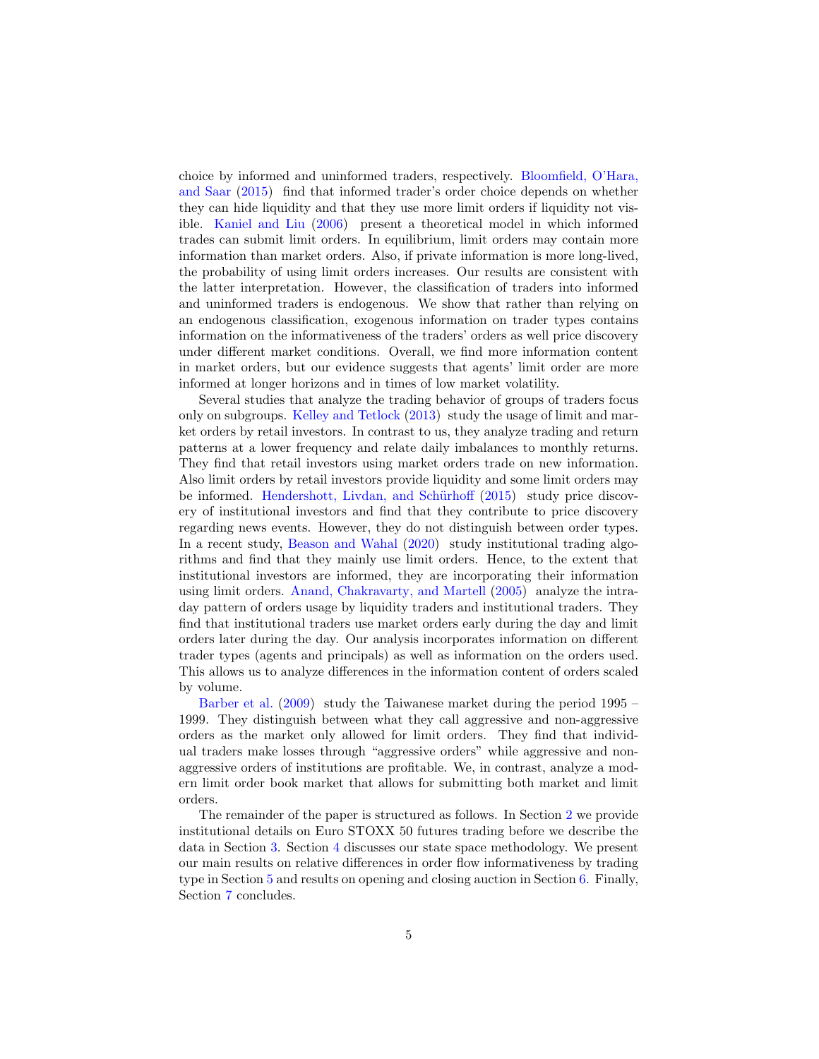choice by informed and uninformed traders, respectively. Bloomfield, O'Hara, and Saar (2015) find that informed trader's order choice depends on whether they can hide liquidity and that they use more limit orders if liquidity not visible. Kaniel and Liu (2006) present a theoretical model in which informed trades can submit limit orders. In equilibrium, limit orders may contain more information than market orders. Also, if private information is more long-lived, the probability of using limit orders increases. Our results are consistent with the latter interpretation. However, the classification of traders into informed and uninformed traders is endogenous. We show that rather than relying on an endogenous classification, exogenous information on trader types contains information on the informativeness of the traders' orders as well price discovery under different market conditions. Overall, we find more information content in market orders, but our evidence suggests that agents' limit order are more informed at longer horizons and in times of low market volatility.

Several studies that analyze the trading behavior of groups of traders focus only on subgroups. Kelley and Tetlock (2013) study the usage of limit and market orders by retail investors. In contrast to us, they analyze trading and return patterns at a lower frequency and relate daily imbalances to monthly returns. They find that retail investors using market orders trade on new information. Also limit orders by retail investors provide liquidity and some limit orders may be informed. Hendershott, Livdan, and Schürhoff (2015) study price discovery of institutional investors and find that they contribute to price discovery regarding news events. However, they do not distinguish between order types. In a recent study, Beason and Wahal (2020) study institutional trading algorithms and find that they mainly use limit orders. Hence, to the extent that institutional investors are informed, they are incorporating their information using limit orders. Anand, Chakravarty, and Martell (2005) analyze the intraday pattern of orders usage by liquidity traders and institutional traders. They find that institutional traders use market orders early during the day and limit orders later during the day. Our analysis incorporates information on different trader types (agents and principals) as well as information on the orders used. This allows us to analyze differences in the information content of orders scaled by volume.

Barber et al. (2009) study the Taiwanese market during the period 1995 – 1999. They distinguish between what they call aggressive and non-aggressive orders as the market only allowed for limit orders. They find that individual traders make losses through "aggressive orders" while aggressive and non-aggressive orders of institutions are profitable. We, in contrast, analyze a modern limit order book market that allows for submitting both market and limit orders.

The remainder of the paper is structured as follows. In Section 2 we provide institutional details on Euro STOXX 50 futures trading before we describe the data in Section 3. Section 4 discusses our state space methodology. We present our main results on relative differences in order flow informativeness by trading type in Section 5 and results on opening and closing auction in Section 6. Finally, Section 7 concludes.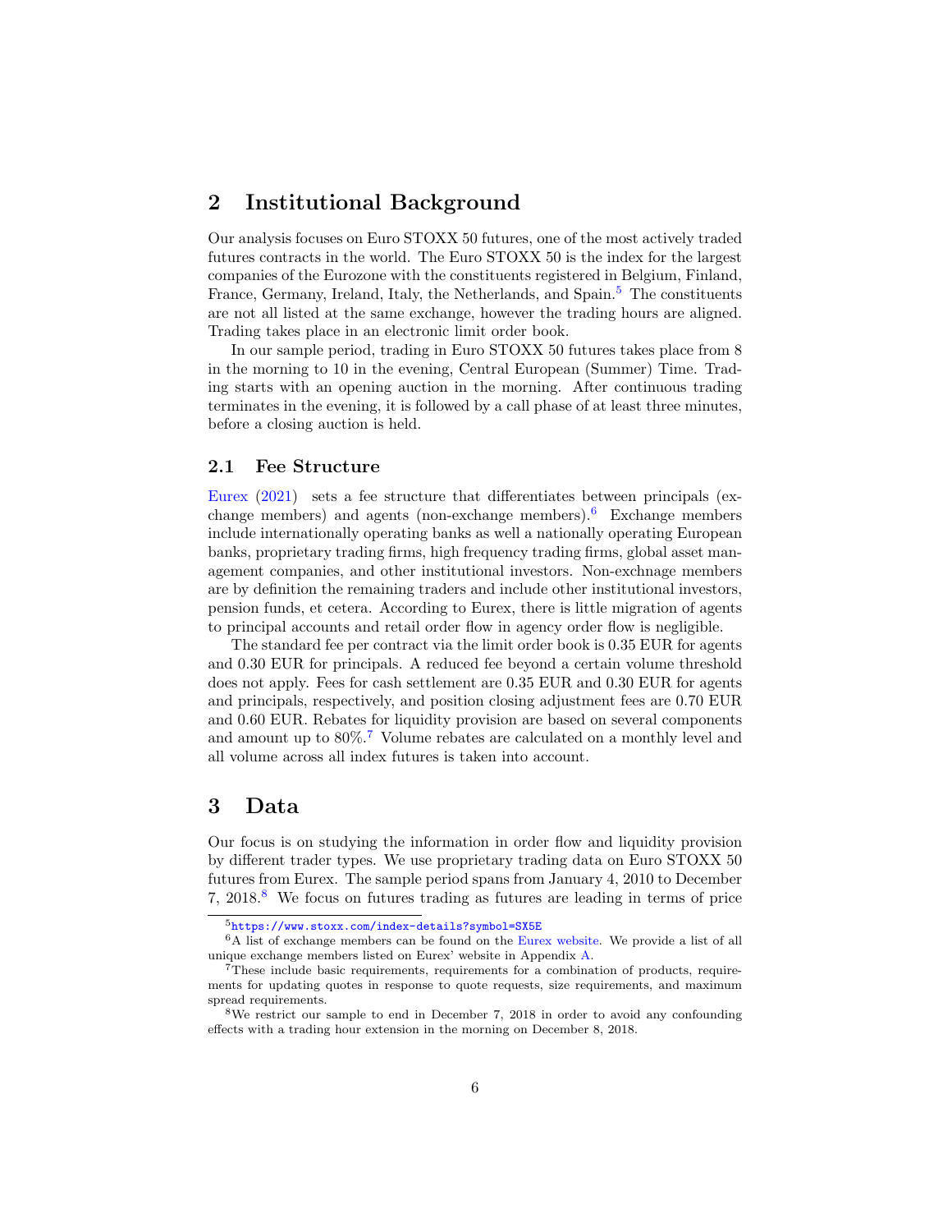## 2 Institutional Background

Our analysis focuses on Euro STOXX 50 futures, one of the most actively traded futures contracts in the world. The Euro STOXX 50 is the index for the largest companies of the Eurozone with the constituents registered in Belgium, Finland, France, Germany, Ireland, Italy, the Netherlands, and Spain.[5] The constituents are not all listed at the same exchange, however the trading hours are aligned. Trading takes place in an electronic limit order book.

In our sample period, trading in Euro STOXX 50 futures takes place from 8 in the morning to 10 in the evening, Central European (Summer) Time. Trading starts with an opening auction in the morning. After continuous trading terminates in the evening, it is followed by a call phase of at least three minutes, before a closing auction is held.

### 2.1 Fee Structure

Eurex (2021) sets a fee structure that differentiates between principals (exchange members) and agents (non-exchange members).[6] Exchange members include internationally operating banks as well a nationally operating European banks, proprietary trading firms, high frequency trading firms, global asset management companies, and other institutional investors. Non-exchnage members are by definition the remaining traders and include other institutional investors, pension funds, et cetera. According to Eurex, there is little migration of agents to principal accounts and retail order flow in agency order flow is negligible.

The standard fee per contract via the limit order book is 0.35 EUR for agents and 0.30 EUR for principals. A reduced fee beyond a certain volume threshold does not apply. Fees for cash settlement are 0.35 EUR and 0.30 EUR for agents and principals, respectively, and position closing adjustment fees are 0.70 EUR and 0.60 EUR. Rebates for liquidity provision are based on several components and amount up to 80%.[7] Volume rebates are calculated on a monthly level and all volume across all index futures is taken into account.

## 3 Data

Our focus is on studying the information in order flow and liquidity provision by different trader types. We use proprietary trading data on Euro STOXX 50 futures from Eurex. The sample period spans from January 4, 2010 to December 7, 2018.[8] We focus on futures trading as futures are leading in terms of price

---

[5] https://www.stoxx.com/index-details?symbol=SX5E

[6] A list of exchange members can be found on the Eurex website. We provide a list of all unique exchange members listed on Eurex' website in Appendix A.

[7] These include basic requirements, requirements for a combination of products, requirements for updating quotes in response to quote requests, size requirements, and maximum spread requirements.

[8] We restrict our sample to end in December 7, 2018 in order to avoid any confounding effects with a trading hour extension in the morning on December 8, 2018.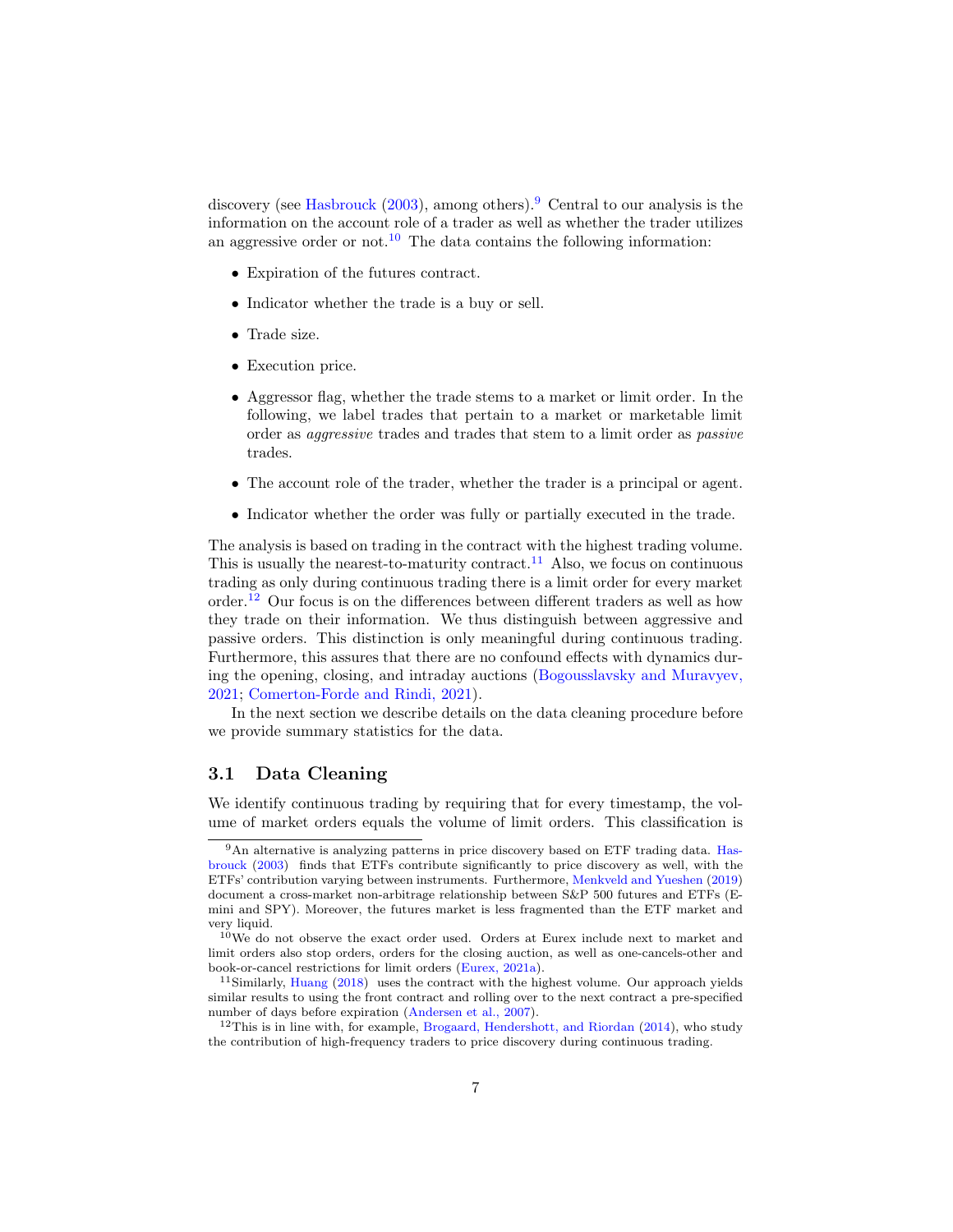discovery (see Hasbrouck (2003), among others).[9] Central to our analysis is the information on the account role of a trader as well as whether the trader utilizes an aggressive order or not.[10] The data contains the following information:

- Expiration of the futures contract.
- Indicator whether the trade is a buy or sell.
- Trade size.
- Execution price.
- Aggressor flag, whether the trade stems to a market or limit order. In the following, we label trades that pertain to a market or marketable limit order as *aggressive* trades and trades that stem to a limit order as *passive* trades.
- The account role of the trader, whether the trader is a principal or agent.
- Indicator whether the order was fully or partially executed in the trade.

The analysis is based on trading in the contract with the highest trading volume. This is usually the nearest-to-maturity contract.[11] Also, we focus on continuous trading as only during continuous trading there is a limit order for every market order.[12] Our focus is on the differences between different traders as well as how they trade on their information. We thus distinguish between aggressive and passive orders. This distinction is only meaningful during continuous trading. Furthermore, this assures that there are no confound effects with dynamics during the opening, closing, and intraday auctions (Bogousslavsky and Muravyev, 2021; Comerton-Forde and Rindi, 2021).

In the next section we describe details on the data cleaning procedure before we provide summary statistics for the data.

## 3.1 Data Cleaning

We identify continuous trading by requiring that for every timestamp, the volume of market orders equals the volume of limit orders. This classification is

---

[9] An alternative is analyzing patterns in price discovery based on ETF trading data. Hasbrouck (2003) finds that ETFs contribute significantly to price discovery as well, with the ETFs' contribution varying between instruments. Furthermore, Menkveld and Yueshen (2019) document a cross-market non-arbitrage relationship between S&P 500 futures and ETFs (E-mini and SPY). Moreover, the futures market is less fragmented than the ETF market and very liquid.

[10] We do not observe the exact order used. Orders at Eurex include next to market and limit orders also stop orders, orders for the closing auction, as well as one-cancels-other and book-or-cancel restrictions for limit orders (Eurex, 2021a).

[11] Similarly, Huang (2018) uses the contract with the highest volume. Our approach yields similar results to using the front contract and rolling over to the next contract a pre-specified number of days before expiration (Andersen et al., 2007).

[12] This is in line with, for example, Brogaard, Hendershott, and Riordan (2014), who study the contribution of high-frequency traders to price discovery during continuous trading.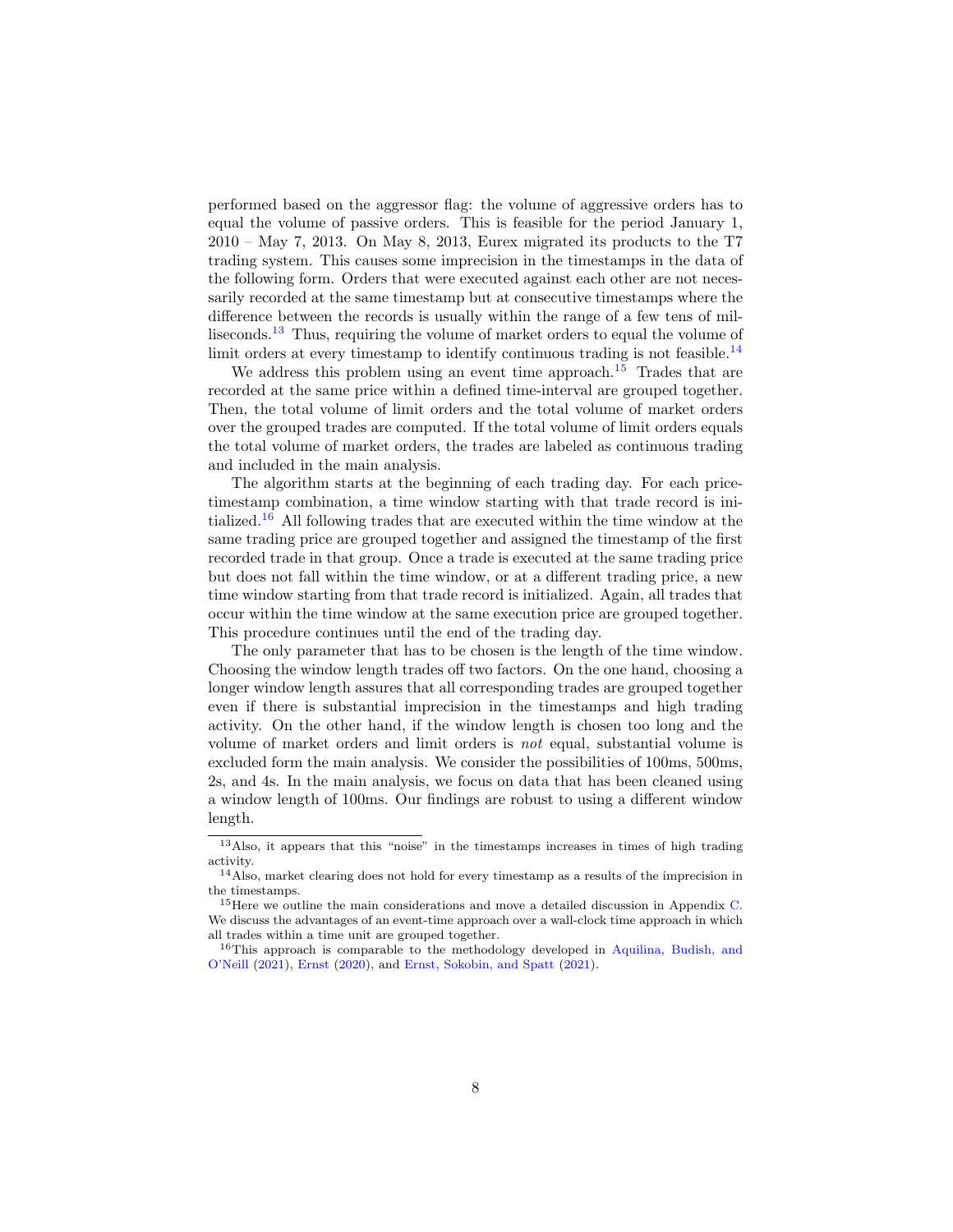performed based on the aggressor flag: the volume of aggressive orders has to equal the volume of passive orders. This is feasible for the period January 1, 2010 – May 7, 2013. On May 8, 2013, Eurex migrated its products to the T7 trading system. This causes some imprecision in the timestamps in the data of the following form. Orders that were executed against each other are not necessarily recorded at the same timestamp but at consecutive timestamps where the difference between the records is usually within the range of a few tens of milliseconds.[13] Thus, requiring the volume of market orders to equal the volume of limit orders at every timestamp to identify continuous trading is not feasible.[14]

We address this problem using an event time approach.[15] Trades that are recorded at the same price within a defined time-interval are grouped together. Then, the total volume of limit orders and the total volume of market orders over the grouped trades are computed. If the total volume of limit orders equals the total volume of market orders, the trades are labeled as continuous trading and included in the main analysis.

The algorithm starts at the beginning of each trading day. For each price-timestamp combination, a time window starting with that trade record is initialized.[16] All following trades that are executed within the time window at the same trading price are grouped together and assigned the timestamp of the first recorded trade in that group. Once a trade is executed at the same trading price but does not fall within the time window, or at a different trading price, a new time window starting from that trade record is initialized. Again, all trades that occur within the time window at the same execution price are grouped together. This procedure continues until the end of the trading day.

The only parameter that has to be chosen is the length of the time window. Choosing the window length trades off two factors. On the one hand, choosing a longer window length assures that all corresponding trades are grouped together even if there is substantial imprecision in the timestamps and high trading activity. On the other hand, if the window length is chosen too long and the volume of market orders and limit orders is *not* equal, substantial volume is excluded form the main analysis. We consider the possibilities of 100ms, 500ms, 2s, and 4s. In the main analysis, we focus on data that has been cleaned using a window length of 100ms. Our findings are robust to using a different window length.

---

[13] Also, it appears that this "noise" in the timestamps increases in times of high trading activity.

[14] Also, market clearing does not hold for every timestamp as a results of the imprecision in the timestamps.

[15] Here we outline the main considerations and move a detailed discussion in Appendix C. We discuss the advantages of an event-time approach over a wall-clock time approach in which all trades within a time unit are grouped together.

[16] This approach is comparable to the methodology developed in Aquilina, Budish, and O'Neill (2021), Ernst (2020), and Ernst, Sokobin, and Spatt (2021).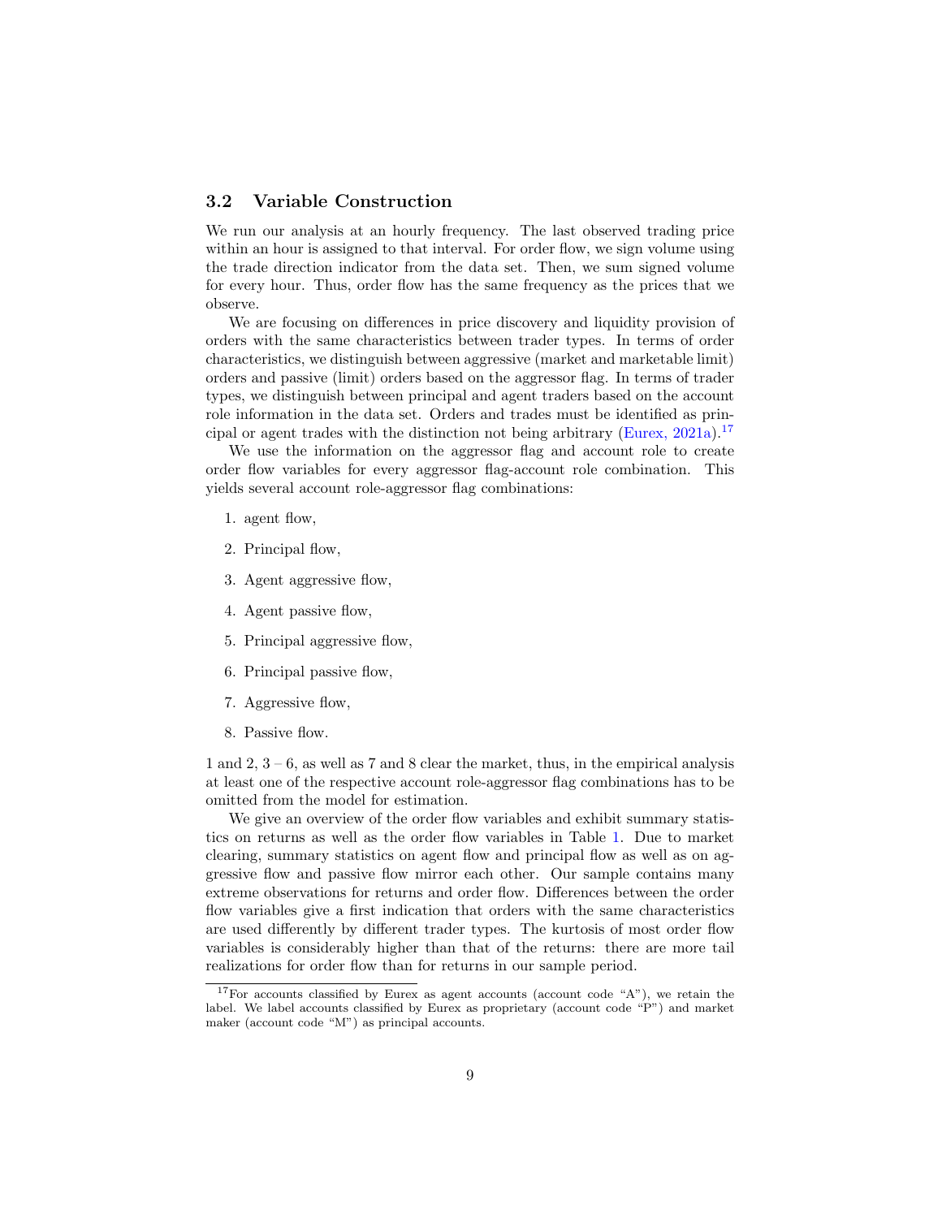### 3.2 Variable Construction

We run our analysis at an hourly frequency. The last observed trading price within an hour is assigned to that interval. For order flow, we sign volume using the trade direction indicator from the data set. Then, we sum signed volume for every hour. Thus, order flow has the same frequency as the prices that we observe.

We are focusing on differences in price discovery and liquidity provision of orders with the same characteristics between trader types. In terms of order characteristics, we distinguish between aggressive (market and marketable limit) orders and passive (limit) orders based on the aggressor flag. In terms of trader types, we distinguish between principal and agent traders based on the account role information in the data set. Orders and trades must be identified as principal or agent trades with the distinction not being arbitrary (Eurex, 2021a).[17]

We use the information on the aggressor flag and account role to create order flow variables for every aggressor flag-account role combination. This yields several account role-aggressor flag combinations:

1. agent flow,
2. Principal flow,
3. Agent aggressive flow,
4. Agent passive flow,
5. Principal aggressive flow,
6. Principal passive flow,
7. Aggressive flow,
8. Passive flow.

1 and 2, 3 – 6, as well as 7 and 8 clear the market, thus, in the empirical analysis at least one of the respective account role-aggressor flag combinations has to be omitted from the model for estimation.

We give an overview of the order flow variables and exhibit summary statistics on returns as well as the order flow variables in Table 1. Due to market clearing, summary statistics on agent flow and principal flow as well as on aggressive flow and passive flow mirror each other. Our sample contains many extreme observations for returns and order flow. Differences between the order flow variables give a first indication that orders with the same characteristics are used differently by different trader types. The kurtosis of most order flow variables is considerably higher than that of the returns: there are more tail realizations for order flow than for returns in our sample period.

[17] For accounts classified by Eurex as agent accounts (account code "A"), we retain the label. We label accounts classified by Eurex as proprietary (account code "P") and market maker (account code "M") as principal accounts.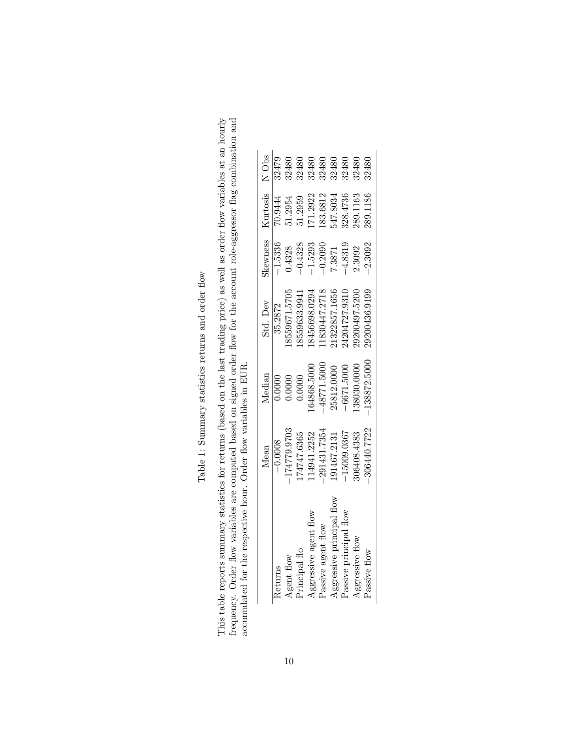Table 1: Summary statistics returns and order flow

This table reports summary statistics for returns (based on the last trading price) as well as order flow variables at an hourly frequency. Order flow variables are computed based on signed order flow for the account role-aggressor flag combination and accumulated for the respective hour. Order flow variables in EUR.

| | Mean | Median | Std. Dev | Skewness | Kurtosis | N Obs |
|---|---|---|---|---|---|---|
| Returns | −0.0008 | 0.0000 | 35.2872 | −1.5336 | 70.9444 | 32479 |
| Agent flow | −174779.9703 | 0.0000 | 18559671.5705 | 0.4328 | 51.2954 | 32480 |
| Principal flo | 174747.6365 | 0.0000 | 18559633.9941 | −0.4328 | 51.2959 | 32480 |
| Aggressive agent flow | 114941.2252 | 164868.5000 | 18456698.0294 | −1.5293 | 171.2922 | 32480 |
| Passive agent flow | −291431.7354 | −48771.5000 | 11830447.2718 | −0.2090 | 183.6812 | 32480 |
| Aggressive principal flow | 191467.2131 | 25812.0000 | 21322857.1656 | 7.3871 | 547.8034 | 32480 |
| Passive principal flow | −15009.0367 | −6671.5000 | 24204727.9310 | −4.8319 | 328.4736 | 32480 |
| Aggressive flow | 306408.4383 | 138030.0000 | 29200497.5200 | 2.3092 | 289.1163 | 32480 |
| Passive flow | −306440.7722 | −138872.5000 | 29200436.9199 | −2.3092 | 289.1186 | 32480 |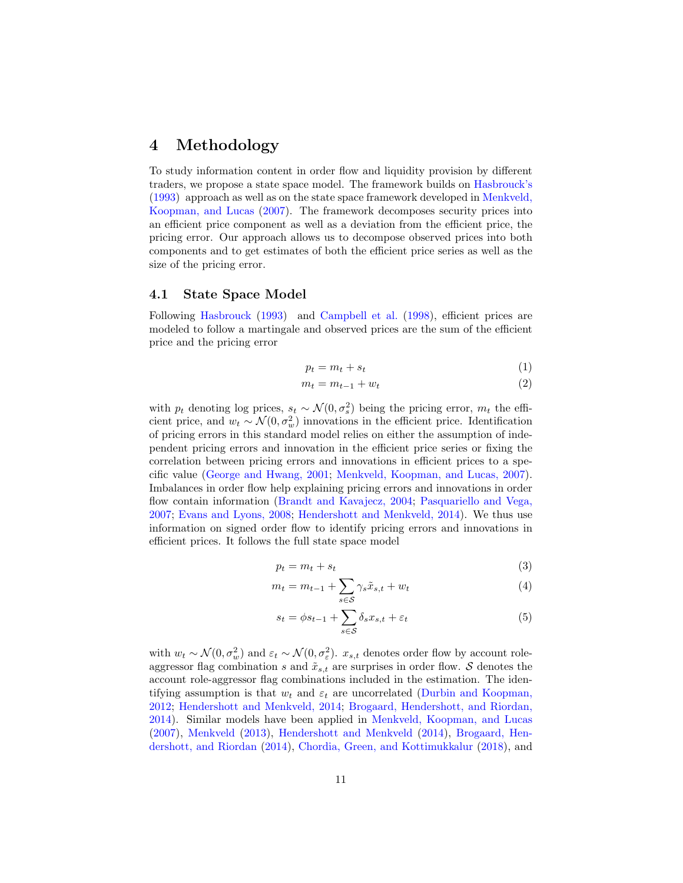# 4 Methodology

To study information content in order flow and liquidity provision by different traders, we propose a state space model. The framework builds on Hasbrouck's (1993) approach as well as on the state space framework developed in Menkveld, Koopman, and Lucas (2007). The framework decomposes security prices into an efficient price component as well as a deviation from the efficient price, the pricing error. Our approach allows us to decompose observed prices into both components and to get estimates of both the efficient price series as well as the size of the pricing error.

## 4.1 State Space Model

Following Hasbrouck (1993) and Campbell et al. (1998), efficient prices are modeled to follow a martingale and observed prices are the sum of the efficient price and the pricing error

$$p_t = m_t + s_t \tag{1}$$

$$m_t = m_{t-1} + w_t \tag{2}$$

with $p_t$ denoting log prices, $s_t \sim \mathcal{N}(0, \sigma_s^2)$ being the pricing error, $m_t$ the efficient price, and $w_t \sim \mathcal{N}(0, \sigma_w^2)$ innovations in the efficient price. Identification of pricing errors in this standard model relies on either the assumption of independent pricing errors and innovation in the efficient price series or fixing the correlation between pricing errors and innovations in efficient prices to a specific value (George and Hwang, 2001; Menkveld, Koopman, and Lucas, 2007). Imbalances in order flow help explaining pricing errors and innovations in order flow contain information (Brandt and Kavajecz, 2004; Pasquariello and Vega, 2007; Evans and Lyons, 2008; Hendershott and Menkveld, 2014). We thus use information on signed order flow to identify pricing errors and innovations in efficient prices. It follows the full state space model

$$p_t = m_t + s_t \tag{3}$$

$$m_t = m_{t-1} + \sum_{s \in \mathcal{S}} \gamma_s \tilde{x}_{s,t} + w_t \tag{4}$$

$$s_t = \phi s_{t-1} + \sum_{s \in \mathcal{S}} \delta_s x_{s,t} + \varepsilon_t \tag{5}$$

with $w_t \sim \mathcal{N}(0, \sigma_w^2)$ and $\varepsilon_t \sim \mathcal{N}(0, \sigma_\varepsilon^2)$. $x_{s,t}$ denotes order flow by account role-aggressor flag combination $s$ and $\tilde{x}_{s,t}$ are surprises in order flow. $\mathcal{S}$ denotes the account role-aggressor flag combinations included in the estimation. The identifying assumption is that $w_t$ and $\varepsilon_t$ are uncorrelated (Durbin and Koopman, 2012; Hendershott and Menkveld, 2014; Brogaard, Hendershott, and Riordan, 2014). Similar models have been applied in Menkveld, Koopman, and Lucas (2007), Menkveld (2013), Hendershott and Menkveld (2014), Brogaard, Hendershott, and Riordan (2014), Chordia, Green, and Kottimukkalur (2018), and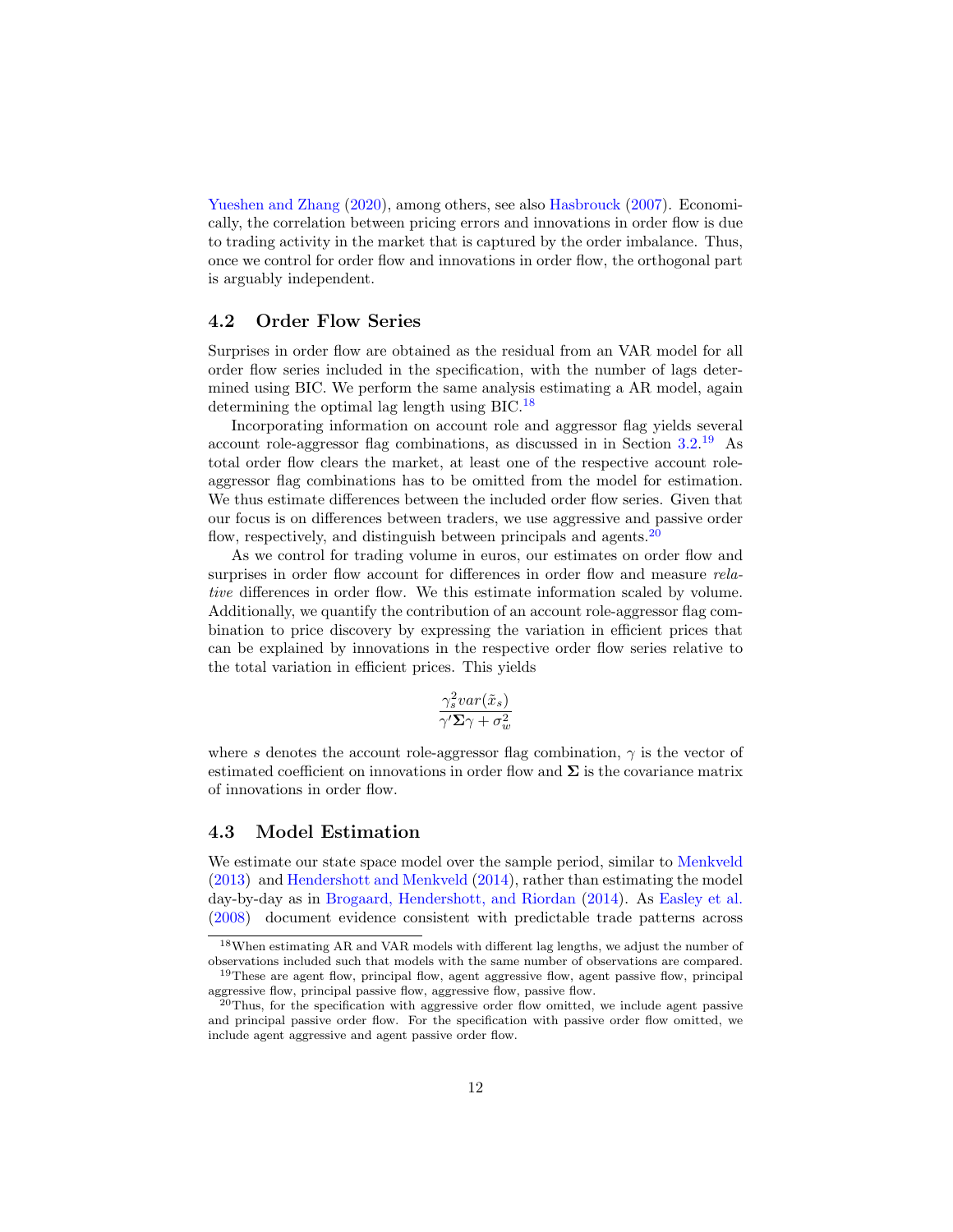Yueshen and Zhang (2020), among others, see also Hasbrouck (2007). Economically, the correlation between pricing errors and innovations in order flow is due to trading activity in the market that is captured by the order imbalance. Thus, once we control for order flow and innovations in order flow, the orthogonal part is arguably independent.

## 4.2 Order Flow Series

Surprises in order flow are obtained as the residual from an VAR model for all order flow series included in the specification, with the number of lags determined using BIC. We perform the same analysis estimating a AR model, again determining the optimal lag length using BIC.[18]

Incorporating information on account role and aggressor flag yields several account role-aggressor flag combinations, as discussed in in Section 3.2.[19] As total order flow clears the market, at least one of the respective account role-aggressor flag combinations has to be omitted from the model for estimation. We thus estimate differences between the included order flow series. Given that our focus is on differences between traders, we use aggressive and passive order flow, respectively, and distinguish between principals and agents.[20]

As we control for trading volume in euros, our estimates on order flow and surprises in order flow account for differences in order flow and measure *relative* differences in order flow. We this estimate information scaled by volume. Additionally, we quantify the contribution of an account role-aggressor flag combination to price discovery by expressing the variation in efficient prices that can be explained by innovations in the respective order flow series relative to the total variation in efficient prices. This yields

$$\frac{\gamma_s^2 var(\tilde{x}_s)}{\gamma' \mathbf{\Sigma} \gamma + \sigma_w^2}$$

where $s$ denotes the account role-aggressor flag combination, $\gamma$ is the vector of estimated coefficient on innovations in order flow and $\mathbf{\Sigma}$ is the covariance matrix of innovations in order flow.

## 4.3 Model Estimation

We estimate our state space model over the sample period, similar to Menkveld (2013) and Hendershott and Menkveld (2014), rather than estimating the model day-by-day as in Brogaard, Hendershott, and Riordan (2014). As Easley et al. (2008) document evidence consistent with predictable trade patterns across

[18] When estimating AR and VAR models with different lag lengths, we adjust the number of observations included such that models with the same number of observations are compared.

[19] These are agent flow, principal flow, agent aggressive flow, agent passive flow, principal aggressive flow, principal passive flow, aggressive flow, passive flow.

[20] Thus, for the specification with aggressive order flow omitted, we include agent passive and principal passive order flow. For the specification with passive order flow omitted, we include agent aggressive and agent passive order flow.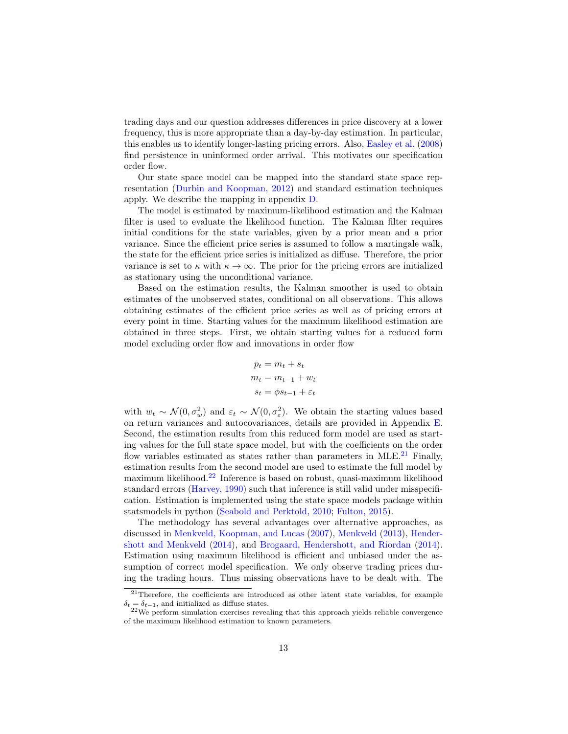trading days and our question addresses differences in price discovery at a lower frequency, this is more appropriate than a day-by-day estimation. In particular, this enables us to identify longer-lasting pricing errors. Also, Easley et al. (2008) find persistence in uninformed order arrival. This motivates our specification order flow.

Our state space model can be mapped into the standard state space representation (Durbin and Koopman, 2012) and standard estimation techniques apply. We describe the mapping in appendix D.

The model is estimated by maximum-likelihood estimation and the Kalman filter is used to evaluate the likelihood function. The Kalman filter requires initial conditions for the state variables, given by a prior mean and a prior variance. Since the efficient price series is assumed to follow a martingale walk, the state for the efficient price series is initialized as diffuse. Therefore, the prior variance is set to $\kappa$ with $\kappa \to \infty$. The prior for the pricing errors are initialized as stationary using the unconditional variance.

Based on the estimation results, the Kalman smoother is used to obtain estimates of the unobserved states, conditional on all observations. This allows obtaining estimates of the efficient price series as well as of pricing errors at every point in time. Starting values for the maximum likelihood estimation are obtained in three steps. First, we obtain starting values for a reduced form model excluding order flow and innovations in order flow

$$
\begin{aligned}
p_t &= m_t + s_t \\
m_t &= m_{t-1} + w_t \\
s_t &= \phi s_{t-1} + \varepsilon_t
\end{aligned}
$$

with $w_t \sim \mathcal{N}(0, \sigma_w^2)$ and $\varepsilon_t \sim \mathcal{N}(0, \sigma_\varepsilon^2)$. We obtain the starting values based on return variances and autocovariances, details are provided in Appendix E. Second, the estimation results from this reduced form model are used as starting values for the full state space model, but with the coefficients on the order flow variables estimated as states rather than parameters in MLE.[21] Finally, estimation results from the second model are used to estimate the full model by maximum likelihood.[22] Inference is based on robust, quasi-maximum likelihood standard errors (Harvey, 1990) such that inference is still valid under misspecification. Estimation is implemented using the state space models package within statsmodels in python (Seabold and Perktold, 2010; Fulton, 2015).

The methodology has several advantages over alternative approaches, as discussed in Menkveld, Koopman, and Lucas (2007), Menkveld (2013), Hendershott and Menkveld (2014), and Brogaard, Hendershott, and Riordan (2014). Estimation using maximum likelihood is efficient and unbiased under the assumption of correct model specification. We only observe trading prices during the trading hours. Thus missing observations have to be dealt with. The

[21] Therefore, the coefficients are introduced as other latent state variables, for example $\delta_t = \delta_{t-1}$, and initialized as diffuse states.

[22] We perform simulation exercises revealing that this approach yields reliable convergence of the maximum likelihood estimation to known parameters.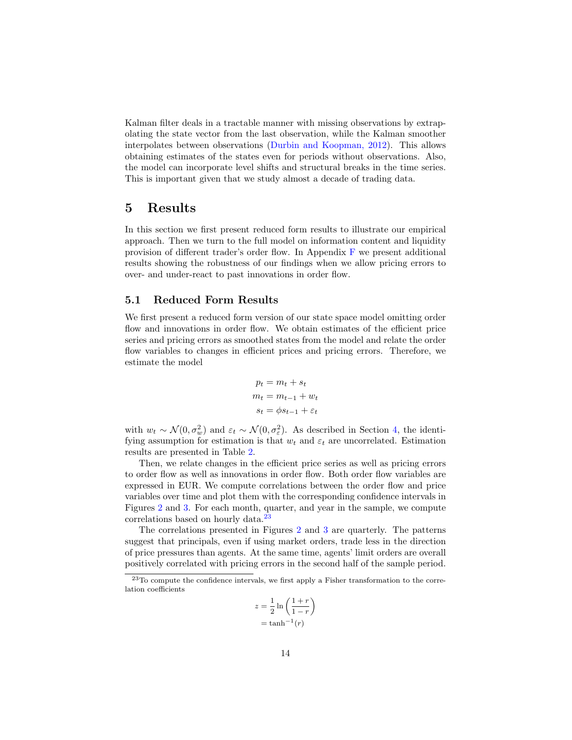Kalman filter deals in a tractable manner with missing observations by extrapolating the state vector from the last observation, while the Kalman smoother interpolates between observations (Durbin and Koopman, 2012). This allows obtaining estimates of the states even for periods without observations. Also, the model can incorporate level shifts and structural breaks in the time series. This is important given that we study almost a decade of trading data.

# 5 Results

In this section we first present reduced form results to illustrate our empirical approach. Then we turn to the full model on information content and liquidity provision of different trader's order flow. In Appendix F we present additional results showing the robustness of our findings when we allow pricing errors to over- and under-react to past innovations in order flow.

## 5.1 Reduced Form Results

We first present a reduced form version of our state space model omitting order flow and innovations in order flow. We obtain estimates of the efficient price series and pricing errors as smoothed states from the model and relate the order flow variables to changes in efficient prices and pricing errors. Therefore, we estimate the model

$$
\begin{aligned}
p_t &= m_t + s_t \\
m_t &= m_{t-1} + w_t \\
s_t &= \phi s_{t-1} + \varepsilon_t
\end{aligned}
$$

with $w_t \sim \mathcal{N}(0, \sigma_w^2)$ and $\varepsilon_t \sim \mathcal{N}(0, \sigma_\varepsilon^2)$. As described in Section 4, the identifying assumption for estimation is that $w_t$ and $\varepsilon_t$ are uncorrelated. Estimation results are presented in Table 2.

Then, we relate changes in the efficient price series as well as pricing errors to order flow as well as innovations in order flow. Both order flow variables are expressed in EUR. We compute correlations between the order flow and price variables over time and plot them with the corresponding confidence intervals in Figures 2 and 3. For each month, quarter, and year in the sample, we compute correlations based on hourly data.[23]

The correlations presented in Figures 2 and 3 are quarterly. The patterns suggest that principals, even if using market orders, trade less in the direction of price pressures than agents. At the same time, agents' limit orders are overall positively correlated with pricing errors in the second half of the sample period.

---

[23] To compute the confidence intervals, we first apply a Fisher transformation to the correlation coefficients

$$
\begin{aligned}
z &= \frac{1}{2} \ln \left( \frac{1+r}{1-r} \right) \\
&= \tanh^{-1}(r)
\end{aligned}
$$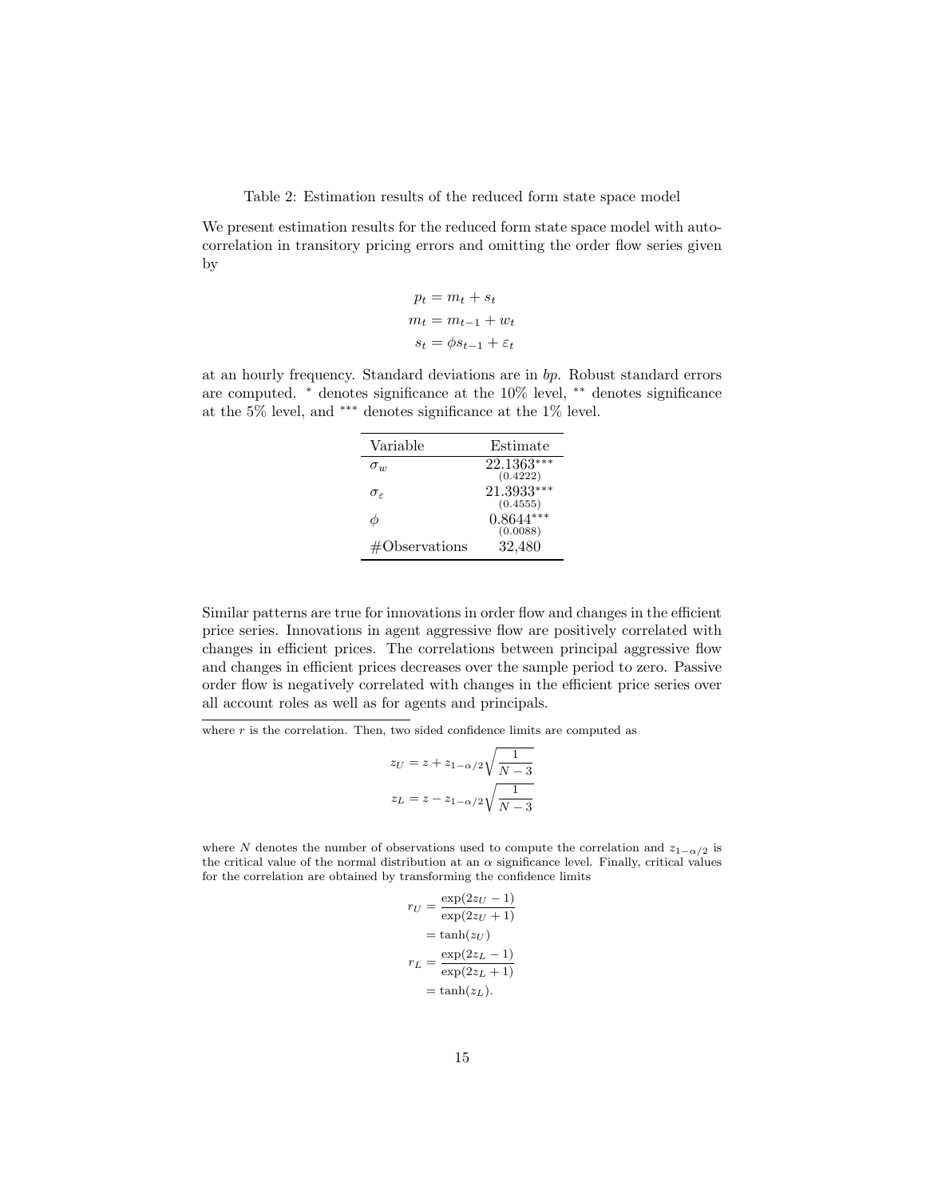Table 2: Estimation results of the reduced form state space model

We present estimation results for the reduced form state space model with autocorrelation in transitory pricing errors and omitting the order flow series given by

$$
\begin{aligned}
p_t &= m_t + s_t \\
m_t &= m_{t-1} + w_t \\
s_t &= \phi s_{t-1} + \varepsilon_t
\end{aligned}
$$

at an hourly frequency. Standard deviations are in *bp*. Robust standard errors are computed. $^{*}$ denotes significance at the 10% level, $^{**}$ denotes significance at the 5% level, and $^{***}$ denotes significance at the 1% level.

| Variable | Estimate |
|---|---|
| $\sigma_w$ | 22.1363$^{***}$ (0.4222) |
| $\sigma_\varepsilon$ | 21.3933$^{***}$ (0.4555) |
| $\phi$ | 0.8644$^{***}$ (0.0088) |
| #Observations | 32,480 |

Similar patterns are true for innovations in order flow and changes in the efficient price series. Innovations in agent aggressive flow are positively correlated with changes in efficient prices. The correlations between principal aggressive flow and changes in efficient prices decreases over the sample period to zero. Passive order flow is negatively correlated with changes in the efficient price series over all account roles as well as for agents and principals.

---

where $r$ is the correlation. Then, two sided confidence limits are computed as

$$
\begin{aligned}
z_U &= z + z_{1-\alpha/2}\sqrt{\frac{1}{N-3}} \\
z_L &= z - z_{1-\alpha/2}\sqrt{\frac{1}{N-3}}
\end{aligned}
$$

where $N$ denotes the number of observations used to compute the correlation and $z_{1-\alpha/2}$ is the critical value of the normal distribution at an $\alpha$ significance level. Finally, critical values for the correlation are obtained by transforming the confidence limits

$$
\begin{aligned}
r_U &= \frac{\exp(2z_U - 1)}{\exp(2z_U + 1)} \\
&= \tanh(z_U) \\
r_L &= \frac{\exp(2z_L - 1)}{\exp(2z_L + 1)} \\
&= \tanh(z_L).
\end{aligned}
$$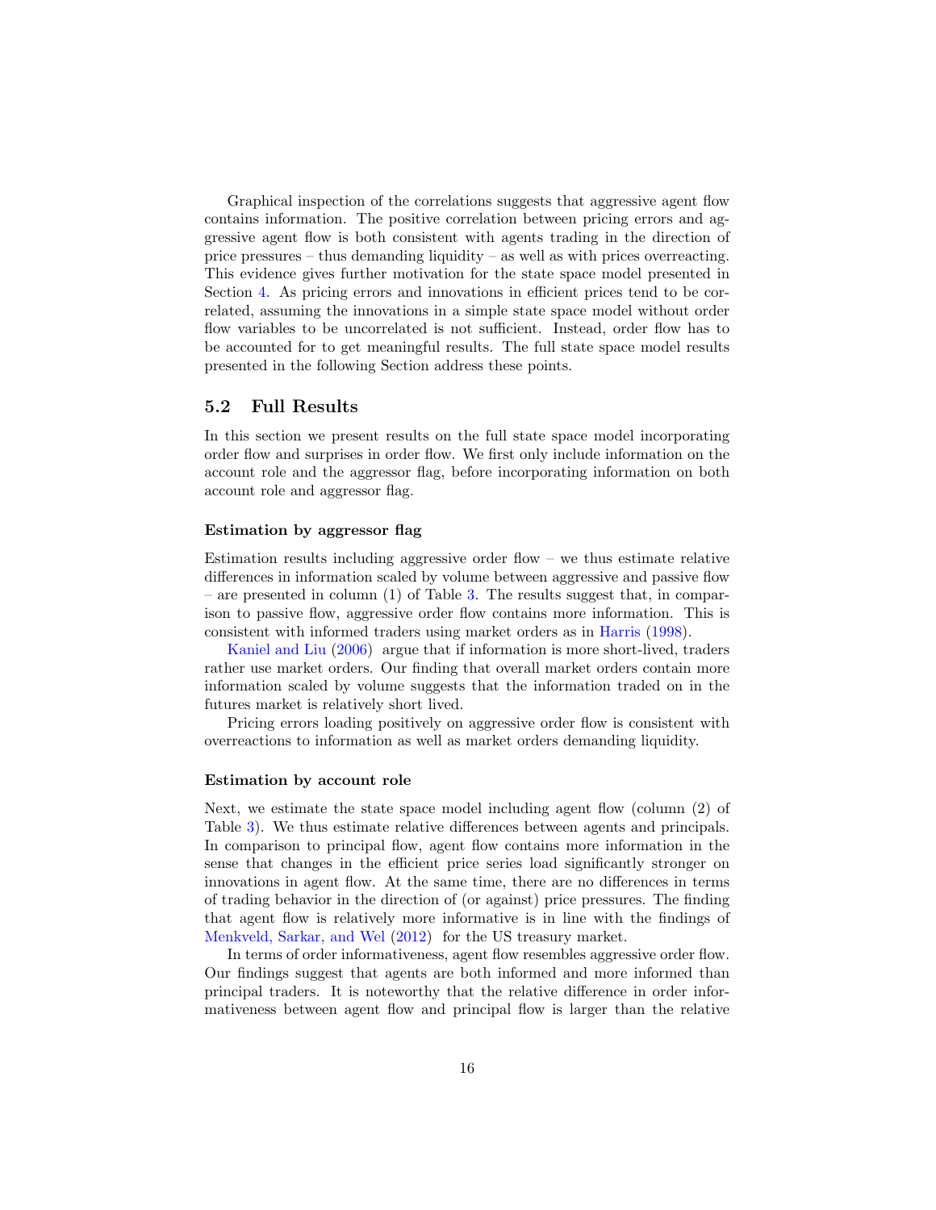Graphical inspection of the correlations suggests that aggressive agent flow contains information. The positive correlation between pricing errors and aggressive agent flow is both consistent with agents trading in the direction of price pressures – thus demanding liquidity – as well as with prices overreacting. This evidence gives further motivation for the state space model presented in Section 4. As pricing errors and innovations in efficient prices tend to be correlated, assuming the innovations in a simple state space model without order flow variables to be uncorrelated is not sufficient. Instead, order flow has to be accounted for to get meaningful results. The full state space model results presented in the following Section address these points.

### 5.2 Full Results

In this section we present results on the full state space model incorporating order flow and surprises in order flow. We first only include information on the account role and the aggressor flag, before incorporating information on both account role and aggressor flag.

#### Estimation by aggressor flag

Estimation results including aggressive order flow – we thus estimate relative differences in information scaled by volume between aggressive and passive flow – are presented in column (1) of Table 3. The results suggest that, in comparison to passive flow, aggressive order flow contains more information. This is consistent with informed traders using market orders as in Harris (1998).

Kaniel and Liu (2006) argue that if information is more short-lived, traders rather use market orders. Our finding that overall market orders contain more information scaled by volume suggests that the information traded on in the futures market is relatively short lived.

Pricing errors loading positively on aggressive order flow is consistent with overreactions to information as well as market orders demanding liquidity.

#### Estimation by account role

Next, we estimate the state space model including agent flow (column (2) of Table 3). We thus estimate relative differences between agents and principals. In comparison to principal flow, agent flow contains more information in the sense that changes in the efficient price series load significantly stronger on innovations in agent flow. At the same time, there are no differences in terms of trading behavior in the direction of (or against) price pressures. The finding that agent flow is relatively more informative is in line with the findings of Menkveld, Sarkar, and Wel (2012) for the US treasury market.

In terms of order informativeness, agent flow resembles aggressive order flow. Our findings suggest that agents are both informed and more informed than principal traders. It is noteworthy that the relative difference in order informativeness between agent flow and principal flow is larger than the relative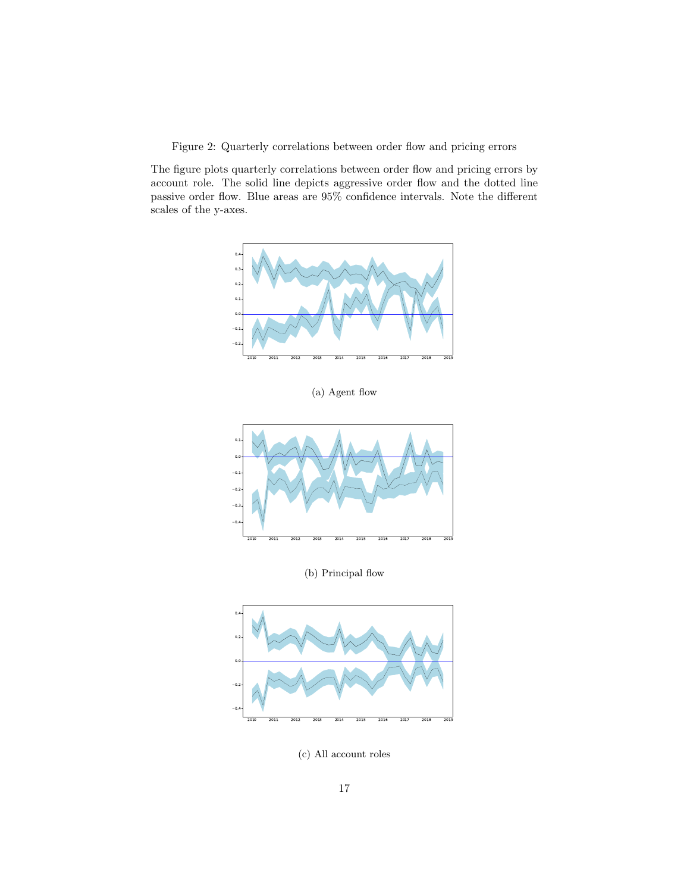Figure 2: Quarterly correlations between order flow and pricing errors

The figure plots quarterly correlations between order flow and pricing errors by account role. The solid line depicts aggressive order flow and the dotted line passive order flow. Blue areas are 95% confidence intervals. Note the different scales of the y-axes.

(a) Agent flow

(b) Principal flow

(c) All account roles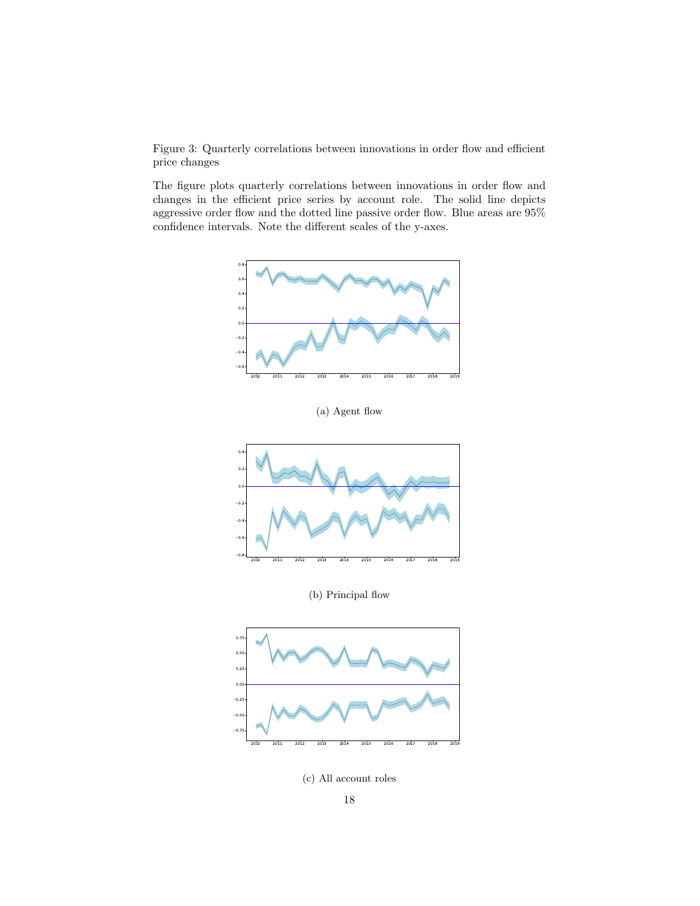Figure 3: Quarterly correlations between innovations in order flow and efficient price changes

The figure plots quarterly correlations between innovations in order flow and changes in the efficient price series by account role. The solid line depicts aggressive order flow and the dotted line passive order flow. Blue areas are 95% confidence intervals. Note the different scales of the y-axes.

(a) Agent flow

(b) Principal flow

(c) All account roles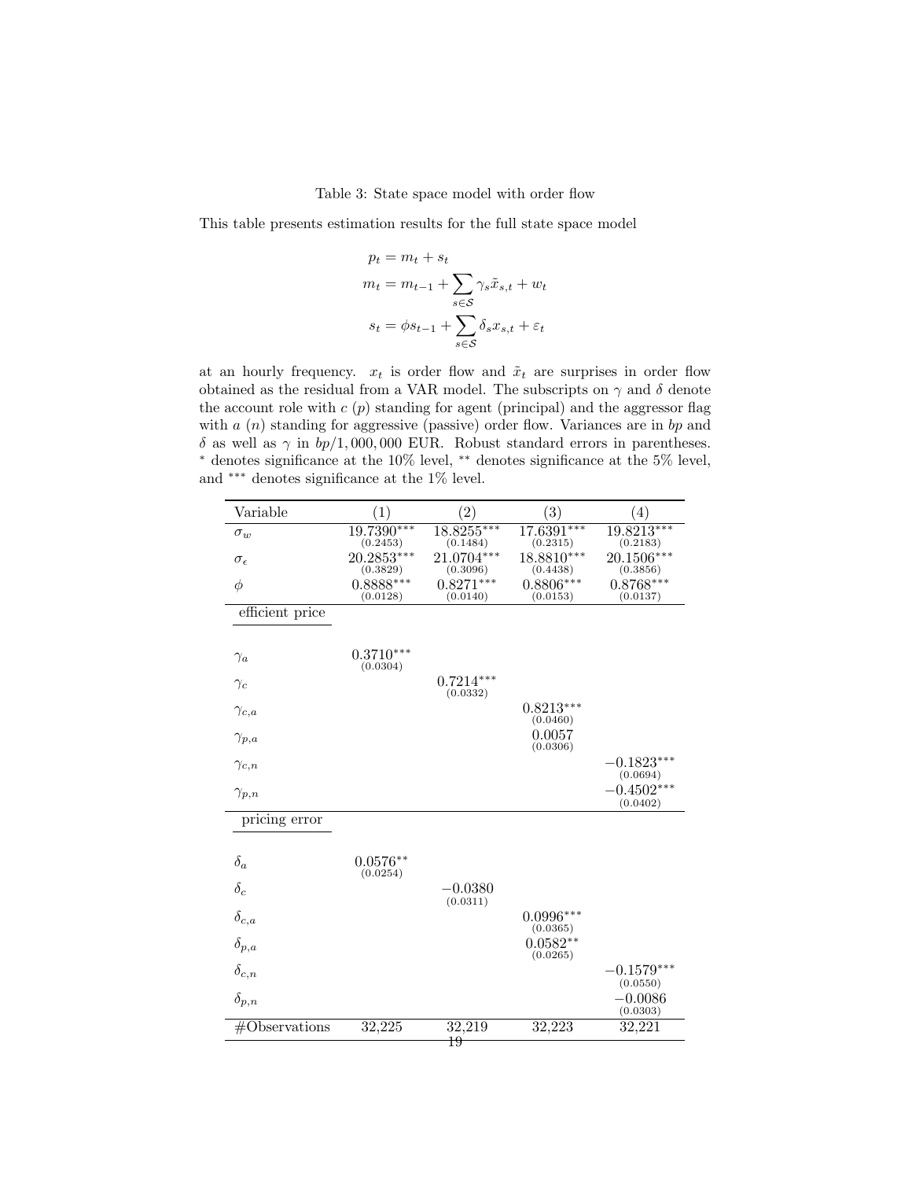Table 3: State space model with order flow

This table presents estimation results for the full state space model

$$
\begin{aligned}
p_t &= m_t + s_t \\
m_t &= m_{t-1} + \sum_{s \in \mathcal{S}} \gamma_s \tilde{x}_{s,t} + w_t \\
s_t &= \phi s_{t-1} + \sum_{s \in \mathcal{S}} \delta_s x_{s,t} + \varepsilon_t
\end{aligned}
$$

at an hourly frequency. $x_t$ is order flow and $\tilde{x}_t$ are surprises in order flow obtained as the residual from a VAR model. The subscripts on $\gamma$ and $\delta$ denote the account role with $c$ ($p$) standing for agent (principal) and the aggressor flag with $a$ ($n$) standing for aggressive (passive) order flow. Variances are in $bp$ and $\delta$ as well as $\gamma$ in $bp/1,000,000$ EUR. Robust standard errors in parentheses. $^{*}$ denotes significance at the 10% level, $^{**}$ denotes significance at the 5% level, and $^{***}$ denotes significance at the 1% level.

| Variable | (1) | (2) | (3) | (4) |
|---|---|---|---|---|
| $\sigma_w$ | 19.7390$^{***}$ (0.2453) | 18.8255$^{***}$ (0.1484) | 17.6391$^{***}$ (0.2315) | 19.8213$^{***}$ (0.2183) |
| $\sigma_\epsilon$ | 20.2853$^{***}$ (0.3829) | 21.0704$^{***}$ (0.3096) | 18.8810$^{***}$ (0.4438) | 20.1506$^{***}$ (0.3856) |
| $\phi$ | 0.8888$^{***}$ (0.0128) | 0.8271$^{***}$ (0.0140) | 0.8806$^{***}$ (0.0153) | 0.8768$^{***}$ (0.0137) |
| *efficient price* | | | | |
| $\gamma_a$ | 0.3710$^{***}$ (0.0304) | | | |
| $\gamma_c$ | | 0.7214$^{***}$ (0.0332) | | |
| $\gamma_{c,a}$ | | | 0.8213$^{***}$ (0.0460) | |
| $\gamma_{p,a}$ | | | 0.0057 (0.0306) | |
| $\gamma_{c,n}$ | | | | −0.1823$^{***}$ (0.0694) |
| $\gamma_{p,n}$ | | | | −0.4502$^{***}$ (0.0402) |
| *pricing error* | | | | |
| $\delta_a$ | 0.0576$^{**}$ (0.0254) | | | |
| $\delta_c$ | | −0.0380 (0.0311) | | |
| $\delta_{c,a}$ | | | 0.0996$^{***}$ (0.0365) | |
| $\delta_{p,a}$ | | | 0.0582$^{**}$ (0.0265) | |
| $\delta_{c,n}$ | | | | −0.1579$^{***}$ (0.0550) |
| $\delta_{p,n}$ | | | | −0.0086 (0.0303) |
| #Observations | 32,225 | 32,219 | 32,223 | 32,221 |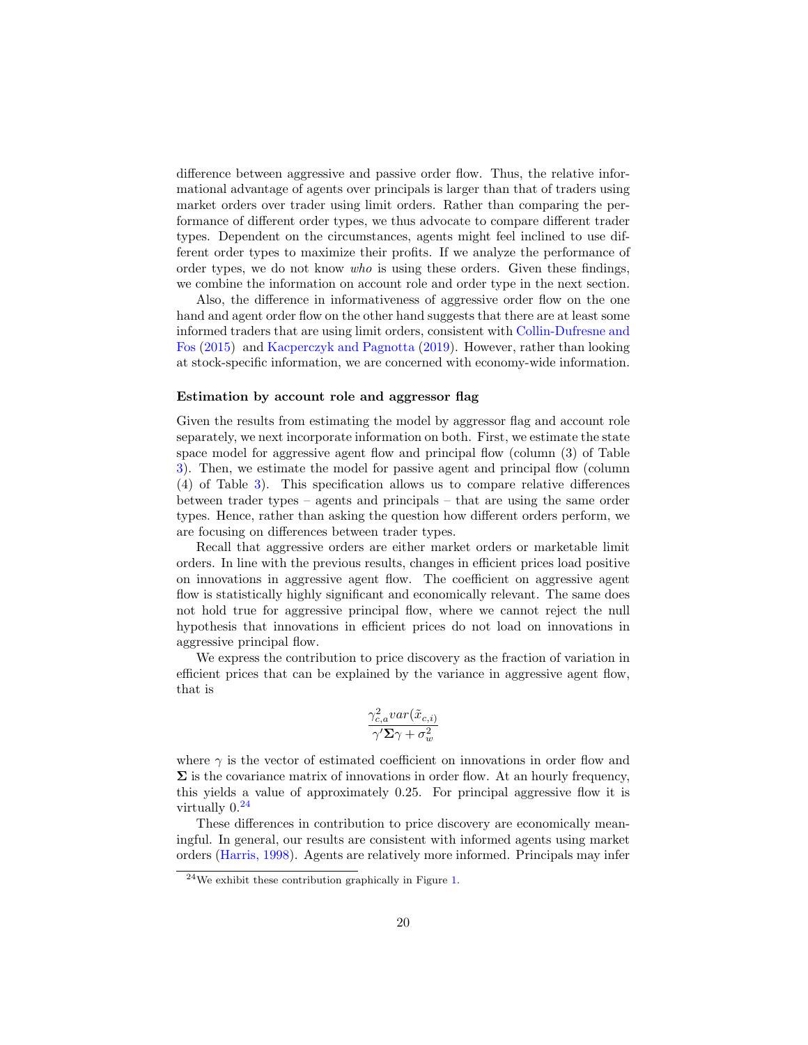difference between aggressive and passive order flow. Thus, the relative informational advantage of agents over principals is larger than that of traders using market orders over trader using limit orders. Rather than comparing the performance of different order types, we thus advocate to compare different trader types. Dependent on the circumstances, agents might feel inclined to use different order types to maximize their profits. If we analyze the performance of order types, we do not know *who* is using these orders. Given these findings, we combine the information on account role and order type in the next section.

Also, the difference in informativeness of aggressive order flow on the one hand and agent order flow on the other hand suggests that there are at least some informed traders that are using limit orders, consistent with Collin-Dufresne and Fos (2015) and Kacperczyk and Pagnotta (2019). However, rather than looking at stock-specific information, we are concerned with economy-wide information.

**Estimation by account role and aggressor flag**

Given the results from estimating the model by aggressor flag and account role separately, we next incorporate information on both. First, we estimate the state space model for aggressive agent flow and principal flow (column (3) of Table 3). Then, we estimate the model for passive agent and principal flow (column (4) of Table 3). This specification allows us to compare relative differences between trader types – agents and principals – that are using the same order types. Hence, rather than asking the question how different orders perform, we are focusing on differences between trader types.

Recall that aggressive orders are either market orders or marketable limit orders. In line with the previous results, changes in efficient prices load positive on innovations in aggressive agent flow. The coefficient on aggressive agent flow is statistically highly significant and economically relevant. The same does not hold true for aggressive principal flow, where we cannot reject the null hypothesis that innovations in efficient prices do not load on innovations in aggressive principal flow.

We express the contribution to price discovery as the fraction of variation in efficient prices that can be explained by the variance in aggressive agent flow, that is

$$\frac{\gamma_{c,a}^2 var(\tilde{x}_{c,i)}}{\gamma' \mathbf{\Sigma} \gamma + \sigma_w^2}$$

where $\gamma$ is the vector of estimated coefficient on innovations in order flow and $\mathbf{\Sigma}$ is the covariance matrix of innovations in order flow. At an hourly frequency, this yields a value of approximately 0.25. For principal aggressive flow it is virtually 0.[24]

These differences in contribution to price discovery are economically meaningful. In general, our results are consistent with informed agents using market orders (Harris, 1998). Agents are relatively more informed. Principals may infer

[24] We exhibit these contribution graphically in Figure 1.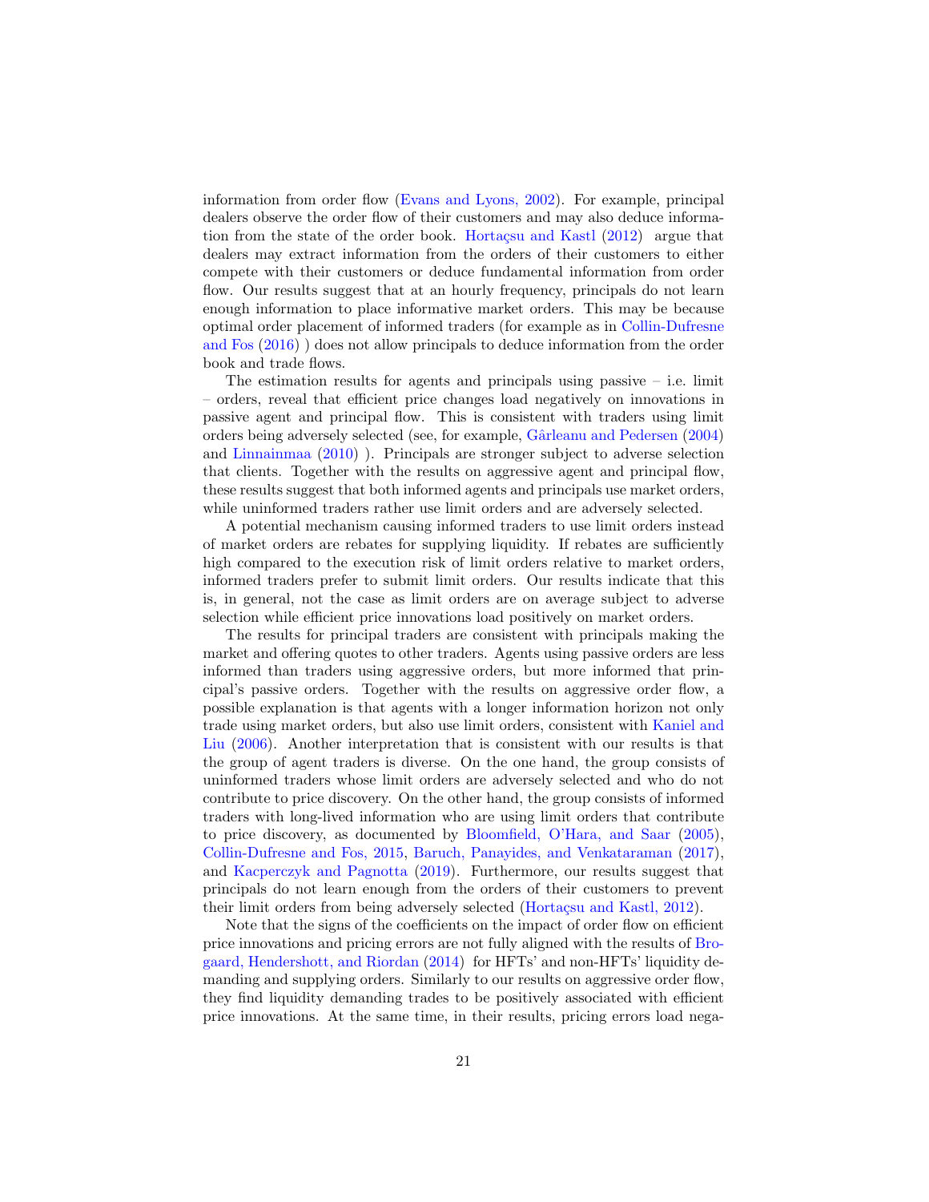information from order flow (Evans and Lyons, 2002). For example, principal dealers observe the order flow of their customers and may also deduce information from the state of the order book. Hortaçsu and Kastl (2012) argue that dealers may extract information from the orders of their customers to either compete with their customers or deduce fundamental information from order flow. Our results suggest that at an hourly frequency, principals do not learn enough information to place informative market orders. This may be because optimal order placement of informed traders (for example as in Collin-Dufresne and Fos (2016) ) does not allow principals to deduce information from the order book and trade flows.

The estimation results for agents and principals using passive – i.e. limit – orders, reveal that efficient price changes load negatively on innovations in passive agent and principal flow. This is consistent with traders using limit orders being adversely selected (see, for example, Gârleanu and Pedersen (2004) and Linnainmaa (2010) ). Principals are stronger subject to adverse selection that clients. Together with the results on aggressive agent and principal flow, these results suggest that both informed agents and principals use market orders, while uninformed traders rather use limit orders and are adversely selected.

A potential mechanism causing informed traders to use limit orders instead of market orders are rebates for supplying liquidity. If rebates are sufficiently high compared to the execution risk of limit orders relative to market orders, informed traders prefer to submit limit orders. Our results indicate that this is, in general, not the case as limit orders are on average subject to adverse selection while efficient price innovations load positively on market orders.

The results for principal traders are consistent with principals making the market and offering quotes to other traders. Agents using passive orders are less informed than traders using aggressive orders, but more informed that principal's passive orders. Together with the results on aggressive order flow, a possible explanation is that agents with a longer information horizon not only trade using market orders, but also use limit orders, consistent with Kaniel and Liu (2006). Another interpretation that is consistent with our results is that the group of agent traders is diverse. On the one hand, the group consists of uninformed traders whose limit orders are adversely selected and who do not contribute to price discovery. On the other hand, the group consists of informed traders with long-lived information who are using limit orders that contribute to price discovery, as documented by Bloomfield, O'Hara, and Saar (2005), Collin-Dufresne and Fos, 2015, Baruch, Panayides, and Venkataraman (2017), and Kacperczyk and Pagnotta (2019). Furthermore, our results suggest that principals do not learn enough from the orders of their customers to prevent their limit orders from being adversely selected (Hortaçsu and Kastl, 2012).

Note that the signs of the coefficients on the impact of order flow on efficient price innovations and pricing errors are not fully aligned with the results of Brogaard, Hendershott, and Riordan (2014) for HFTs' and non-HFTs' liquidity demanding and supplying orders. Similarly to our results on aggressive order flow, they find liquidity demanding trades to be positively associated with efficient price innovations. At the same time, in their results, pricing errors load nega-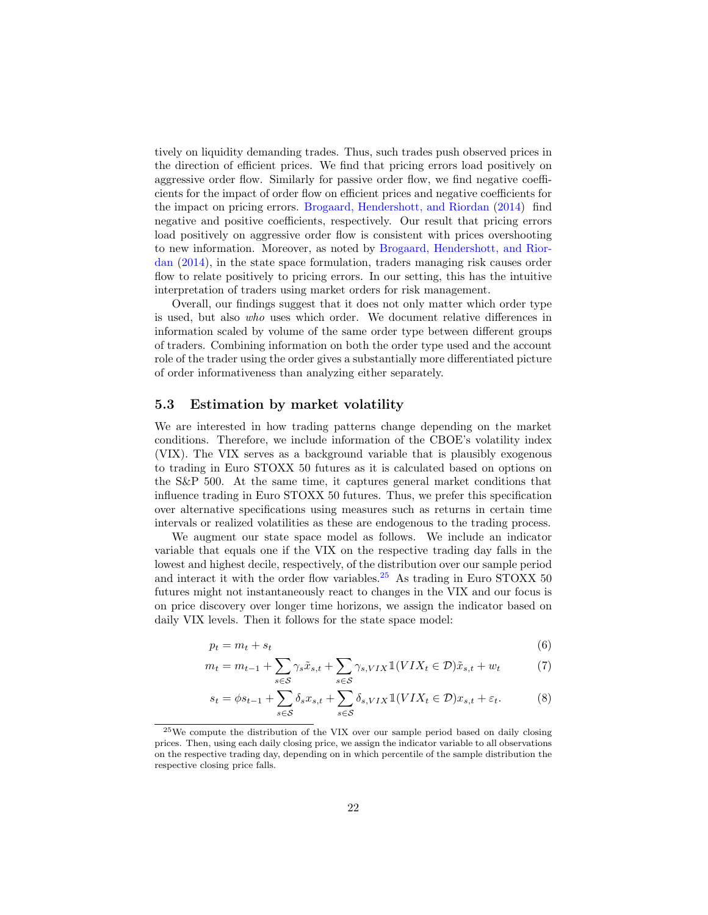tively on liquidity demanding trades. Thus, such trades push observed prices in the direction of efficient prices. We find that pricing errors load positively on aggressive order flow. Similarly for passive order flow, we find negative coefficients for the impact of order flow on efficient prices and negative coefficients for the impact on pricing errors. Brogaard, Hendershott, and Riordan (2014) find negative and positive coefficients, respectively. Our result that pricing errors load positively on aggressive order flow is consistent with prices overshooting to new information. Moreover, as noted by Brogaard, Hendershott, and Riordan (2014), in the state space formulation, traders managing risk causes order flow to relate positively to pricing errors. In our setting, this has the intuitive interpretation of traders using market orders for risk management.

Overall, our findings suggest that it does not only matter which order type is used, but also *who* uses which order. We document relative differences in information scaled by volume of the same order type between different groups of traders. Combining information on both the order type used and the account role of the trader using the order gives a substantially more differentiated picture of order informativeness than analyzing either separately.

### 5.3 Estimation by market volatility

We are interested in how trading patterns change depending on the market conditions. Therefore, we include information of the CBOE's volatility index (VIX). The VIX serves as a background variable that is plausibly exogenous to trading in Euro STOXX 50 futures as it is calculated based on options on the S&P 500. At the same time, it captures general market conditions that influence trading in Euro STOXX 50 futures. Thus, we prefer this specification over alternative specifications using measures such as returns in certain time intervals or realized volatilities as these are endogenous to the trading process.

We augment our state space model as follows. We include an indicator variable that equals one if the VIX on the respective trading day falls in the lowest and highest decile, respectively, of the distribution over our sample period and interact it with the order flow variables.[25] As trading in Euro STOXX 50 futures might not instantaneously react to changes in the VIX and our focus is on price discovery over longer time horizons, we assign the indicator based on daily VIX levels. Then it follows for the state space model:

$$p_t = m_t + s_t \tag{6}$$

$$m_t = m_{t-1} + \sum_{s \in \mathcal{S}} \gamma_s \tilde{x}_{s,t} + \sum_{s \in \mathcal{S}} \gamma_{s,VIX} \mathbb{1}(VIX_t \in \mathcal{D}) \tilde{x}_{s,t} + w_t \tag{7}$$

$$s_t = \phi s_{t-1} + \sum_{s \in \mathcal{S}} \delta_s x_{s,t} + \sum_{s \in \mathcal{S}} \delta_{s,VIX} \mathbb{1}(VIX_t \in \mathcal{D}) x_{s,t} + \varepsilon_t. \tag{8}$$

[25] We compute the distribution of the VIX over our sample period based on daily closing prices. Then, using each daily closing price, we assign the indicator variable to all observations on the respective trading day, depending on in which percentile of the sample distribution the respective closing price falls.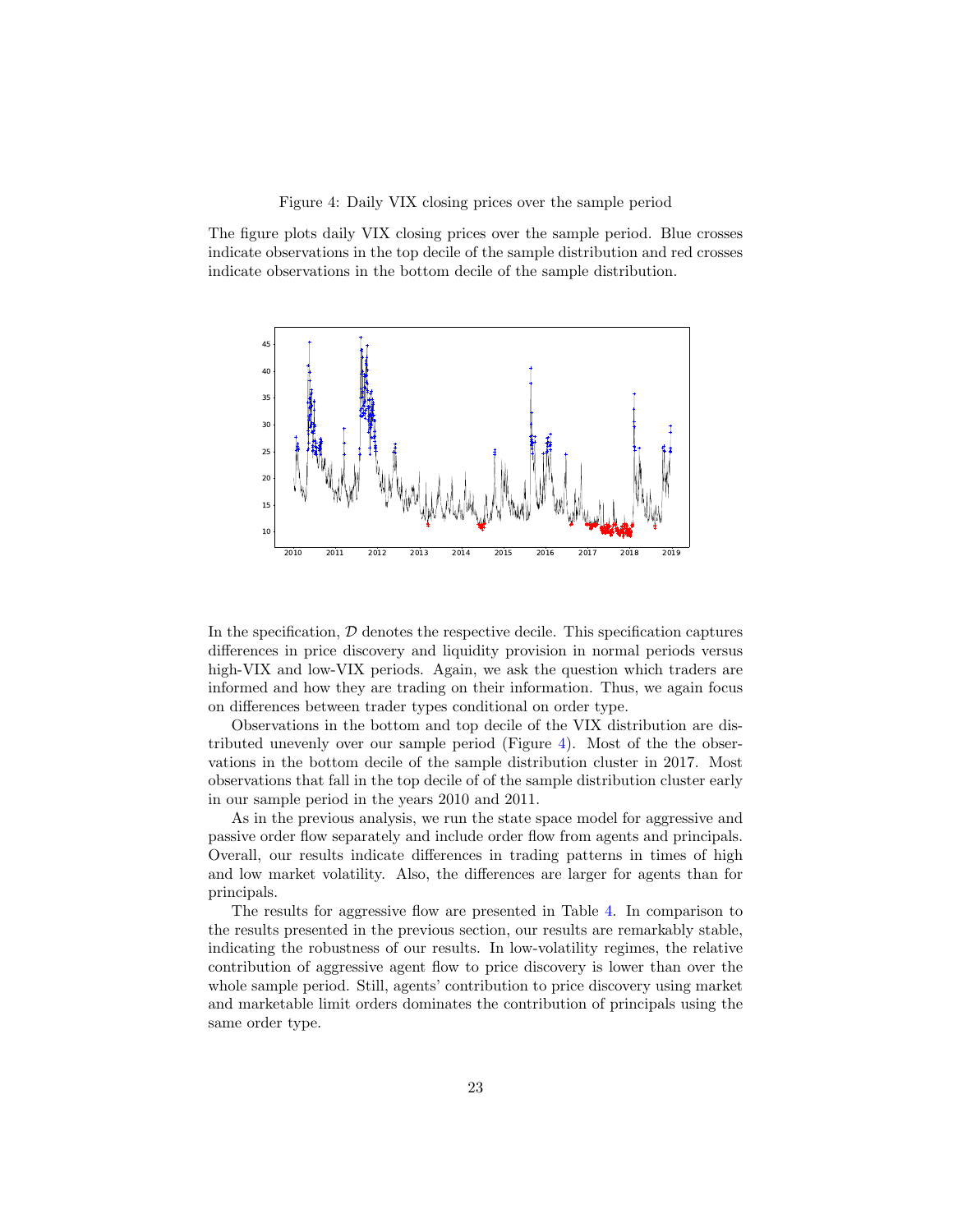Figure 4: Daily VIX closing prices over the sample period

The figure plots daily VIX closing prices over the sample period. Blue crosses indicate observations in the top decile of the sample distribution and red crosses indicate observations in the bottom decile of the sample distribution.

In the specification, $\mathcal{D}$ denotes the respective decile. This specification captures differences in price discovery and liquidity provision in normal periods versus high-VIX and low-VIX periods. Again, we ask the question which traders are informed and how they are trading on their information. Thus, we again focus on differences between trader types conditional on order type.

Observations in the bottom and top decile of the VIX distribution are distributed unevenly over our sample period (Figure 4). Most of the the observations in the bottom decile of the sample distribution cluster in 2017. Most observations that fall in the top decile of of the sample distribution cluster early in our sample period in the years 2010 and 2011.

As in the previous analysis, we run the state space model for aggressive and passive order flow separately and include order flow from agents and principals. Overall, our results indicate differences in trading patterns in times of high and low market volatility. Also, the differences are larger for agents than for principals.

The results for aggressive flow are presented in Table 4. In comparison to the results presented in the previous section, our results are remarkably stable, indicating the robustness of our results. In low-volatility regimes, the relative contribution of aggressive agent flow to price discovery is lower than over the whole sample period. Still, agents' contribution to price discovery using market and marketable limit orders dominates the contribution of principals using the same order type.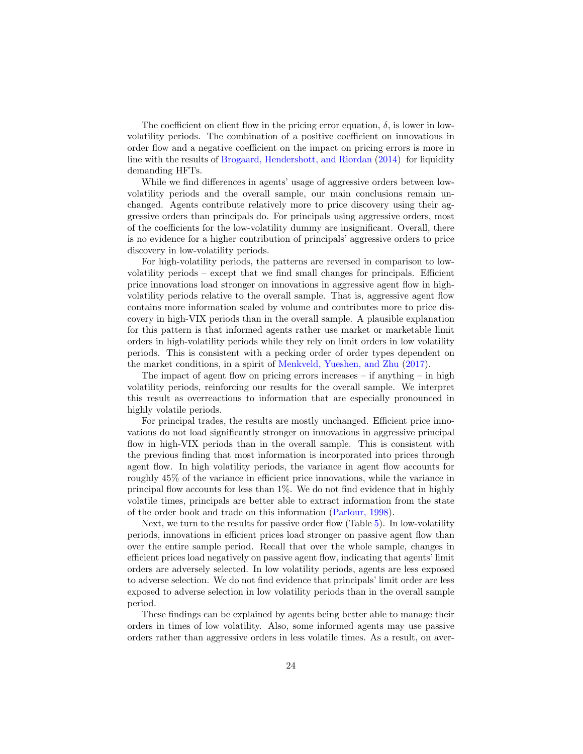The coefficient on client flow in the pricing error equation, $\delta$, is lower in low-volatility periods. The combination of a positive coefficient on innovations in order flow and a negative coefficient on the impact on pricing errors is more in line with the results of Brogaard, Hendershott, and Riordan (2014) for liquidity demanding HFTs.

While we find differences in agents' usage of aggressive orders between low-volatility periods and the overall sample, our main conclusions remain unchanged. Agents contribute relatively more to price discovery using their aggressive orders than principals do. For principals using aggressive orders, most of the coefficients for the low-volatility dummy are insignificant. Overall, there is no evidence for a higher contribution of principals' aggressive orders to price discovery in low-volatility periods.

For high-volatility periods, the patterns are reversed in comparison to low-volatility periods – except that we find small changes for principals. Efficient price innovations load stronger on innovations in aggressive agent flow in high-volatility periods relative to the overall sample. That is, aggressive agent flow contains more information scaled by volume and contributes more to price discovery in high-VIX periods than in the overall sample. A plausible explanation for this pattern is that informed agents rather use market or marketable limit orders in high-volatility periods while they rely on limit orders in low volatility periods. This is consistent with a pecking order of order types dependent on the market conditions, in a spirit of Menkveld, Yueshen, and Zhu (2017).

The impact of agent flow on pricing errors increases – if anything – in high volatility periods, reinforcing our results for the overall sample. We interpret this result as overreactions to information that are especially pronounced in highly volatile periods.

For principal trades, the results are mostly unchanged. Efficient price innovations do not load significantly stronger on innovations in aggressive principal flow in high-VIX periods than in the overall sample. This is consistent with the previous finding that most information is incorporated into prices through agent flow. In high volatility periods, the variance in agent flow accounts for roughly 45% of the variance in efficient price innovations, while the variance in principal flow accounts for less than 1%. We do not find evidence that in highly volatile times, principals are better able to extract information from the state of the order book and trade on this information (Parlour, 1998).

Next, we turn to the results for passive order flow (Table 5). In low-volatility periods, innovations in efficient prices load stronger on passive agent flow than over the entire sample period. Recall that over the whole sample, changes in efficient prices load negatively on passive agent flow, indicating that agents' limit orders are adversely selected. In low volatility periods, agents are less exposed to adverse selection. We do not find evidence that principals' limit order are less exposed to adverse selection in low volatility periods than in the overall sample period.

These findings can be explained by agents being better able to manage their orders in times of low volatility. Also, some informed agents may use passive orders rather than aggressive orders in less volatile times. As a result, on aver-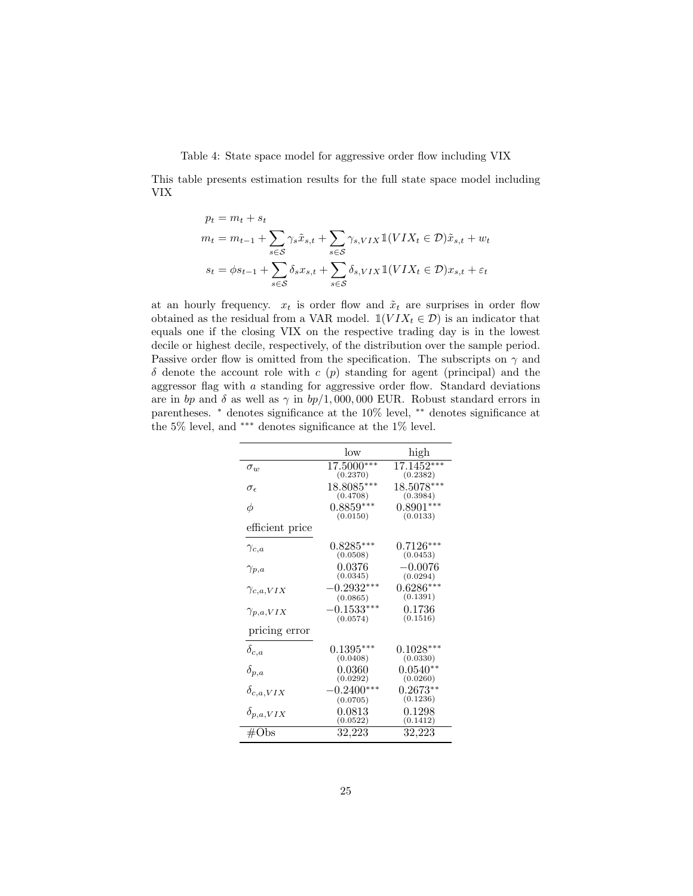Table 4: State space model for aggressive order flow including VIX

This table presents estimation results for the full state space model including VIX

$$
\begin{aligned}
p_t &= m_t + s_t \\
m_t &= m_{t-1} + \sum_{s\in\mathcal{S}} \gamma_s \tilde{x}_{s,t} + \sum_{s\in\mathcal{S}} \gamma_{s,VIX} \mathbb{1}(VIX_t \in \mathcal{D}) \tilde{x}_{s,t} + w_t \\
s_t &= \phi s_{t-1} + \sum_{s\in\mathcal{S}} \delta_s x_{s,t} + \sum_{s\in\mathcal{S}} \delta_{s,VIX} \mathbb{1}(VIX_t \in \mathcal{D}) x_{s,t} + \varepsilon_t
\end{aligned}
$$

at an hourly frequency. $x_t$ is order flow and $\tilde{x}_t$ are surprises in order flow obtained as the residual from a VAR model. $\mathbb{1}(VIX_t \in \mathcal{D})$ is an indicator that equals one if the closing VIX on the respective trading day is in the lowest decile or highest decile, respectively, of the distribution over the sample period. Passive order flow is omitted from the specification. The subscripts on $\gamma$ and $\delta$ denote the account role with $c$ ($p$) standing for agent (principal) and the aggressor flag with $a$ standing for aggressive order flow. Standard deviations are in *bp* and $\delta$ as well as $\gamma$ in $bp/1,000,000$ EUR. Robust standard errors in parentheses. $^{*}$ denotes significance at the 10% level, $^{**}$ denotes significance at the 5% level, and $^{***}$ denotes significance at the 1% level.

| | low | high |
|---|---|---|
| $\sigma_w$ | 17.5000$^{***}$ (0.2370) | 17.1452$^{***}$ (0.2382) |
| $\sigma_\epsilon$ | 18.8085$^{***}$ (0.4708) | 18.5078$^{***}$ (0.3984) |
| $\phi$ | 0.8859$^{***}$ (0.0150) | 0.8901$^{***}$ (0.0133) |
| efficient price | | |
| $\gamma_{c,a}$ | 0.8285$^{***}$ (0.0508) | 0.7126$^{***}$ (0.0453) |
| $\gamma_{p,a}$ | 0.0376 (0.0345) | −0.0076 (0.0294) |
| $\gamma_{c,a,VIX}$ | −0.2932$^{***}$ (0.0865) | 0.6286$^{***}$ (0.1391) |
| $\gamma_{p,a,VIX}$ | −0.1533$^{***}$ (0.0574) | 0.1736 (0.1516) |
| pricing error | | |
| $\delta_{c,a}$ | 0.1395$^{***}$ (0.0408) | 0.1028$^{***}$ (0.0330) |
| $\delta_{p,a}$ | 0.0360 (0.0292) | 0.0540$^{**}$ (0.0260) |
| $\delta_{c,a,VIX}$ | −0.2400$^{***}$ (0.0705) | 0.2673$^{**}$ (0.1236) |
| $\delta_{p,a,VIX}$ | 0.0813 (0.0522) | 0.1298 (0.1412) |
| #Obs | 32,223 | 32,223 |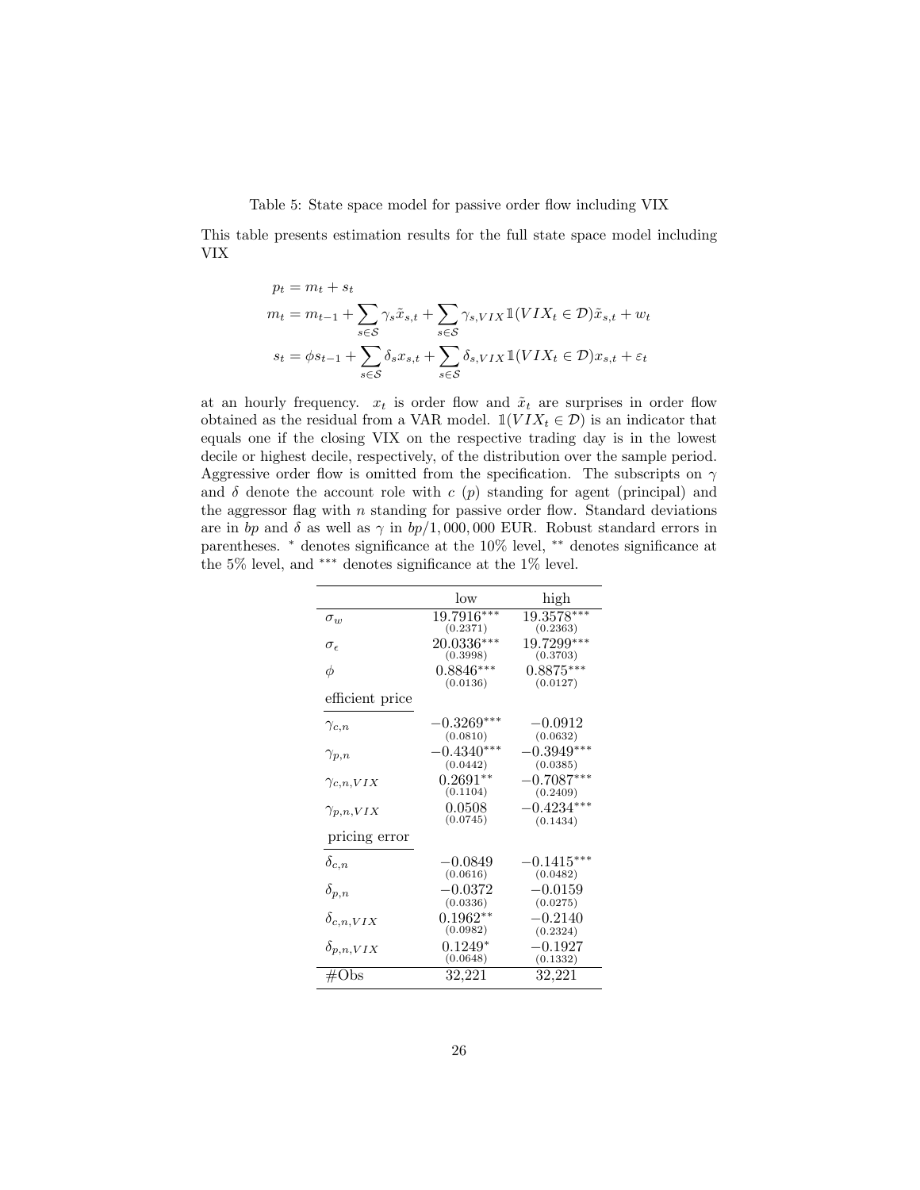Table 5: State space model for passive order flow including VIX

This table presents estimation results for the full state space model including VIX

$$
\begin{aligned}
p_t &= m_t + s_t \\
m_t &= m_{t-1} + \sum_{s \in \mathcal{S}} \gamma_s \tilde{x}_{s,t} + \sum_{s \in \mathcal{S}} \gamma_{s,VIX} \mathbb{1}(VIX_t \in \mathcal{D}) \tilde{x}_{s,t} + w_t \\
s_t &= \phi s_{t-1} + \sum_{s \in \mathcal{S}} \delta_s x_{s,t} + \sum_{s \in \mathcal{S}} \delta_{s,VIX} \mathbb{1}(VIX_t \in \mathcal{D}) x_{s,t} + \varepsilon_t
\end{aligned}
$$

at an hourly frequency. $x_t$ is order flow and $\tilde{x}_t$ are surprises in order flow obtained as the residual from a VAR model. $\mathbb{1}(VIX_t \in \mathcal{D})$ is an indicator that equals one if the closing VIX on the respective trading day is in the lowest decile or highest decile, respectively, of the distribution over the sample period. Aggressive order flow is omitted from the specification. The subscripts on $\gamma$ and $\delta$ denote the account role with $c$ ($p$) standing for agent (principal) and the aggressor flag with $n$ standing for passive order flow. Standard deviations are in *bp* and $\delta$ as well as $\gamma$ in $bp/1{,}000{,}000$ EUR. Robust standard errors in parentheses. $^{*}$ denotes significance at the 10% level, $^{**}$ denotes significance at the 5% level, and $^{***}$ denotes significance at the 1% level.

| | low | high |
|---|---|---|
| $\sigma_w$ | $19.7916^{***}$ (0.2371) | $19.3578^{***}$ (0.2363) |
| $\sigma_\epsilon$ | $20.0336^{***}$ (0.3998) | $19.7299^{***}$ (0.3703) |
| $\phi$ | $0.8846^{***}$ (0.0136) | $0.8875^{***}$ (0.0127) |
| efficient price | | |
| $\gamma_{c,n}$ | $-0.3269^{***}$ (0.0810) | $-0.0912$ (0.0632) |
| $\gamma_{p,n}$ | $-0.4340^{***}$ (0.0442) | $-0.3949^{***}$ (0.0385) |
| $\gamma_{c,n,VIX}$ | $0.2691^{**}$ (0.1104) | $-0.7087^{***}$ (0.2409) |
| $\gamma_{p,n,VIX}$ | $0.0508$ (0.0745) | $-0.4234^{***}$ (0.1434) |
| pricing error | | |
| $\delta_{c,n}$ | $-0.0849$ (0.0616) | $-0.1415^{***}$ (0.0482) |
| $\delta_{p,n}$ | $-0.0372$ (0.0336) | $-0.0159$ (0.0275) |
| $\delta_{c,n,VIX}$ | $0.1962^{**}$ (0.0982) | $-0.2140$ (0.2324) |
| $\delta_{p,n,VIX}$ | $0.1249^{*}$ (0.0648) | $-0.1927$ (0.1332) |
| #Obs | 32,221 | 32,221 |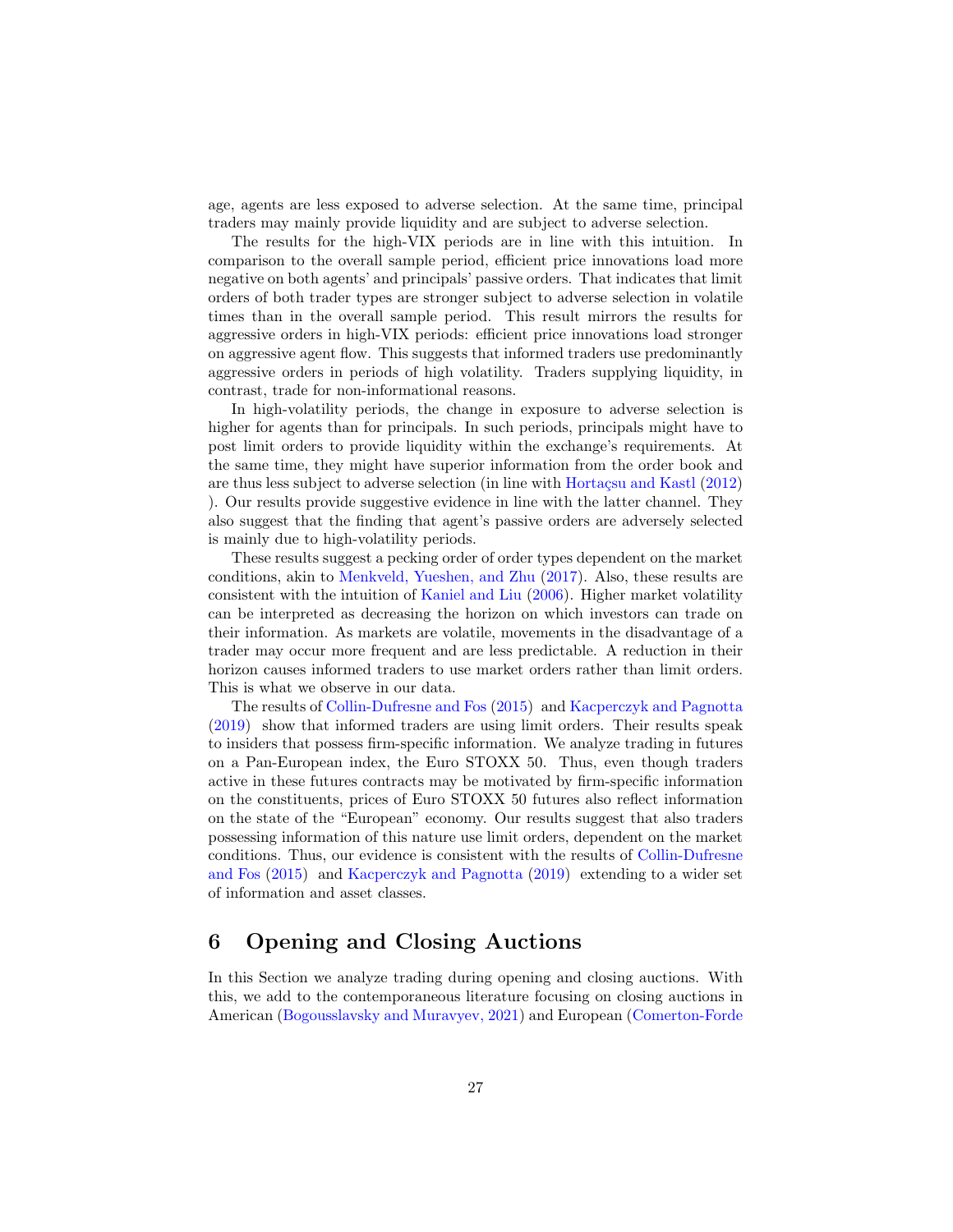age, agents are less exposed to adverse selection. At the same time, principal traders may mainly provide liquidity and are subject to adverse selection.

The results for the high-VIX periods are in line with this intuition. In comparison to the overall sample period, efficient price innovations load more negative on both agents' and principals' passive orders. That indicates that limit orders of both trader types are stronger subject to adverse selection in volatile times than in the overall sample period. This result mirrors the results for aggressive orders in high-VIX periods: efficient price innovations load stronger on aggressive agent flow. This suggests that informed traders use predominantly aggressive orders in periods of high volatility. Traders supplying liquidity, in contrast, trade for non-informational reasons.

In high-volatility periods, the change in exposure to adverse selection is higher for agents than for principals. In such periods, principals might have to post limit orders to provide liquidity within the exchange's requirements. At the same time, they might have superior information from the order book and are thus less subject to adverse selection (in line with Hortaçsu and Kastl (2012) ). Our results provide suggestive evidence in line with the latter channel. They also suggest that the finding that agent's passive orders are adversely selected is mainly due to high-volatility periods.

These results suggest a pecking order of order types dependent on the market conditions, akin to Menkveld, Yueshen, and Zhu (2017). Also, these results are consistent with the intuition of Kaniel and Liu (2006). Higher market volatility can be interpreted as decreasing the horizon on which investors can trade on their information. As markets are volatile, movements in the disadvantage of a trader may occur more frequent and are less predictable. A reduction in their horizon causes informed traders to use market orders rather than limit orders. This is what we observe in our data.

The results of Collin-Dufresne and Fos (2015) and Kacperczyk and Pagnotta (2019) show that informed traders are using limit orders. Their results speak to insiders that possess firm-specific information. We analyze trading in futures on a Pan-European index, the Euro STOXX 50. Thus, even though traders active in these futures contracts may be motivated by firm-specific information on the constituents, prices of Euro STOXX 50 futures also reflect information on the state of the "European" economy. Our results suggest that also traders possessing information of this nature use limit orders, dependent on the market conditions. Thus, our evidence is consistent with the results of Collin-Dufresne and Fos (2015) and Kacperczyk and Pagnotta (2019) extending to a wider set of information and asset classes.

# 6 Opening and Closing Auctions

In this Section we analyze trading during opening and closing auctions. With this, we add to the contemporaneous literature focusing on closing auctions in American (Bogousslavsky and Muravyev, 2021) and European (Comerton-Forde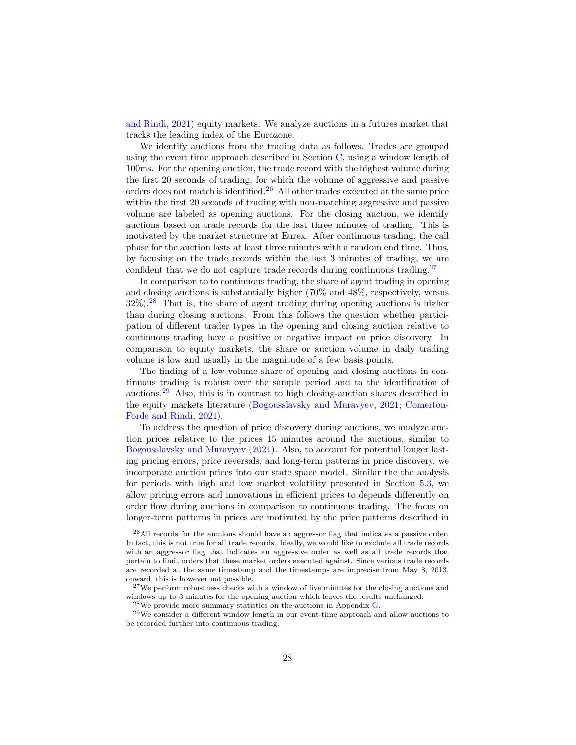and Rindi, 2021) equity markets. We analyze auctions in a futures market that tracks the leading index of the Eurozone.

We identify auctions from the trading data as follows. Trades are grouped using the event time approach described in Section C, using a window length of 100ms. For the opening auction, the trade record with the highest volume during the first 20 seconds of trading, for which the volume of aggressive and passive orders does not match is identified.[26] All other trades executed at the same price within the first 20 seconds of trading with non-matching aggressive and passive volume are labeled as opening auctions. For the closing auction, we identify auctions based on trade records for the last three minutes of trading. This is motivated by the market structure at Eurex. After continuous trading, the call phase for the auction lasts at least three minutes with a random end time. Thus, by focusing on the trade records within the last 3 minutes of trading, we are confident that we do not capture trade records during continuous trading.[27]

In comparison to to continuous trading, the share of agent trading in opening and closing auctions is substantially higher (70% and 48%, respectively, versus 32%).[28] That is, the share of agent trading during opening auctions is higher than during closing auctions. From this follows the question whether participation of different trader types in the opening and closing auction relative to continuous trading have a positive or negative impact on price discovery. In comparison to equity markets, the share or auction volume in daily trading volume is low and usually in the magnitude of a few basis points.

The finding of a low volume share of opening and closing auctions in continuous trading is robust over the sample period and to the identification of auctions.[29] Also, this is in contrast to high closing-auction shares described in the equity markets literature (Bogousslavsky and Muravyev, 2021; Comerton-Forde and Rindi, 2021).

To address the question of price discovery during auctions, we analyze auction prices relative to the prices 15 minutes around the auctions, similar to Bogousslavsky and Muravyev (2021). Also, to account for potential longer lasting pricing errors, price reversals, and long-term patterns in price discovery, we incorporate auction prices into our state space model. Similar the the analysis for periods with high and low market volatility presented in Section 5.3, we allow pricing errors and innovations in efficient prices to depends differently on order flow during auctions in comparison to continuous trading. The focus on longer-term patterns in prices are motivated by the price patterns described in

---

[26] All records for the auctions should have an aggressor flag that indicates a passive order. In fact, this is not true for all trade records. Ideally, we would like to exclude all trade records with an aggressor flag that indicates an aggressive order as well as all trade records that pertain to limit orders that these market orders executed against. Since various trade records are recorded at the same timestamp and the timestamps are imprecise from May 8, 2013, onward, this is however not possible.

[27] We perform robustness checks with a window of five minutes for the closing auctions and windows up to 3 minutes for the opening auction which leaves the results unchanged.

[28] We provide more summary statistics on the auctions in Appendix G.

[29] We consider a different window length in our event-time approach and allow auctions to be recorded further into continuous trading.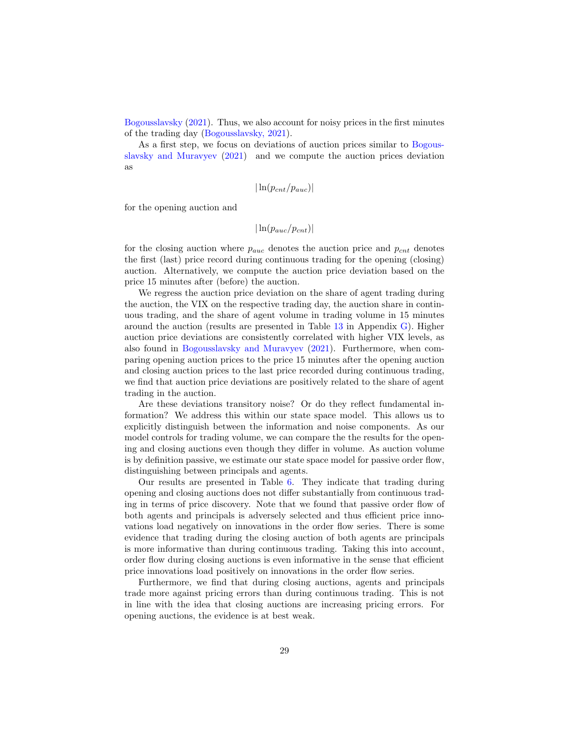Bogousslavsky (2021). Thus, we also account for noisy prices in the first minutes of the trading day (Bogousslavsky, 2021).

As a first step, we focus on deviations of auction prices similar to Bogousslavsky and Muravyev (2021) and we compute the auction prices deviation as

$$|\ln(p_{cnt}/p_{auc})|$$

for the opening auction and

$$|\ln(p_{auc}/p_{cnt})|$$

for the closing auction where $p_{auc}$ denotes the auction price and $p_{cnt}$ denotes the first (last) price record during continuous trading for the opening (closing) auction. Alternatively, we compute the auction price deviation based on the price 15 minutes after (before) the auction.

We regress the auction price deviation on the share of agent trading during the auction, the VIX on the respective trading day, the auction share in continuous trading, and the share of agent volume in trading volume in 15 minutes around the auction (results are presented in Table 13 in Appendix G). Higher auction price deviations are consistently correlated with higher VIX levels, as also found in Bogousslavsky and Muravyev (2021). Furthermore, when comparing opening auction prices to the price 15 minutes after the opening auction and closing auction prices to the last price recorded during continuous trading, we find that auction price deviations are positively related to the share of agent trading in the auction.

Are these deviations transitory noise? Or do they reflect fundamental information? We address this within our state space model. This allows us to explicitly distinguish between the information and noise components. As our model controls for trading volume, we can compare the the results for the opening and closing auctions even though they differ in volume. As auction volume is by definition passive, we estimate our state space model for passive order flow, distinguishing between principals and agents.

Our results are presented in Table 6. They indicate that trading during opening and closing auctions does not differ substantially from continuous trading in terms of price discovery. Note that we found that passive order flow of both agents and principals is adversely selected and thus efficient price innovations load negatively on innovations in the order flow series. There is some evidence that trading during the closing auction of both agents are principals is more informative than during continuous trading. Taking this into account, order flow during closing auctions is even informative in the sense that efficient price innovations load positively on innovations in the order flow series.

Furthermore, we find that during closing auctions, agents and principals trade more against pricing errors than during continuous trading. This is not in line with the idea that closing auctions are increasing pricing errors. For opening auctions, the evidence is at best weak.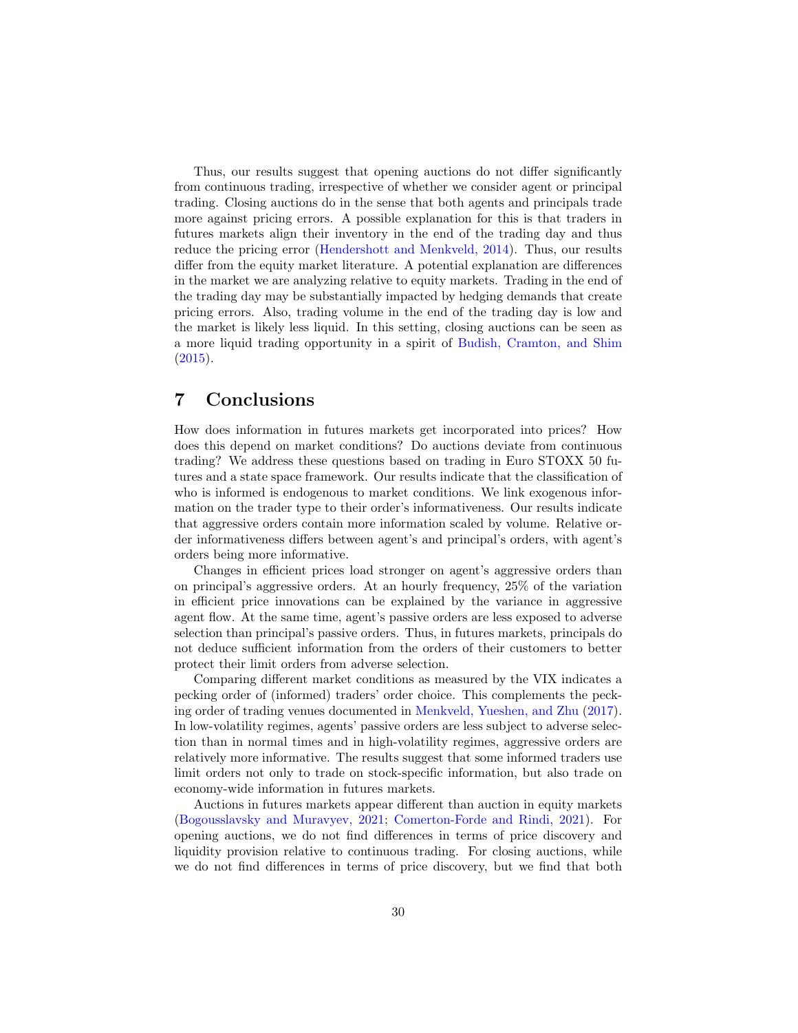Thus, our results suggest that opening auctions do not differ significantly from continuous trading, irrespective of whether we consider agent or principal trading. Closing auctions do in the sense that both agents and principals trade more against pricing errors. A possible explanation for this is that traders in futures markets align their inventory in the end of the trading day and thus reduce the pricing error (Hendershott and Menkveld, 2014). Thus, our results differ from the equity market literature. A potential explanation are differences in the market we are analyzing relative to equity markets. Trading in the end of the trading day may be substantially impacted by hedging demands that create pricing errors. Also, trading volume in the end of the trading day is low and the market is likely less liquid. In this setting, closing auctions can be seen as a more liquid trading opportunity in a spirit of Budish, Cramton, and Shim (2015).

# 7 Conclusions

How does information in futures markets get incorporated into prices? How does this depend on market conditions? Do auctions deviate from continuous trading? We address these questions based on trading in Euro STOXX 50 futures and a state space framework. Our results indicate that the classification of who is informed is endogenous to market conditions. We link exogenous information on the trader type to their order's informativeness. Our results indicate that aggressive orders contain more information scaled by volume. Relative order informativeness differs between agent's and principal's orders, with agent's orders being more informative.

Changes in efficient prices load stronger on agent's aggressive orders than on principal's aggressive orders. At an hourly frequency, 25% of the variation in efficient price innovations can be explained by the variance in aggressive agent flow. At the same time, agent's passive orders are less exposed to adverse selection than principal's passive orders. Thus, in futures markets, principals do not deduce sufficient information from the orders of their customers to better protect their limit orders from adverse selection.

Comparing different market conditions as measured by the VIX indicates a pecking order of (informed) traders' order choice. This complements the pecking order of trading venues documented in Menkveld, Yueshen, and Zhu (2017). In low-volatility regimes, agents' passive orders are less subject to adverse selection than in normal times and in high-volatility regimes, aggressive orders are relatively more informative. The results suggest that some informed traders use limit orders not only to trade on stock-specific information, but also trade on economy-wide information in futures markets.

Auctions in futures markets appear different than auction in equity markets (Bogousslavsky and Muravyev, 2021; Comerton-Forde and Rindi, 2021). For opening auctions, we do not find differences in terms of price discovery and liquidity provision relative to continuous trading. For closing auctions, while we do not find differences in terms of price discovery, but we find that both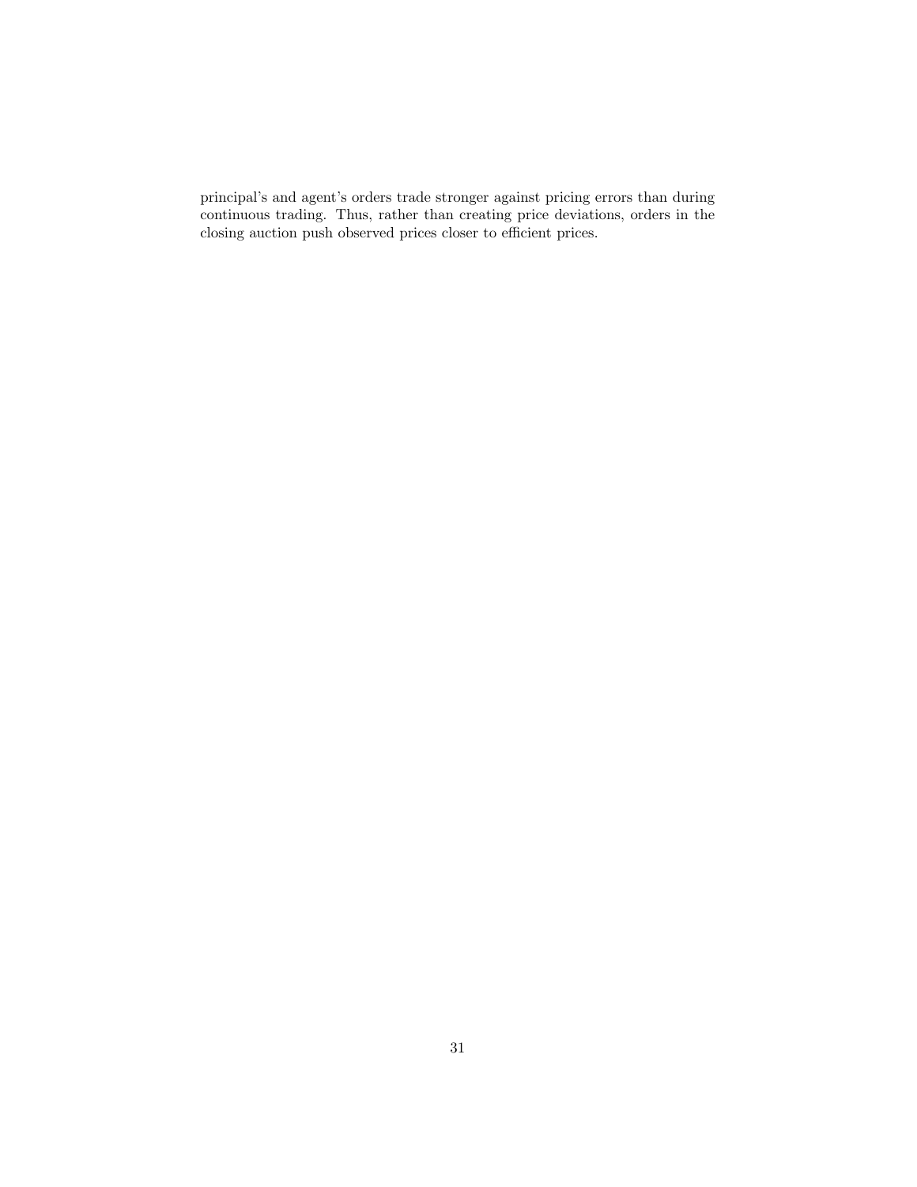principal's and agent's orders trade stronger against pricing errors than during continuous trading. Thus, rather than creating price deviations, orders in the closing auction push observed prices closer to efficient prices.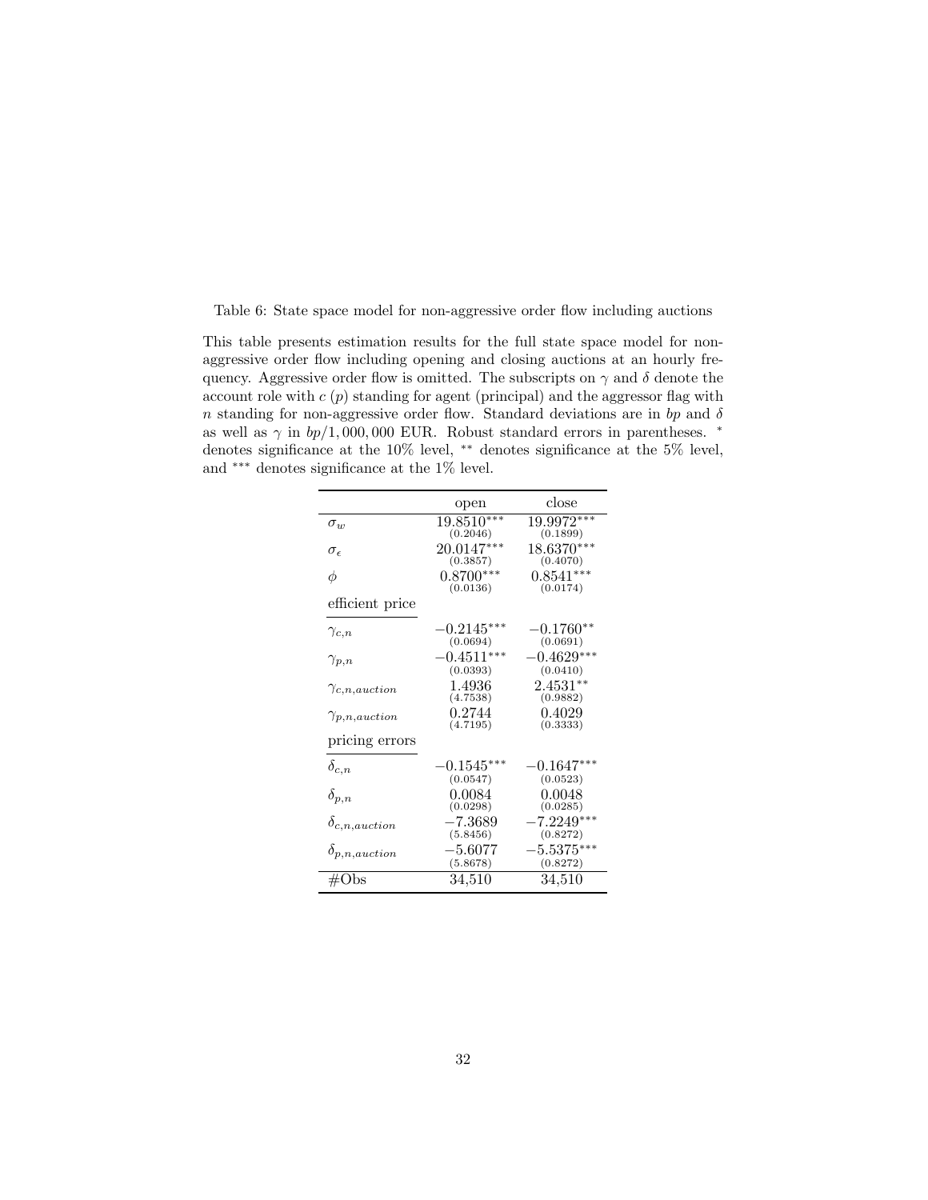Table 6: State space model for non-aggressive order flow including auctions

This table presents estimation results for the full state space model for non-aggressive order flow including opening and closing auctions at an hourly frequency. Aggressive order flow is omitted. The subscripts on $\gamma$ and $\delta$ denote the account role with $c$ ($p$) standing for agent (principal) and the aggressor flag with $n$ standing for non-aggressive order flow. Standard deviations are in *bp* and $\delta$ as well as $\gamma$ in $bp/1,000,000$ EUR. Robust standard errors in parentheses. $^{*}$ denotes significance at the 10% level, $^{**}$ denotes significance at the 5% level, and $^{***}$ denotes significance at the 1% level.

| | open | close |
|---|---|---|
| $\sigma_w$ | $19.8510^{***}$ (0.2046) | $19.9972^{***}$ (0.1899) |
| $\sigma_\epsilon$ | $20.0147^{***}$ (0.3857) | $18.6370^{***}$ (0.4070) |
| $\phi$ | $0.8700^{***}$ (0.0136) | $0.8541^{***}$ (0.0174) |
| efficient price | | |
| $\gamma_{c,n}$ | $-0.2145^{***}$ (0.0694) | $-0.1760^{**}$ (0.0691) |
| $\gamma_{p,n}$ | $-0.4511^{***}$ (0.0393) | $-0.4629^{***}$ (0.0410) |
| $\gamma_{c,n,auction}$ | 1.4936 (4.7538) | $2.4531^{**}$ (0.9882) |
| $\gamma_{p,n,auction}$ | 0.2744 (4.7195) | 0.4029 (0.3333) |
| pricing errors | | |
| $\delta_{c,n}$ | $-0.1545^{***}$ (0.0547) | $-0.1647^{***}$ (0.0523) |
| $\delta_{p,n}$ | 0.0084 (0.0298) | 0.0048 (0.0285) |
| $\delta_{c,n,auction}$ | $-7.3689$ (5.8456) | $-7.2249^{***}$ (0.8272) |
| $\delta_{p,n,auction}$ | $-5.6077$ (5.8678) | $-5.5375^{***}$ (0.8272) |
| #Obs | 34,510 | 34,510 |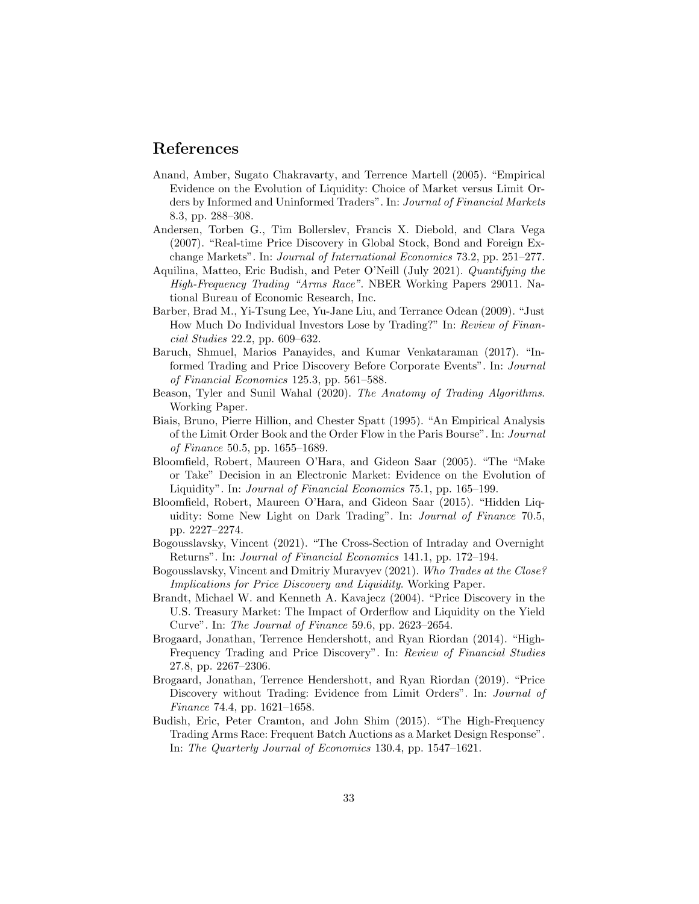# References

Anand, Amber, Sugato Chakravarty, and Terrence Martell (2005). "Empirical Evidence on the Evolution of Liquidity: Choice of Market versus Limit Orders by Informed and Uninformed Traders". In: *Journal of Financial Markets* 8.3, pp. 288–308.

Andersen, Torben G., Tim Bollerslev, Francis X. Diebold, and Clara Vega (2007). "Real-time Price Discovery in Global Stock, Bond and Foreign Exchange Markets". In: *Journal of International Economics* 73.2, pp. 251–277.

Aquilina, Matteo, Eric Budish, and Peter O'Neill (July 2021). *Quantifying the High-Frequency Trading "Arms Race"*. NBER Working Papers 29011. National Bureau of Economic Research, Inc.

Barber, Brad M., Yi-Tsung Lee, Yu-Jane Liu, and Terrance Odean (2009). "Just How Much Do Individual Investors Lose by Trading?" In: *Review of Financial Studies* 22.2, pp. 609–632.

Baruch, Shmuel, Marios Panayides, and Kumar Venkataraman (2017). "Informed Trading and Price Discovery Before Corporate Events". In: *Journal of Financial Economics* 125.3, pp. 561–588.

Beason, Tyler and Sunil Wahal (2020). *The Anatomy of Trading Algorithms*. Working Paper.

Biais, Bruno, Pierre Hillion, and Chester Spatt (1995). "An Empirical Analysis of the Limit Order Book and the Order Flow in the Paris Bourse". In: *Journal of Finance* 50.5, pp. 1655–1689.

Bloomfield, Robert, Maureen O'Hara, and Gideon Saar (2005). "The "Make or Take" Decision in an Electronic Market: Evidence on the Evolution of Liquidity". In: *Journal of Financial Economics* 75.1, pp. 165–199.

Bloomfield, Robert, Maureen O'Hara, and Gideon Saar (2015). "Hidden Liquidity: Some New Light on Dark Trading". In: *Journal of Finance* 70.5, pp. 2227–2274.

Bogousslavsky, Vincent (2021). "The Cross-Section of Intraday and Overnight Returns". In: *Journal of Financial Economics* 141.1, pp. 172–194.

Bogousslavsky, Vincent and Dmitriy Muravyev (2021). *Who Trades at the Close? Implications for Price Discovery and Liquidity*. Working Paper.

Brandt, Michael W. and Kenneth A. Kavajecz (2004). "Price Discovery in the U.S. Treasury Market: The Impact of Orderflow and Liquidity on the Yield Curve". In: *The Journal of Finance* 59.6, pp. 2623–2654.

Brogaard, Jonathan, Terrence Hendershott, and Ryan Riordan (2014). "High-Frequency Trading and Price Discovery". In: *Review of Financial Studies* 27.8, pp. 2267–2306.

Brogaard, Jonathan, Terrence Hendershott, and Ryan Riordan (2019). "Price Discovery without Trading: Evidence from Limit Orders". In: *Journal of Finance* 74.4, pp. 1621–1658.

Budish, Eric, Peter Cramton, and John Shim (2015). "The High-Frequency Trading Arms Race: Frequent Batch Auctions as a Market Design Response". In: *The Quarterly Journal of Economics* 130.4, pp. 1547–1621.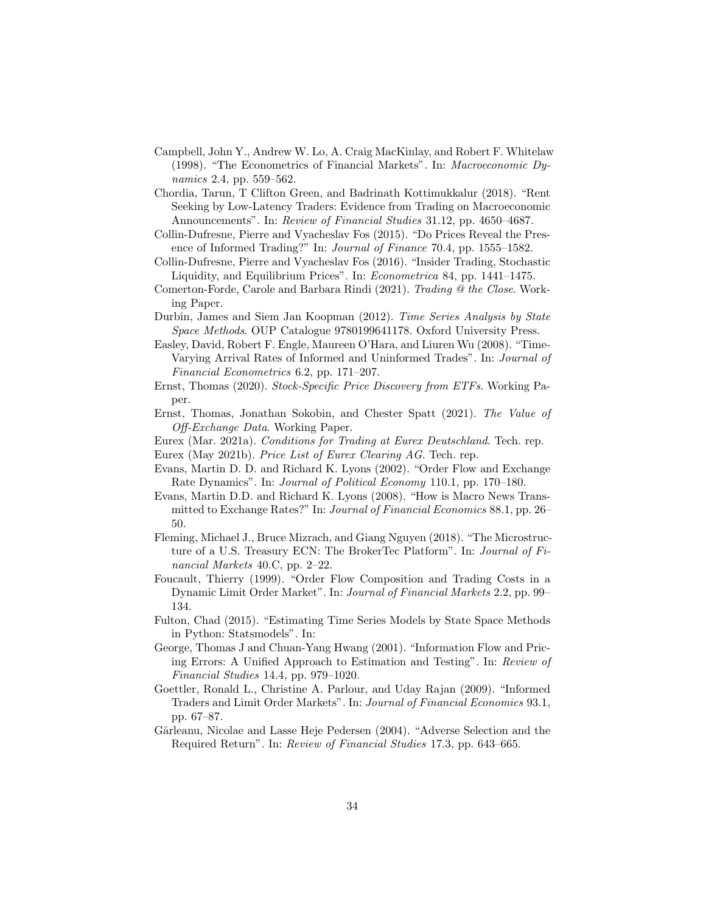Campbell, John Y., Andrew W. Lo, A. Craig MacKinlay, and Robert F. Whitelaw (1998). "The Econometrics of Financial Markets". In: *Macroeconomic Dynamics* 2.4, pp. 559–562.

Chordia, Tarun, T Clifton Green, and Badrinath Kottimukkalur (2018). "Rent Seeking by Low-Latency Traders: Evidence from Trading on Macroeconomic Announcements". In: *Review of Financial Studies* 31.12, pp. 4650–4687.

Collin-Dufresne, Pierre and Vyacheslav Fos (2015). "Do Prices Reveal the Presence of Informed Trading?" In: *Journal of Finance* 70.4, pp. 1555–1582.

Collin-Dufresne, Pierre and Vyacheslav Fos (2016). "Insider Trading, Stochastic Liquidity, and Equilibrium Prices". In: *Econometrica* 84, pp. 1441–1475.

Comerton-Forde, Carole and Barbara Rindi (2021). *Trading @ the Close*. Working Paper.

Durbin, James and Siem Jan Koopman (2012). *Time Series Analysis by State Space Methods*. OUP Catalogue 9780199641178. Oxford University Press.

Easley, David, Robert F. Engle, Maureen O'Hara, and Liuren Wu (2008). "Time-Varying Arrival Rates of Informed and Uninformed Trades". In: *Journal of Financial Econometrics* 6.2, pp. 171–207.

Ernst, Thomas (2020). *Stock-Specific Price Discovery from ETFs*. Working Paper.

Ernst, Thomas, Jonathan Sokobin, and Chester Spatt (2021). *The Value of Off-Exchange Data*. Working Paper.

Eurex (Mar. 2021a). *Conditions for Trading at Eurex Deutschland*. Tech. rep.

Eurex (May 2021b). *Price List of Eurex Clearing AG*. Tech. rep.

Evans, Martin D. D. and Richard K. Lyons (2002). "Order Flow and Exchange Rate Dynamics". In: *Journal of Political Economy* 110.1, pp. 170–180.

Evans, Martin D.D. and Richard K. Lyons (2008). "How is Macro News Transmitted to Exchange Rates?" In: *Journal of Financial Economics* 88.1, pp. 26–50.

Fleming, Michael J., Bruce Mizrach, and Giang Nguyen (2018). "The Microstructure of a U.S. Treasury ECN: The BrokerTec Platform". In: *Journal of Financial Markets* 40.C, pp. 2–22.

Foucault, Thierry (1999). "Order Flow Composition and Trading Costs in a Dynamic Limit Order Market". In: *Journal of Financial Markets* 2.2, pp. 99–134.

Fulton, Chad (2015). "Estimating Time Series Models by State Space Methods in Python: Statsmodels". In:

George, Thomas J and Chuan-Yang Hwang (2001). "Information Flow and Pricing Errors: A Unified Approach to Estimation and Testing". In: *Review of Financial Studies* 14.4, pp. 979–1020.

Goettler, Ronald L., Christine A. Parlour, and Uday Rajan (2009). "Informed Traders and Limit Order Markets". In: *Journal of Financial Economics* 93.1, pp. 67–87.

Gârleanu, Nicolae and Lasse Heje Pedersen (2004). "Adverse Selection and the Required Return". In: *Review of Financial Studies* 17.3, pp. 643–665.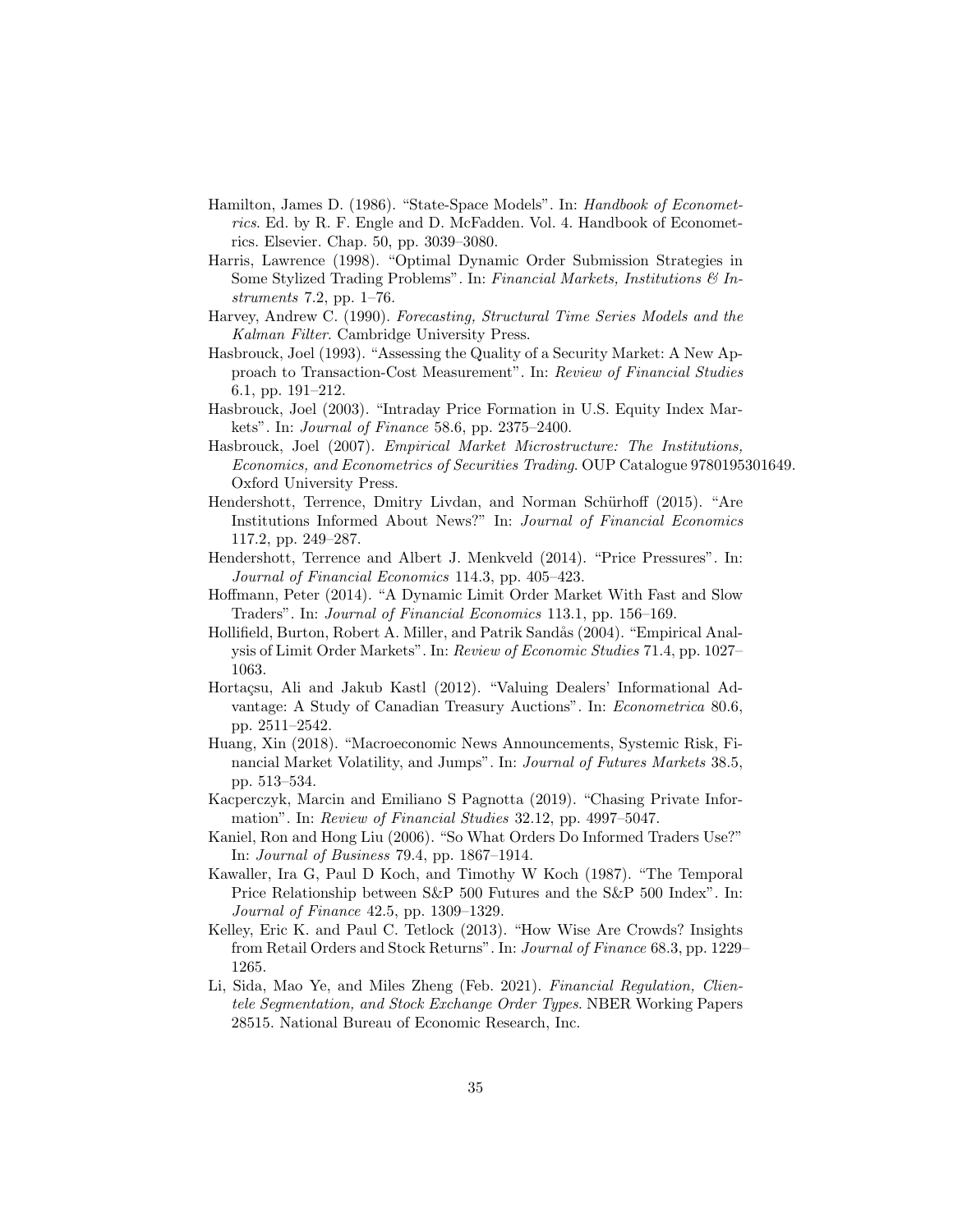Hamilton, James D. (1986). "State-Space Models". In: *Handbook of Econometrics*. Ed. by R. F. Engle and D. McFadden. Vol. 4. Handbook of Econometrics. Elsevier. Chap. 50, pp. 3039–3080.

Harris, Lawrence (1998). "Optimal Dynamic Order Submission Strategies in Some Stylized Trading Problems". In: *Financial Markets, Institutions & Instruments* 7.2, pp. 1–76.

Harvey, Andrew C. (1990). *Forecasting, Structural Time Series Models and the Kalman Filter*. Cambridge University Press.

Hasbrouck, Joel (1993). "Assessing the Quality of a Security Market: A New Approach to Transaction-Cost Measurement". In: *Review of Financial Studies* 6.1, pp. 191–212.

Hasbrouck, Joel (2003). "Intraday Price Formation in U.S. Equity Index Markets". In: *Journal of Finance* 58.6, pp. 2375–2400.

Hasbrouck, Joel (2007). *Empirical Market Microstructure: The Institutions, Economics, and Econometrics of Securities Trading*. OUP Catalogue 9780195301649. Oxford University Press.

Hendershott, Terrence, Dmitry Livdan, and Norman Schürhoff (2015). "Are Institutions Informed About News?" In: *Journal of Financial Economics* 117.2, pp. 249–287.

Hendershott, Terrence and Albert J. Menkveld (2014). "Price Pressures". In: *Journal of Financial Economics* 114.3, pp. 405–423.

Hoffmann, Peter (2014). "A Dynamic Limit Order Market With Fast and Slow Traders". In: *Journal of Financial Economics* 113.1, pp. 156–169.

Hollifield, Burton, Robert A. Miller, and Patrik Sandås (2004). "Empirical Analysis of Limit Order Markets". In: *Review of Economic Studies* 71.4, pp. 1027–1063.

Hortaçsu, Ali and Jakub Kastl (2012). "Valuing Dealers' Informational Advantage: A Study of Canadian Treasury Auctions". In: *Econometrica* 80.6, pp. 2511–2542.

Huang, Xin (2018). "Macroeconomic News Announcements, Systemic Risk, Financial Market Volatility, and Jumps". In: *Journal of Futures Markets* 38.5, pp. 513–534.

Kacperczyk, Marcin and Emiliano S Pagnotta (2019). "Chasing Private Information". In: *Review of Financial Studies* 32.12, pp. 4997–5047.

Kaniel, Ron and Hong Liu (2006). "So What Orders Do Informed Traders Use?" In: *Journal of Business* 79.4, pp. 1867–1914.

Kawaller, Ira G, Paul D Koch, and Timothy W Koch (1987). "The Temporal Price Relationship between S&P 500 Futures and the S&P 500 Index". In: *Journal of Finance* 42.5, pp. 1309–1329.

Kelley, Eric K. and Paul C. Tetlock (2013). "How Wise Are Crowds? Insights from Retail Orders and Stock Returns". In: *Journal of Finance* 68.3, pp. 1229–1265.

Li, Sida, Mao Ye, and Miles Zheng (Feb. 2021). *Financial Regulation, Clientele Segmentation, and Stock Exchange Order Types*. NBER Working Papers 28515. National Bureau of Economic Research, Inc.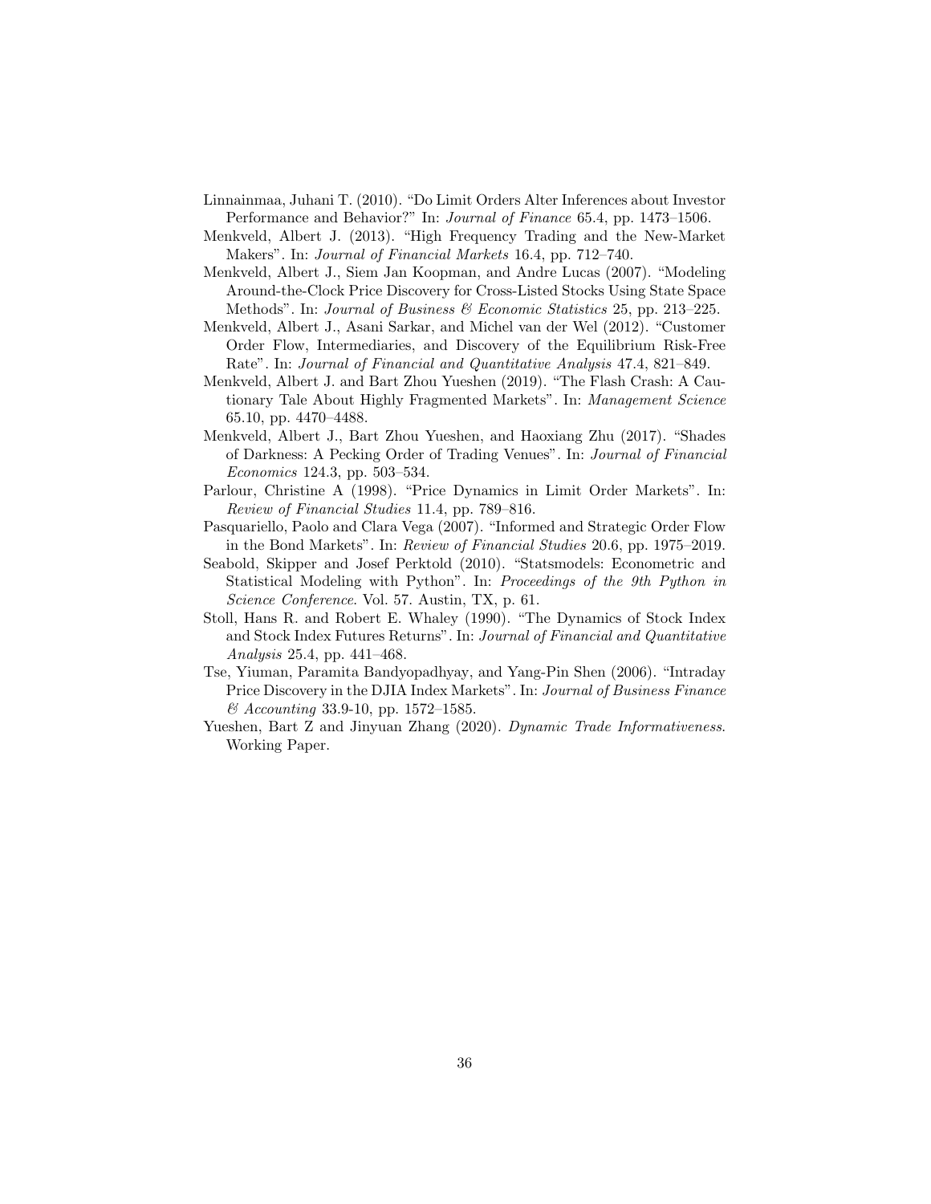Linnainmaa, Juhani T. (2010). "Do Limit Orders Alter Inferences about Investor Performance and Behavior?" In: *Journal of Finance* 65.4, pp. 1473–1506.

Menkveld, Albert J. (2013). "High Frequency Trading and the New-Market Makers". In: *Journal of Financial Markets* 16.4, pp. 712–740.

Menkveld, Albert J., Siem Jan Koopman, and Andre Lucas (2007). "Modeling Around-the-Clock Price Discovery for Cross-Listed Stocks Using State Space Methods". In: *Journal of Business & Economic Statistics* 25, pp. 213–225.

Menkveld, Albert J., Asani Sarkar, and Michel van der Wel (2012). "Customer Order Flow, Intermediaries, and Discovery of the Equilibrium Risk-Free Rate". In: *Journal of Financial and Quantitative Analysis* 47.4, 821–849.

Menkveld, Albert J. and Bart Zhou Yueshen (2019). "The Flash Crash: A Cautionary Tale About Highly Fragmented Markets". In: *Management Science* 65.10, pp. 4470–4488.

Menkveld, Albert J., Bart Zhou Yueshen, and Haoxiang Zhu (2017). "Shades of Darkness: A Pecking Order of Trading Venues". In: *Journal of Financial Economics* 124.3, pp. 503–534.

Parlour, Christine A (1998). "Price Dynamics in Limit Order Markets". In: *Review of Financial Studies* 11.4, pp. 789–816.

Pasquariello, Paolo and Clara Vega (2007). "Informed and Strategic Order Flow in the Bond Markets". In: *Review of Financial Studies* 20.6, pp. 1975–2019.

Seabold, Skipper and Josef Perktold (2010). "Statsmodels: Econometric and Statistical Modeling with Python". In: *Proceedings of the 9th Python in Science Conference*. Vol. 57. Austin, TX, p. 61.

Stoll, Hans R. and Robert E. Whaley (1990). "The Dynamics of Stock Index and Stock Index Futures Returns". In: *Journal of Financial and Quantitative Analysis* 25.4, pp. 441–468.

Tse, Yiuman, Paramita Bandyopadhyay, and Yang-Pin Shen (2006). "Intraday Price Discovery in the DJIA Index Markets". In: *Journal of Business Finance & Accounting* 33.9-10, pp. 1572–1585.

Yueshen, Bart Z and Jinyuan Zhang (2020). *Dynamic Trade Informativeness*. Working Paper.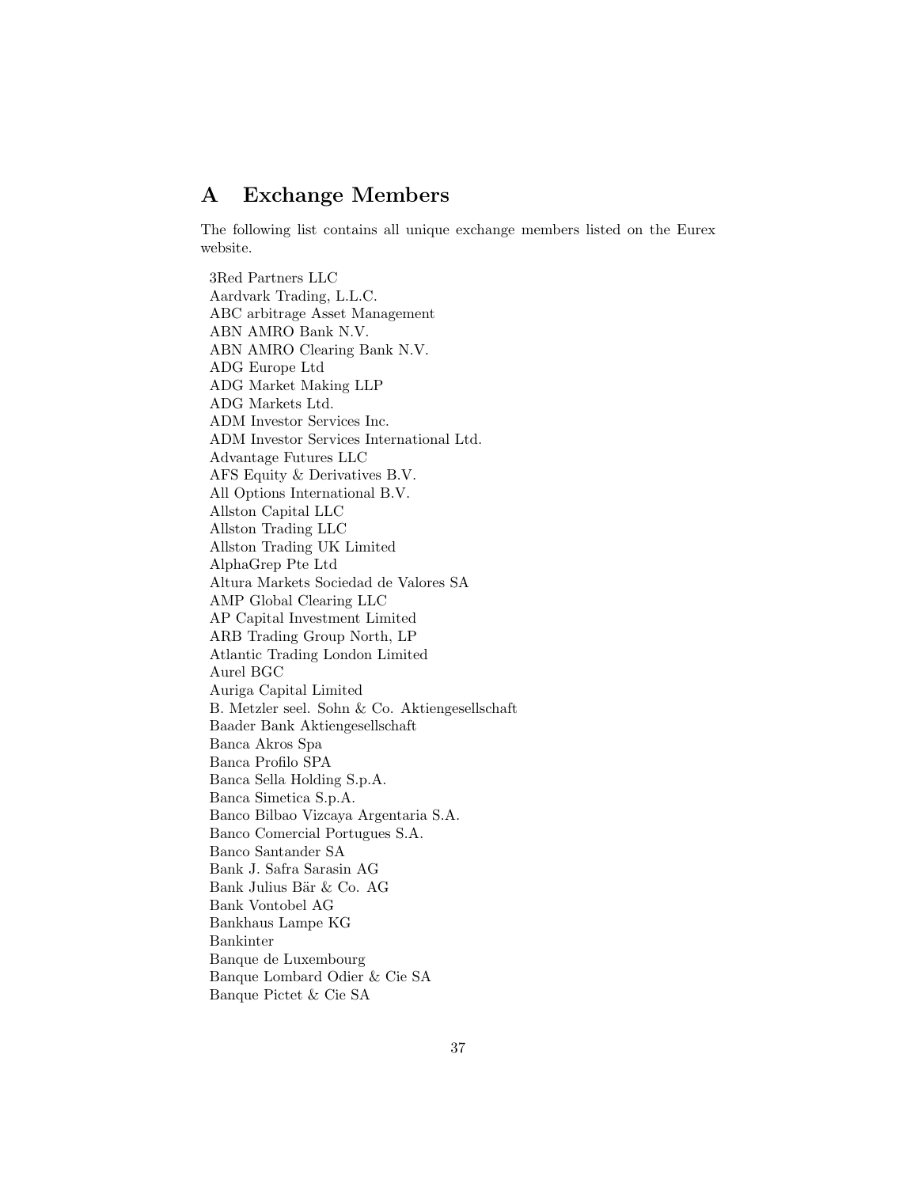# A Exchange Members

The following list contains all unique exchange members listed on the Eurex website.

3Red Partners LLC
Aardvark Trading, L.L.C.
ABC arbitrage Asset Management
ABN AMRO Bank N.V.
ABN AMRO Clearing Bank N.V.
ADG Europe Ltd
ADG Market Making LLP
ADG Markets Ltd.
ADM Investor Services Inc.
ADM Investor Services International Ltd.
Advantage Futures LLC
AFS Equity & Derivatives B.V.
All Options International B.V.
Allston Capital LLC
Allston Trading LLC
Allston Trading UK Limited
AlphaGrep Pte Ltd
Altura Markets Sociedad de Valores SA
AMP Global Clearing LLC
AP Capital Investment Limited
ARB Trading Group North, LP
Atlantic Trading London Limited
Aurel BGC
Auriga Capital Limited
B. Metzler seel. Sohn & Co. Aktiengesellschaft
Baader Bank Aktiengesellschaft
Banca Akros Spa
Banca Profilo SPA
Banca Sella Holding S.p.A.
Banca Simetica S.p.A.
Banco Bilbao Vizcaya Argentaria S.A.
Banco Comercial Portugues S.A.
Banco Santander SA
Bank J. Safra Sarasin AG
Bank Julius Bär & Co. AG
Bank Vontobel AG
Bankhaus Lampe KG
Bankinter
Banque de Luxembourg
Banque Lombard Odier & Cie SA
Banque Pictet & Cie SA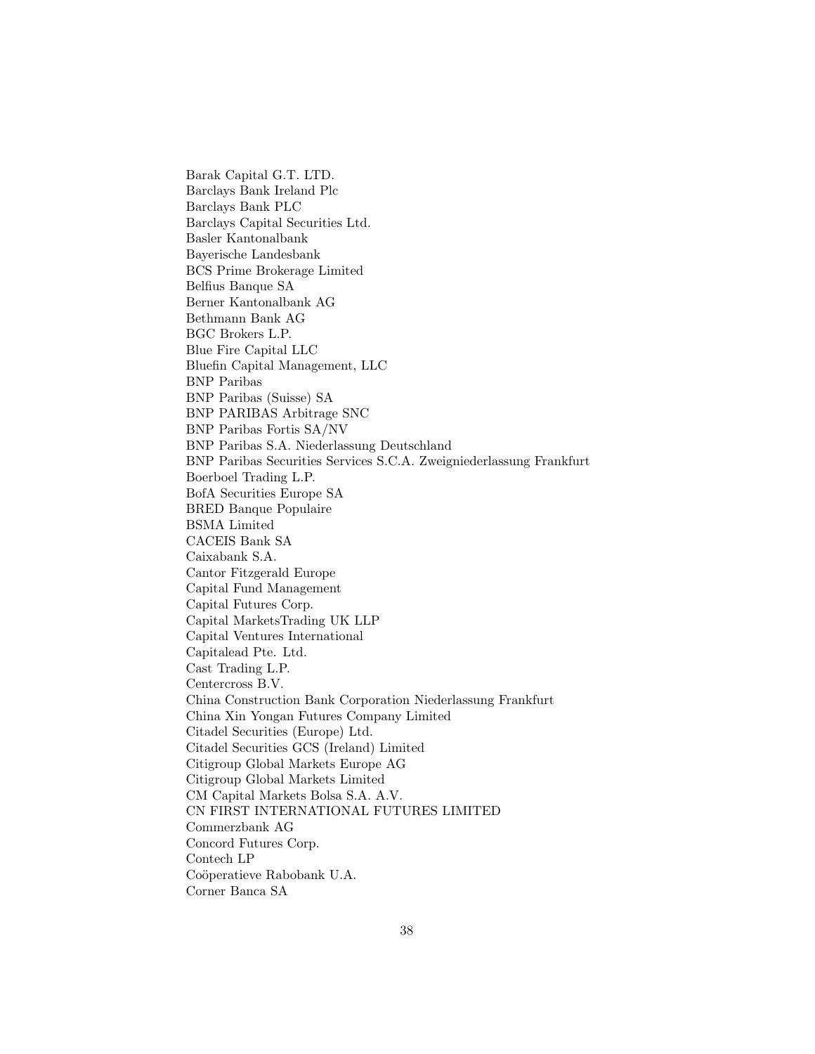Barak Capital G.T. LTD.
Barclays Bank Ireland Plc
Barclays Bank PLC
Barclays Capital Securities Ltd.
Basler Kantonalbank
Bayerische Landesbank
BCS Prime Brokerage Limited
Belfius Banque SA
Berner Kantonalbank AG
Bethmann Bank AG
BGC Brokers L.P.
Blue Fire Capital LLC
Bluefin Capital Management, LLC
BNP Paribas
BNP Paribas (Suisse) SA
BNP PARIBAS Arbitrage SNC
BNP Paribas Fortis SA/NV
BNP Paribas S.A. Niederlassung Deutschland
BNP Paribas Securities Services S.C.A. Zweigniederlassung Frankfurt
Boerboel Trading L.P.
BofA Securities Europe SA
BRED Banque Populaire
BSMA Limited
CACEIS Bank SA
Caixabank S.A.
Cantor Fitzgerald Europe
Capital Fund Management
Capital Futures Corp.
Capital MarketsTrading UK LLP
Capital Ventures International
Capitalead Pte. Ltd.
Cast Trading L.P.
Centercross B.V.
China Construction Bank Corporation Niederlassung Frankfurt
China Xin Yongan Futures Company Limited
Citadel Securities (Europe) Ltd.
Citadel Securities GCS (Ireland) Limited
Citigroup Global Markets Europe AG
Citigroup Global Markets Limited
CM Capital Markets Bolsa S.A. A.V.
CN FIRST INTERNATIONAL FUTURES LIMITED
Commerzbank AG
Concord Futures Corp.
Contech LP
Coöperatieve Rabobank U.A.
Corner Banca SA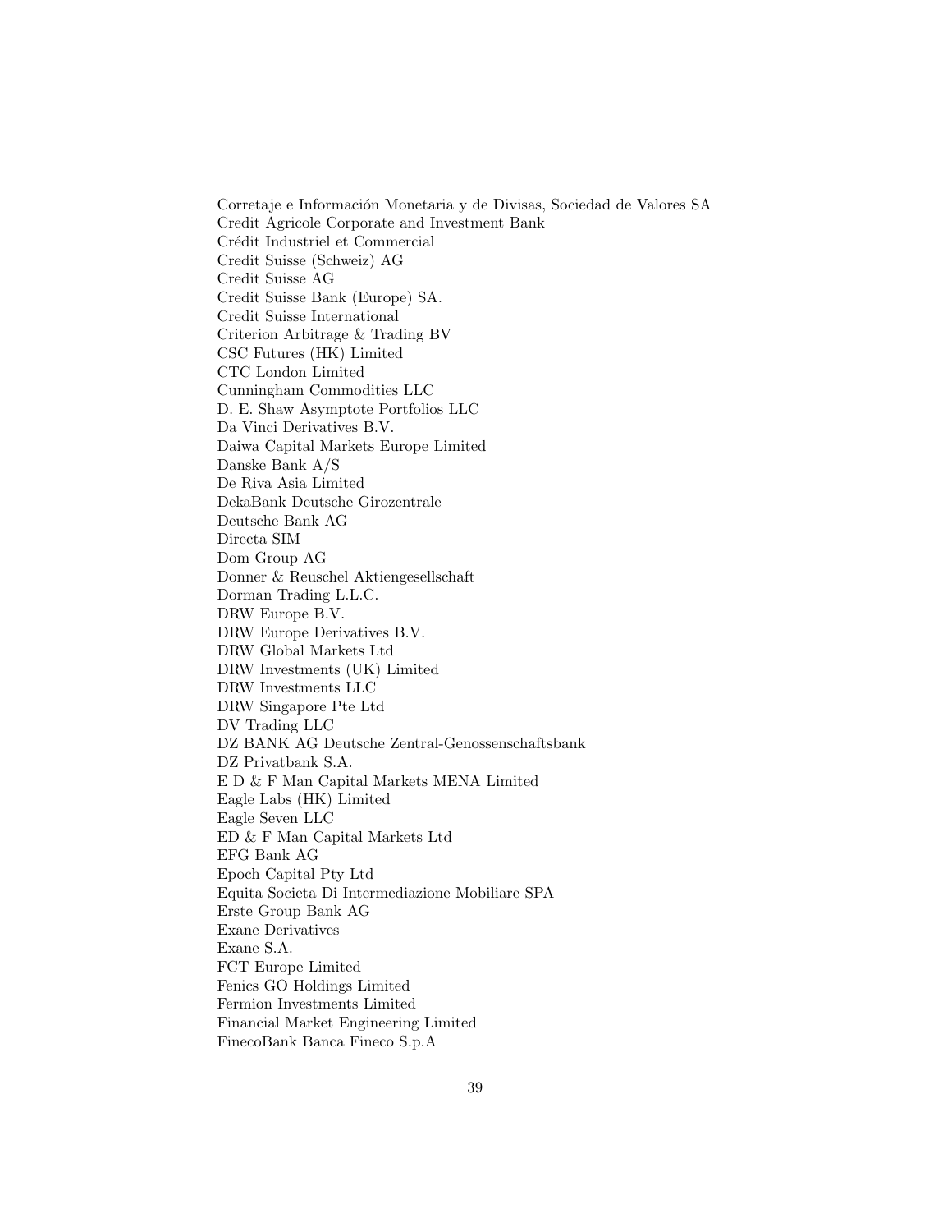Corretaje e Información Monetaria y de Divisas, Sociedad de Valores SA
Credit Agricole Corporate and Investment Bank
Crédit Industriel et Commercial
Credit Suisse (Schweiz) AG
Credit Suisse AG
Credit Suisse Bank (Europe) SA.
Credit Suisse International
Criterion Arbitrage & Trading BV
CSC Futures (HK) Limited
CTC London Limited
Cunningham Commodities LLC
D. E. Shaw Asymptote Portfolios LLC
Da Vinci Derivatives B.V.
Daiwa Capital Markets Europe Limited
Danske Bank A/S
De Riva Asia Limited
DekaBank Deutsche Girozentrale
Deutsche Bank AG
Directa SIM
Dom Group AG
Donner & Reuschel Aktiengesellschaft
Dorman Trading L.L.C.
DRW Europe B.V.
DRW Europe Derivatives B.V.
DRW Global Markets Ltd
DRW Investments (UK) Limited
DRW Investments LLC
DRW Singapore Pte Ltd
DV Trading LLC
DZ BANK AG Deutsche Zentral-Genossenschaftsbank
DZ Privatbank S.A.
E D & F Man Capital Markets MENA Limited
Eagle Labs (HK) Limited
Eagle Seven LLC
ED & F Man Capital Markets Ltd
EFG Bank AG
Epoch Capital Pty Ltd
Equita Societa Di Intermediazione Mobiliare SPA
Erste Group Bank AG
Exane Derivatives
Exane S.A.
FCT Europe Limited
Fenics GO Holdings Limited
Fermion Investments Limited
Financial Market Engineering Limited
FinecoBank Banca Fineco S.p.A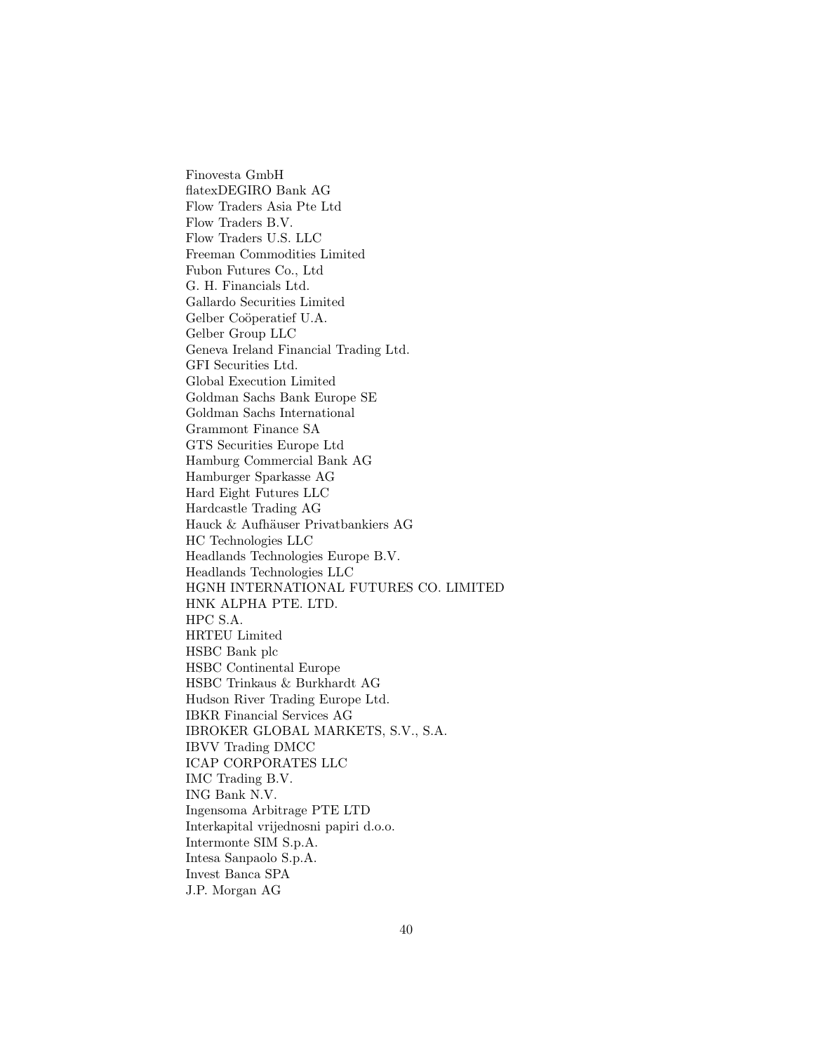Finovesta GmbH
flatexDEGIRO Bank AG
Flow Traders Asia Pte Ltd
Flow Traders B.V.
Flow Traders U.S. LLC
Freeman Commodities Limited
Fubon Futures Co., Ltd
G. H. Financials Ltd.
Gallardo Securities Limited
Gelber Coöperatief U.A.
Gelber Group LLC
Geneva Ireland Financial Trading Ltd.
GFI Securities Ltd.
Global Execution Limited
Goldman Sachs Bank Europe SE
Goldman Sachs International
Grammont Finance SA
GTS Securities Europe Ltd
Hamburg Commercial Bank AG
Hamburger Sparkasse AG
Hard Eight Futures LLC
Hardcastle Trading AG
Hauck & Aufhäuser Privatbankiers AG
HC Technologies LLC
Headlands Technologies Europe B.V.
Headlands Technologies LLC
HGNH INTERNATIONAL FUTURES CO. LIMITED
HNK ALPHA PTE. LTD.
HPC S.A.
HRTEU Limited
HSBC Bank plc
HSBC Continental Europe
HSBC Trinkaus & Burkhardt AG
Hudson River Trading Europe Ltd.
IBKR Financial Services AG
IBROKER GLOBAL MARKETS, S.V., S.A.
IBVV Trading DMCC
ICAP CORPORATES LLC
IMC Trading B.V.
ING Bank N.V.
Ingensoma Arbitrage PTE LTD
Interkapital vrijednosni papiri d.o.o.
Intermonte SIM S.p.A.
Intesa Sanpaolo S.p.A.
Invest Banca SPA
J.P. Morgan AG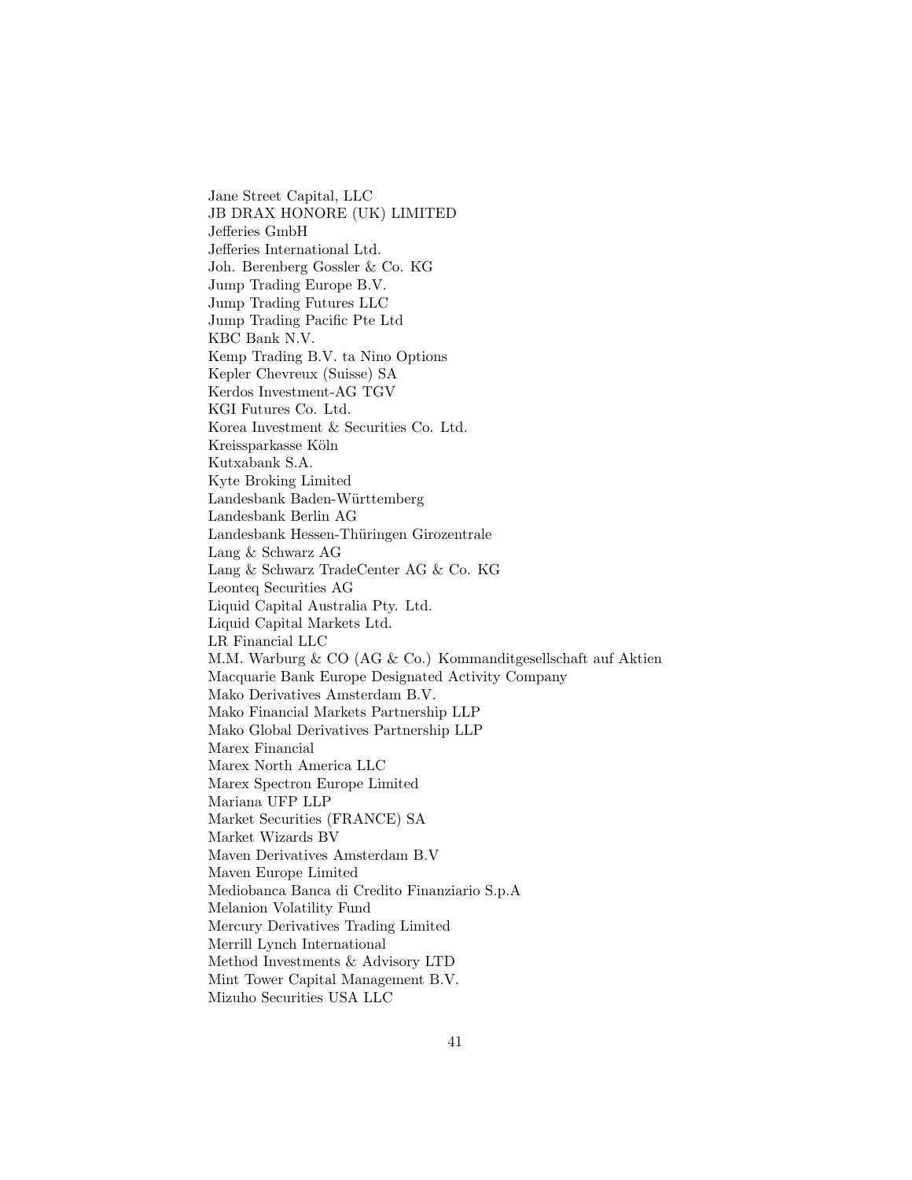Jane Street Capital, LLC
JB DRAX HONORE (UK) LIMITED
Jefferies GmbH
Jefferies International Ltd.
Joh. Berenberg Gossler & Co. KG
Jump Trading Europe B.V.
Jump Trading Futures LLC
Jump Trading Pacific Pte Ltd
KBC Bank N.V.
Kemp Trading B.V. ta Nino Options
Kepler Chevreux (Suisse) SA
Kerdos Investment-AG TGV
KGI Futures Co. Ltd.
Korea Investment & Securities Co. Ltd.
Kreissparkasse Köln
Kutxabank S.A.
Kyte Broking Limited
Landesbank Baden-Württemberg
Landesbank Berlin AG
Landesbank Hessen-Thüringen Girozentrale
Lang & Schwarz AG
Lang & Schwarz TradeCenter AG & Co. KG
Leonteq Securities AG
Liquid Capital Australia Pty. Ltd.
Liquid Capital Markets Ltd.
LR Financial LLC
M.M. Warburg & CO (AG & Co.) Kommanditgesellschaft auf Aktien
Macquarie Bank Europe Designated Activity Company
Mako Derivatives Amsterdam B.V.
Mako Financial Markets Partnership LLP
Mako Global Derivatives Partnership LLP
Marex Financial
Marex North America LLC
Marex Spectron Europe Limited
Mariana UFP LLP
Market Securities (FRANCE) SA
Market Wizards BV
Maven Derivatives Amsterdam B.V
Maven Europe Limited
Mediobanca Banca di Credito Finanziario S.p.A
Melanion Volatility Fund
Mercury Derivatives Trading Limited
Merrill Lynch International
Method Investments & Advisory LTD
Mint Tower Capital Management B.V.
Mizuho Securities USA LLC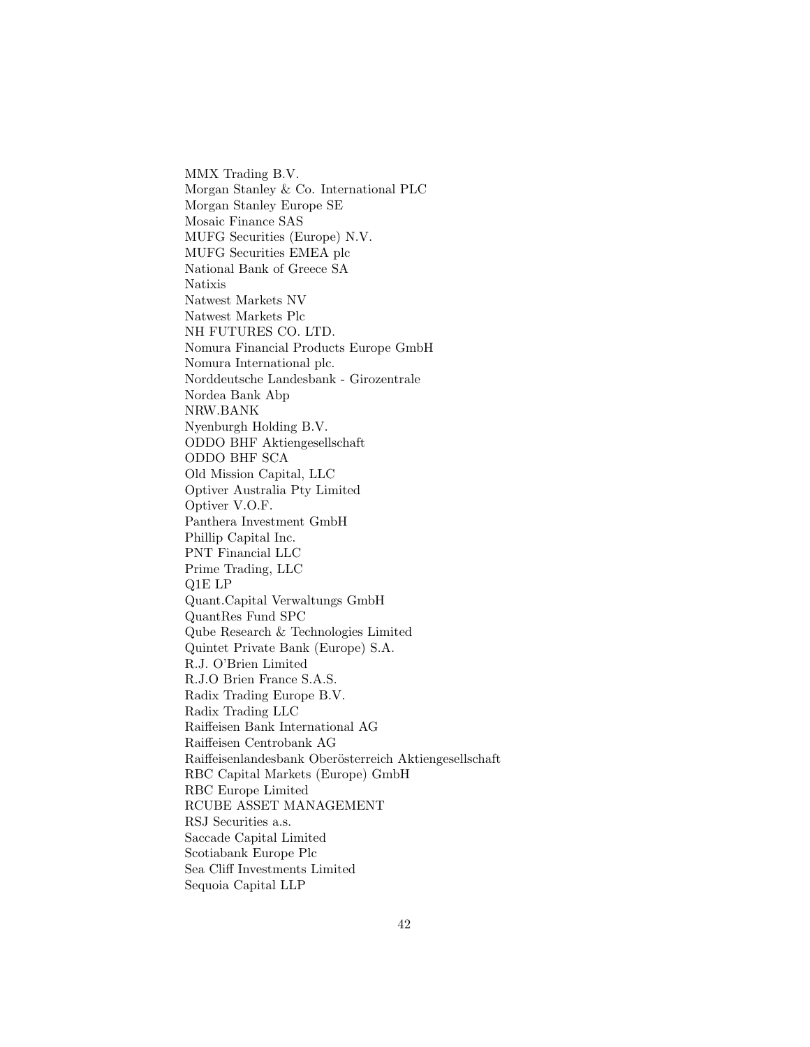MMX Trading B.V.
Morgan Stanley & Co. International PLC
Morgan Stanley Europe SE
Mosaic Finance SAS
MUFG Securities (Europe) N.V.
MUFG Securities EMEA plc
National Bank of Greece SA
Natixis
Natwest Markets NV
Natwest Markets Plc
NH FUTURES CO. LTD.
Nomura Financial Products Europe GmbH
Nomura International plc.
Norddeutsche Landesbank - Girozentrale
Nordea Bank Abp
NRW.BANK
Nyenburgh Holding B.V.
ODDO BHF Aktiengesellschaft
ODDO BHF SCA
Old Mission Capital, LLC
Optiver Australia Pty Limited
Optiver V.O.F.
Panthera Investment GmbH
Phillip Capital Inc.
PNT Financial LLC
Prime Trading, LLC
Q1E LP
Quant.Capital Verwaltungs GmbH
QuantRes Fund SPC
Qube Research & Technologies Limited
Quintet Private Bank (Europe) S.A.
R.J. O'Brien Limited
R.J.O Brien France S.A.S.
Radix Trading Europe B.V.
Radix Trading LLC
Raiffeisen Bank International AG
Raiffeisen Centrobank AG
Raiffeisenlandesbank Oberösterreich Aktiengesellschaft
RBC Capital Markets (Europe) GmbH
RBC Europe Limited
RCUBE ASSET MANAGEMENT
RSJ Securities a.s.
Saccade Capital Limited
Scotiabank Europe Plc
Sea Cliff Investments Limited
Sequoia Capital LLP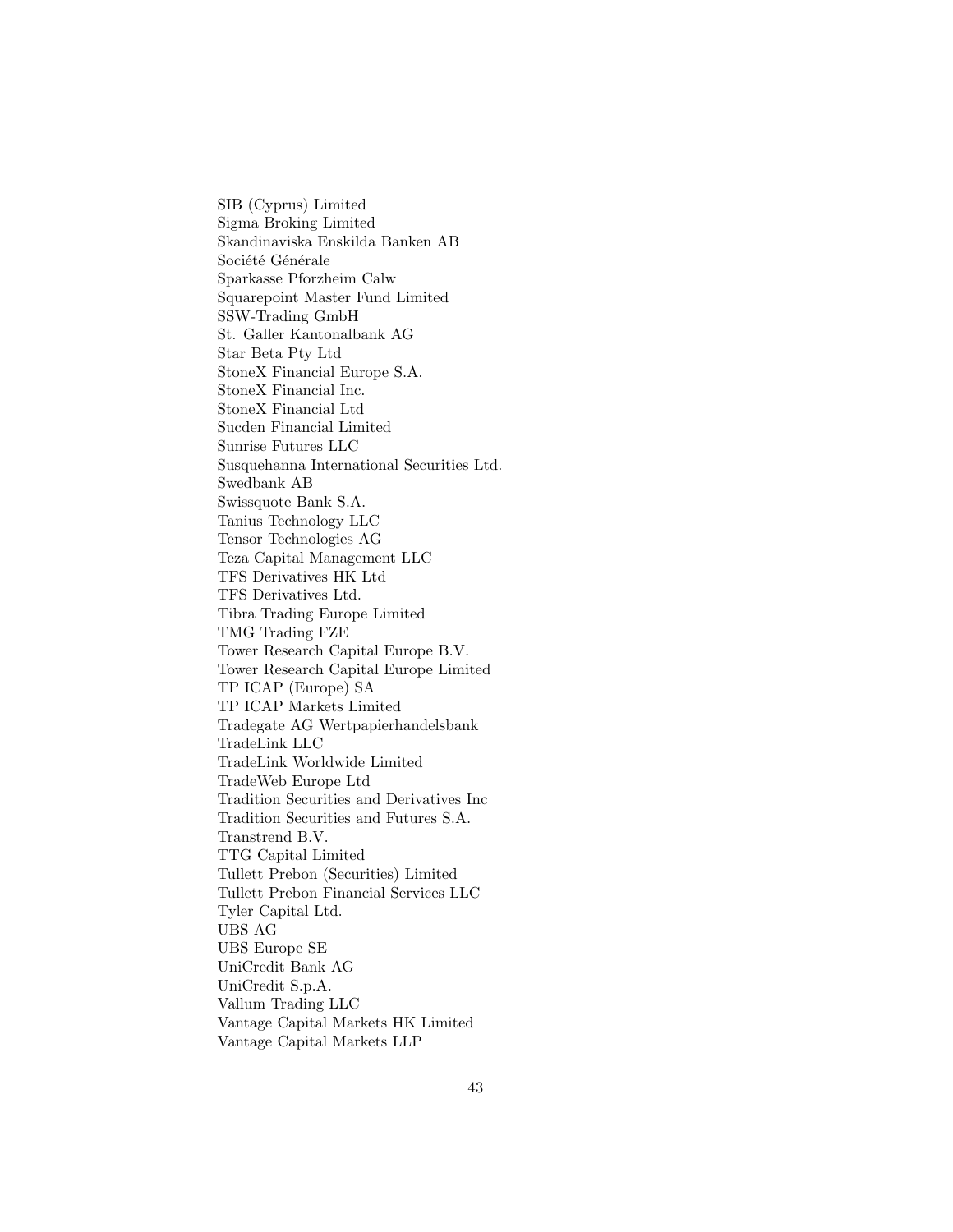SIB (Cyprus) Limited  
Sigma Broking Limited  
Skandinaviska Enskilda Banken AB  
Société Générale  
Sparkasse Pforzheim Calw  
Squarepoint Master Fund Limited  
SSW-Trading GmbH  
St. Galler Kantonalbank AG  
Star Beta Pty Ltd  
StoneX Financial Europe S.A.  
StoneX Financial Inc.  
StoneX Financial Ltd  
Sucden Financial Limited  
Sunrise Futures LLC  
Susquehanna International Securities Ltd.  
Swedbank AB  
Swissquote Bank S.A.  
Tanius Technology LLC  
Tensor Technologies AG  
Teza Capital Management LLC  
TFS Derivatives HK Ltd  
TFS Derivatives Ltd.  
Tibra Trading Europe Limited  
TMG Trading FZE  
Tower Research Capital Europe B.V.  
Tower Research Capital Europe Limited  
TP ICAP (Europe) SA  
TP ICAP Markets Limited  
Tradegate AG Wertpapierhandelsbank  
TradeLink LLC  
TradeLink Worldwide Limited  
TradeWeb Europe Ltd  
Tradition Securities and Derivatives Inc  
Tradition Securities and Futures S.A.  
Transtrend B.V.  
TTG Capital Limited  
Tullett Prebon (Securities) Limited  
Tullett Prebon Financial Services LLC  
Tyler Capital Ltd.  
UBS AG  
UBS Europe SE  
UniCredit Bank AG  
UniCredit S.p.A.  
Vallum Trading LLC  
Vantage Capital Markets HK Limited  
Vantage Capital Markets LLP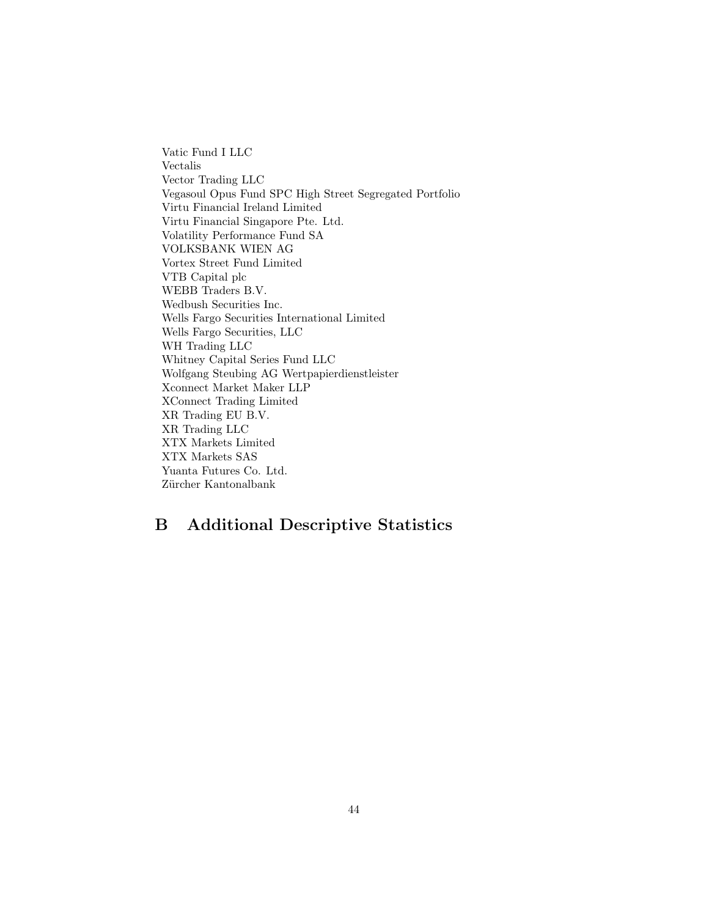Vatic Fund I LLC
Vectalis
Vector Trading LLC
Vegasoul Opus Fund SPC High Street Segregated Portfolio
Virtu Financial Ireland Limited
Virtu Financial Singapore Pte. Ltd.
Volatility Performance Fund SA
VOLKSBANK WIEN AG
Vortex Street Fund Limited
VTB Capital plc
WEBB Traders B.V.
Wedbush Securities Inc.
Wells Fargo Securities International Limited
Wells Fargo Securities, LLC
WH Trading LLC
Whitney Capital Series Fund LLC
Wolfgang Steubing AG Wertpapierdienstleister
Xconnect Market Maker LLP
XConnect Trading Limited
XR Trading EU B.V.
XR Trading LLC
XTX Markets Limited
XTX Markets SAS
Yuanta Futures Co. Ltd.
Zürcher Kantonalbank

# B Additional Descriptive Statistics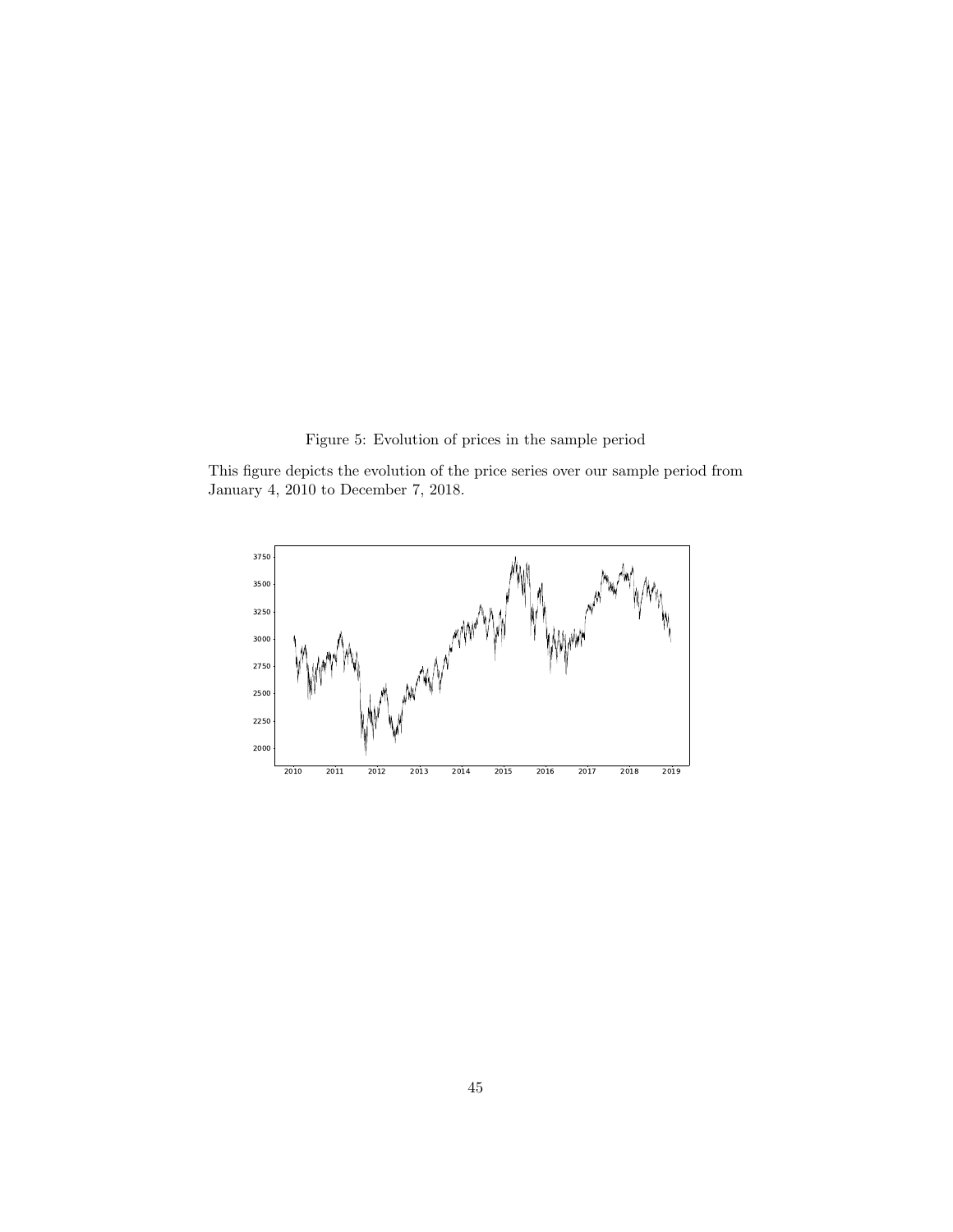Figure 5: Evolution of prices in the sample period

This figure depicts the evolution of the price series over our sample period from January 4, 2010 to December 7, 2018.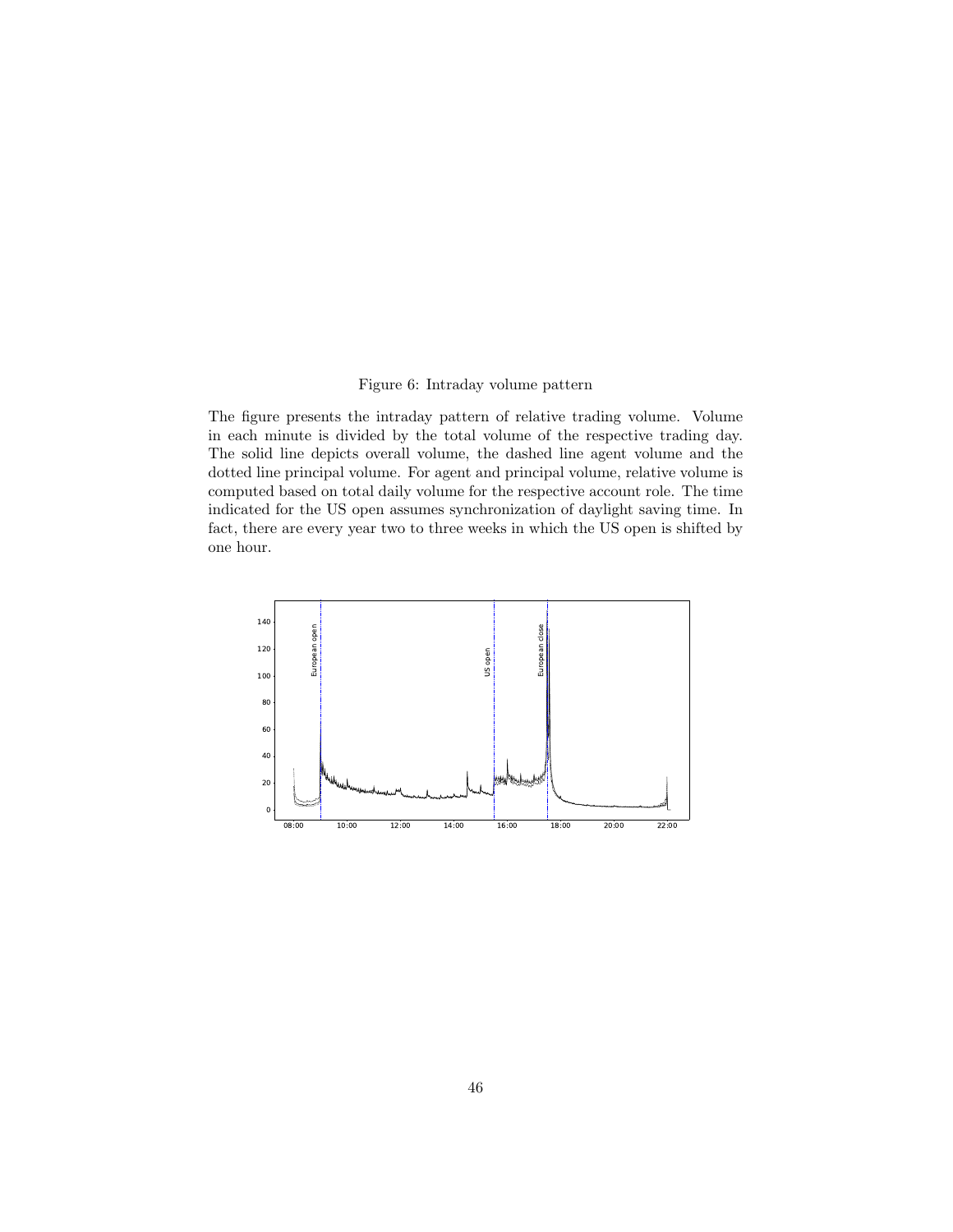Figure 6: Intraday volume pattern

The figure presents the intraday pattern of relative trading volume. Volume in each minute is divided by the total volume of the respective trading day. The solid line depicts overall volume, the dashed line agent volume and the dotted line principal volume. For agent and principal volume, relative volume is computed based on total daily volume for the respective account role. The time indicated for the US open assumes synchronization of daylight saving time. In fact, there are every year two to three weeks in which the US open is shifted by one hour.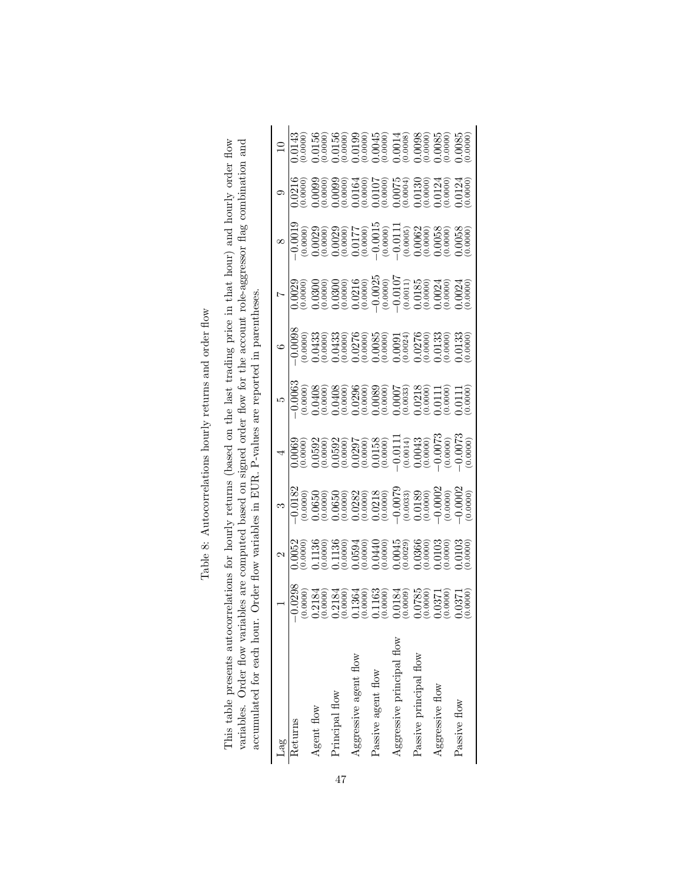Table 8: Autocorrelations hourly returns and order flow

This table presents autocorrelations for hourly returns (based on the last trading price in that hour) and hourly order flow variables. Order flow variables are computed based on signed order flow for the account role-aggressor flag combination and accumulated for each hour. Order flow variables in EUR. P-values are reported in parentheses.

| Lag | 1 | 2 | 3 | 4 | 5 | 6 | 7 | 8 | 9 | 10 |
|---|---|---|---|---|---|---|---|---|---|---|
| Returns | −0.0298 | 0.0052 | −0.0182 | 0.0069 | −0.0063 | −0.0098 | 0.0029 | −0.0019 | 0.0216 | 0.0143 |
| | (0.0000) | (0.0000) | (0.0000) | (0.0000) | (0.0000) | (0.0000) | (0.0000) | (0.0000) | (0.0000) | (0.0000) |
| Agent flow | 0.2184 | 0.1136 | 0.0650 | 0.0592 | 0.0408 | 0.0433 | 0.0300 | 0.0029 | 0.0099 | 0.0156 |
| | (0.0000) | (0.0000) | (0.0000) | (0.0000) | (0.0000) | (0.0000) | (0.0000) | (0.0000) | (0.0000) | (0.0000) |
| Principal flow | 0.2184 | 0.1136 | 0.0650 | 0.0592 | 0.0408 | 0.0433 | 0.0300 | 0.0029 | 0.0099 | 0.0156 |
| | (0.0000) | (0.0000) | (0.0000) | (0.0000) | (0.0000) | (0.0000) | (0.0000) | (0.0000) | (0.0000) | (0.0000) |
| Aggressive agent flow | 0.1364 | 0.0594 | 0.0282 | 0.0297 | 0.0296 | 0.0276 | 0.0216 | 0.0177 | 0.0164 | 0.0199 |
| | (0.0000) | (0.0000) | (0.0000) | (0.0000) | (0.0000) | (0.0000) | (0.0000) | (0.0000) | (0.0000) | (0.0000) |
| Passive agent flow | 0.1163 | 0.0440 | 0.0218 | 0.0158 | 0.0089 | 0.0085 | −0.0025 | −0.0015 | 0.0107 | 0.0045 |
| | (0.0000) | (0.0000) | (0.0000) | (0.0000) | (0.0000) | (0.0000) | (0.0000) | (0.0000) | (0.0000) | (0.0000) |
| Aggressive principal flow | 0.0184 | 0.0045 | −0.0079 | −0.0111 | 0.0007 | 0.0091 | −0.0107 | −0.0111 | 0.0075 | 0.0014 |
| | (0.0009) | (0.0029) | (0.0033) | (0.0014) | (0.0033) | (0.0024) | (0.0011) | (0.0005) | (0.0004) | (0.0008) |
| Passive principal flow | 0.0785 | 0.0366 | 0.0189 | 0.0043 | 0.0218 | 0.0276 | 0.0185 | 0.0062 | 0.0130 | 0.0098 |
| | (0.0000) | (0.0000) | (0.0000) | (0.0000) | (0.0000) | (0.0000) | (0.0000) | (0.0000) | (0.0000) | (0.0000) |
| Aggressive flow | 0.0371 | 0.0103 | −0.0002 | −0.0073 | 0.0111 | 0.0133 | 0.0024 | 0.0058 | 0.0124 | 0.0085 |
| | (0.0000) | (0.0000) | (0.0000) | (0.0000) | (0.0000) | (0.0000) | (0.0000) | (0.0000) | (0.0000) | (0.0000) |
| Passive flow | 0.0371 | 0.0103 | −0.0002 | −0.0073 | 0.0111 | 0.0133 | 0.0024 | 0.0058 | 0.0124 | 0.0085 |
| | (0.0000) | (0.0000) | (0.0000) | (0.0000) | (0.0000) | (0.0000) | (0.0000) | (0.0000) | (0.0000) | (0.0000) |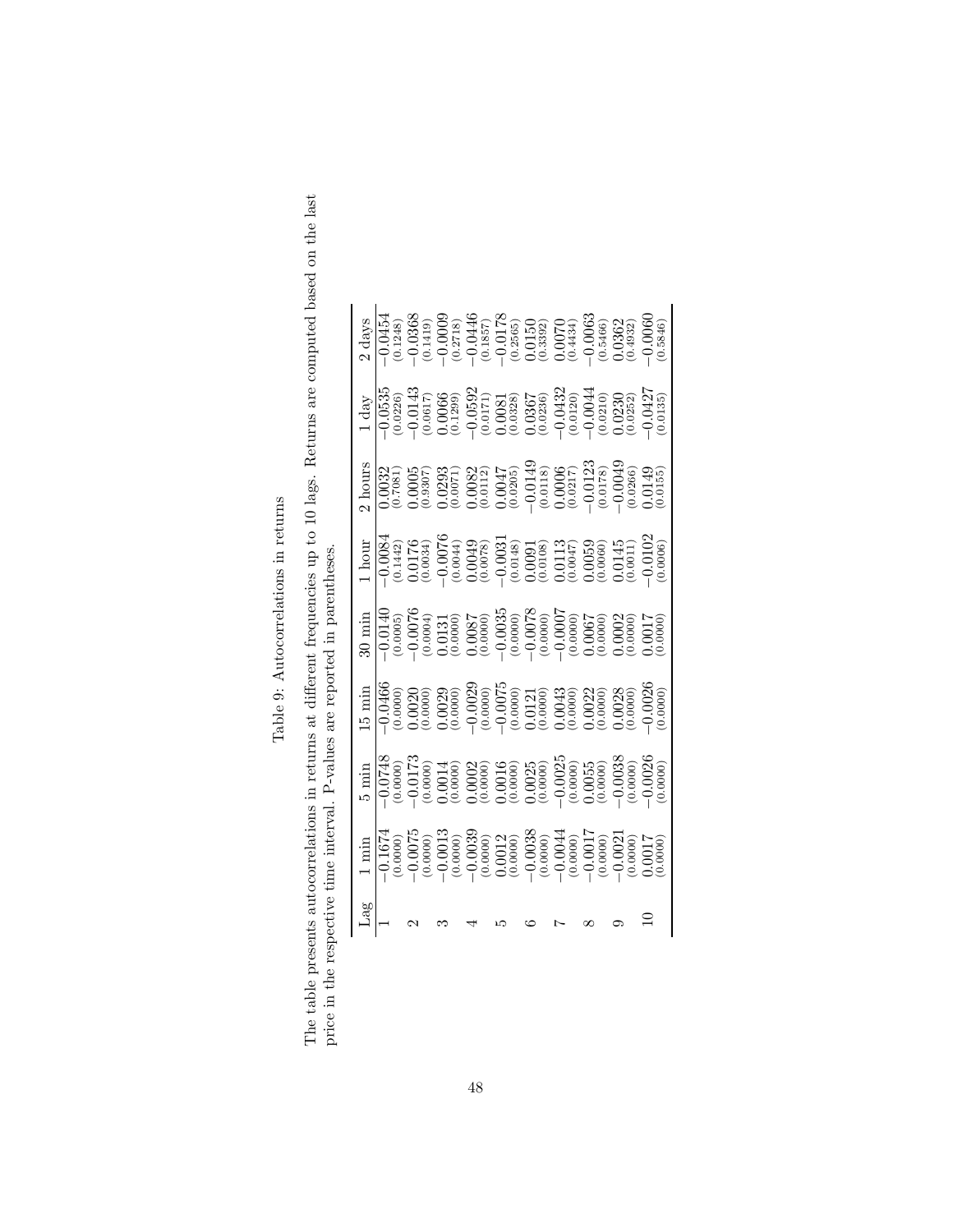Table 9: Autocorrelations in returns

The table presents autocorrelations in returns at different frequencies up to 10 lags. Returns are computed based on the last price in the respective time interval. P-values are reported in parentheses.

| Lag | 1 min | 5 min | 15 min | 30 min | 1 hour | 2 hours | 1 day | 2 days |
|---|---|---|---|---|---|---|---|---|
| 1 | −0.1674 | −0.0748 | −0.0466 | −0.0140 | −0.0084 | 0.0032 | −0.0535 | −0.0454 |
| | (0.0000) | (0.0000) | (0.0000) | (0.0005) | (0.1442) | (0.7081) | (0.0226) | (0.1248) |
| 2 | −0.0075 | −0.0173 | 0.0020 | −0.0076 | 0.0176 | 0.0005 | −0.0143 | −0.0368 |
| | (0.0000) | (0.0000) | (0.0000) | (0.0004) | (0.0034) | (0.9307) | (0.0617) | (0.1419) |
| 3 | −0.0013 | 0.0014 | 0.0029 | 0.0131 | −0.0076 | 0.0293 | 0.0066 | −0.0009 |
| | (0.0000) | (0.0000) | (0.0000) | (0.0000) | (0.0044) | (0.0071) | (0.1299) | (0.2718) |
| 4 | −0.0039 | 0.0002 | −0.0029 | 0.0087 | 0.0049 | 0.0082 | −0.0592 | −0.0446 |
| | (0.0000) | (0.0000) | (0.0000) | (0.0000) | (0.0078) | (0.0112) | (0.0171) | (0.1857) |
| 5 | 0.0012 | 0.0016 | −0.0075 | −0.0035 | −0.0031 | 0.0047 | 0.0081 | −0.0178 |
| | (0.0000) | (0.0000) | (0.0000) | (0.0000) | (0.0148) | (0.0205) | (0.0328) | (0.2565) |
| 6 | −0.0038 | 0.0025 | 0.0121 | −0.0078 | 0.0091 | −0.0149 | 0.0367 | 0.0150 |
| | (0.0000) | (0.0000) | (0.0000) | (0.0000) | (0.0108) | (0.0118) | (0.0236) | (0.3392) |
| 7 | −0.0044 | −0.0025 | 0.0043 | −0.0007 | 0.0113 | 0.0006 | −0.0432 | 0.0070 |
| | (0.0000) | (0.0000) | (0.0000) | (0.0000) | (0.0047) | (0.0217) | (0.0120) | (0.4434) |
| 8 | −0.0017 | 0.0055 | 0.0022 | 0.0067 | 0.0059 | −0.0123 | −0.0044 | −0.0063 |
| | (0.0000) | (0.0000) | (0.0000) | (0.0000) | (0.0060) | (0.0178) | (0.0210) | (0.5466) |
| 9 | −0.0021 | −0.0038 | 0.0028 | 0.0002 | 0.0145 | −0.0049 | 0.0230 | 0.0362 |
| | (0.0000) | (0.0000) | (0.0000) | (0.0000) | (0.0011) | (0.0266) | (0.0252) | (0.4932) |
| 10 | 0.0017 | −0.0026 | −0.0026 | 0.0017 | −0.0102 | 0.0149 | −0.0427 | −0.0060 |
| | (0.0000) | (0.0000) | (0.0000) | (0.0000) | (0.0006) | (0.0155) | (0.0135) | (0.5846) |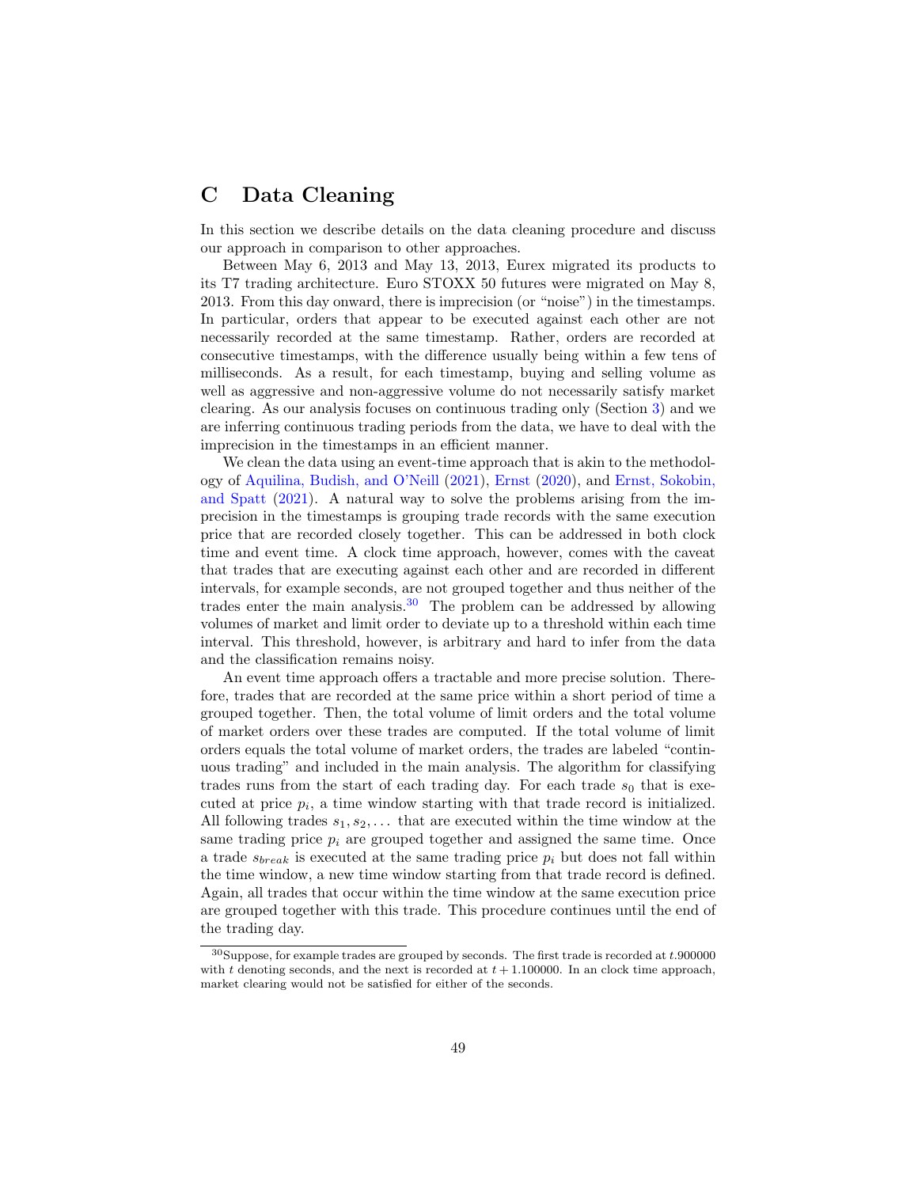# C Data Cleaning

In this section we describe details on the data cleaning procedure and discuss our approach in comparison to other approaches.

Between May 6, 2013 and May 13, 2013, Eurex migrated its products to its T7 trading architecture. Euro STOXX 50 futures were migrated on May 8, 2013. From this day onward, there is imprecision (or "noise") in the timestamps. In particular, orders that appear to be executed against each other are not necessarily recorded at the same timestamp. Rather, orders are recorded at consecutive timestamps, with the difference usually being within a few tens of milliseconds. As a result, for each timestamp, buying and selling volume as well as aggressive and non-aggressive volume do not necessarily satisfy market clearing. As our analysis focuses on continuous trading only (Section 3) and we are inferring continuous trading periods from the data, we have to deal with the imprecision in the timestamps in an efficient manner.

We clean the data using an event-time approach that is akin to the methodology of Aquilina, Budish, and O'Neill (2021), Ernst (2020), and Ernst, Sokobin, and Spatt (2021). A natural way to solve the problems arising from the imprecision in the timestamps is grouping trade records with the same execution price that are recorded closely together. This can be addressed in both clock time and event time. A clock time approach, however, comes with the caveat that trades that are executing against each other and are recorded in different intervals, for example seconds, are not grouped together and thus neither of the trades enter the main analysis.[30] The problem can be addressed by allowing volumes of market and limit order to deviate up to a threshold within each time interval. This threshold, however, is arbitrary and hard to infer from the data and the classification remains noisy.

An event time approach offers a tractable and more precise solution. Therefore, trades that are recorded at the same price within a short period of time a grouped together. Then, the total volume of limit orders and the total volume of market orders over these trades are computed. If the total volume of limit orders equals the total volume of market orders, the trades are labeled "continuous trading" and included in the main analysis. The algorithm for classifying trades runs from the start of each trading day. For each trade $s_0$ that is executed at price $p_i$, a time window starting with that trade record is initialized. All following trades $s_1, s_2, \ldots$ that are executed within the time window at the same trading price $p_i$ are grouped together and assigned the same time. Once a trade $s_{break}$ is executed at the same trading price $p_i$ but does not fall within the time window, a new time window starting from that trade record is defined. Again, all trades that occur within the time window at the same execution price are grouped together with this trade. This procedure continues until the end of the trading day.

[30] Suppose, for example trades are grouped by seconds. The first trade is recorded at $t.900000$ with $t$ denoting seconds, and the next is recorded at $t + 1.100000$. In an clock time approach, market clearing would not be satisfied for either of the seconds.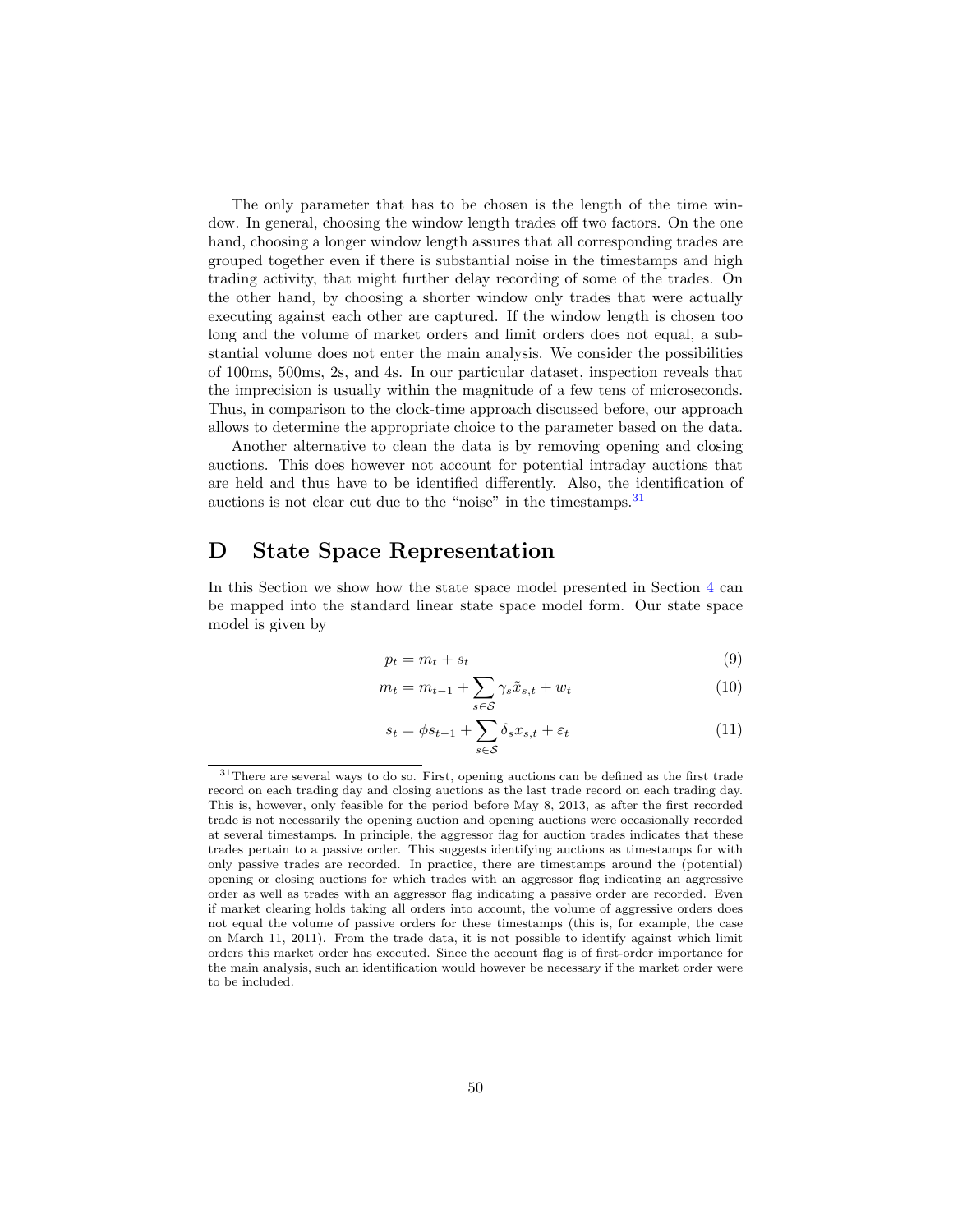The only parameter that has to be chosen is the length of the time window. In general, choosing the window length trades off two factors. On the one hand, choosing a longer window length assures that all corresponding trades are grouped together even if there is substantial noise in the timestamps and high trading activity, that might further delay recording of some of the trades. On the other hand, by choosing a shorter window only trades that were actually executing against each other are captured. If the window length is chosen too long and the volume of market orders and limit orders does not equal, a substantial volume does not enter the main analysis. We consider the possibilities of 100ms, 500ms, 2s, and 4s. In our particular dataset, inspection reveals that the imprecision is usually within the magnitude of a few tens of microseconds. Thus, in comparison to the clock-time approach discussed before, our approach allows to determine the appropriate choice to the parameter based on the data.

Another alternative to clean the data is by removing opening and closing auctions. This does however not account for potential intraday auctions that are held and thus have to be identified differently. Also, the identification of auctions is not clear cut due to the "noise" in the timestamps.[31]

# D State Space Representation

In this Section we show how the state space model presented in Section 4 can be mapped into the standard linear state space model form. Our state space model is given by

$$p_t = m_t + s_t \tag{9}$$

$$m_t = m_{t-1} + \sum_{s \in \mathcal{S}} \gamma_s \tilde{x}_{s,t} + w_t \tag{10}$$

$$s_t = \phi s_{t-1} + \sum_{s \in \mathcal{S}} \delta_s x_{s,t} + \varepsilon_t \tag{11}$$

[31] There are several ways to do so. First, opening auctions can be defined as the first trade record on each trading day and closing auctions as the last trade record on each trading day. This is, however, only feasible for the period before May 8, 2013, as after the first recorded trade is not necessarily the opening auction and opening auctions were occasionally recorded at several timestamps. In principle, the aggressor flag for auction trades indicates that these trades pertain to a passive order. This suggests identifying auctions as timestamps for with only passive trades are recorded. In practice, there are timestamps around the (potential) opening or closing auctions for which trades with an aggressor flag indicating an aggressive order as well as trades with an aggressor flag indicating a passive order are recorded. Even if market clearing holds taking all orders into account, the volume of aggressive orders does not equal the volume of passive orders for these timestamps (this is, for example, the case on March 11, 2011). From the trade data, it is not possible to identify against which limit orders this market order has executed. Since the account flag is of first-order importance for the main analysis, such an identification would however be necessary if the market order were to be included.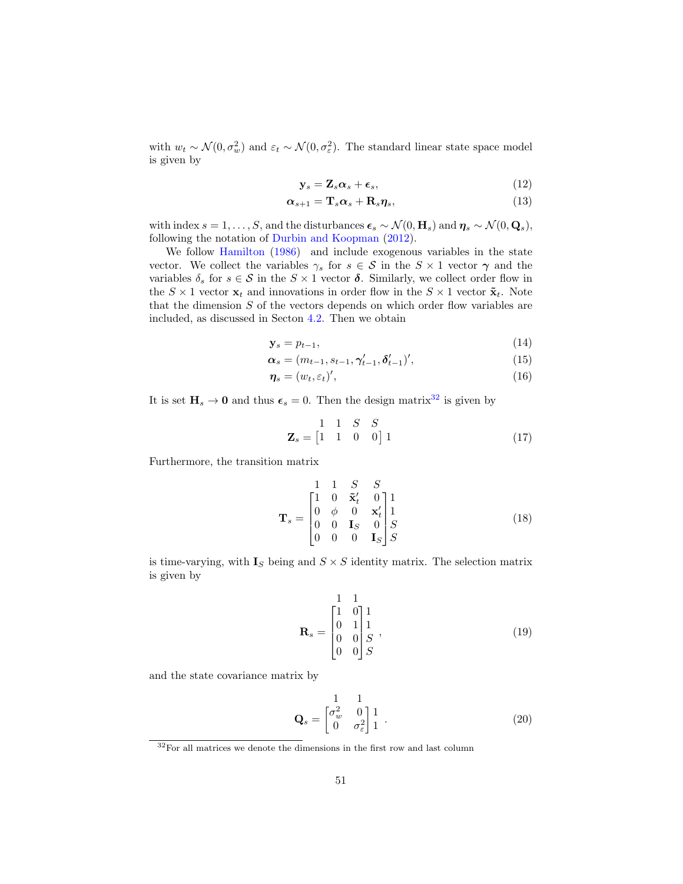with $w_t \sim \mathcal{N}(0, \sigma_w^2)$ and $\varepsilon_t \sim \mathcal{N}(0, \sigma_\varepsilon^2)$. The standard linear state space model is given by

$$\mathbf{y}_s = \mathbf{Z}_s \boldsymbol{\alpha}_s + \boldsymbol{\epsilon}_s, \tag{12}$$

$$\boldsymbol{\alpha}_{s+1} = \mathbf{T}_s \boldsymbol{\alpha}_s + \mathbf{R}_s \boldsymbol{\eta}_s, \tag{13}$$

with index $s = 1, \ldots, S$, and the disturbances $\boldsymbol{\epsilon}_s \sim \mathcal{N}(0, \mathbf{H}_s)$ and $\boldsymbol{\eta}_s \sim \mathcal{N}(0, \mathbf{Q}_s)$, following the notation of Durbin and Koopman (2012).

We follow Hamilton (1986) and include exogenous variables in the state vector. We collect the variables $\gamma_s$ for $s \in \mathcal{S}$ in the $S \times 1$ vector $\boldsymbol{\gamma}$ and the variables $\delta_s$ for $s \in \mathcal{S}$ in the $S \times 1$ vector $\boldsymbol{\delta}$. Similarly, we collect order flow in the $S \times 1$ vector $\mathbf{x}_t$ and innovations in order flow in the $S \times 1$ vector $\tilde{\mathbf{x}}_t$. Note that the dimension $S$ of the vectors depends on which order flow variables are included, as discussed in Secton 4.2. Then we obtain

$$\mathbf{y}_s = p_{t-1}, \tag{14}$$

$$\boldsymbol{\alpha}_s = (m_{t-1}, s_{t-1}, \boldsymbol{\gamma}_{t-1}', \boldsymbol{\delta}_{t-1}')', \tag{15}$$

$$\boldsymbol{\eta}_s = (w_t, \varepsilon_t)', \tag{16}$$

It is set $\mathbf{H}_s \to \mathbf{0}$ and thus $\boldsymbol{\epsilon}_s = 0$. Then the design matrix[32] is given by

$$\mathbf{Z}_s = \overset{\begin{matrix} 1 & 1 & S & S \end{matrix}}{\begin{bmatrix} 1 & 1 & 0 & 0 \end{bmatrix}} \, 1 \tag{17}$$

Furthermore, the transition matrix

$$\mathbf{T}_s = \begin{array}{c} \begin{matrix} 1 & 1 & S & S \end{matrix} \\ \begin{bmatrix} 1 & 0 & \tilde{\mathbf{x}}_t' & 0 \\ 0 & \phi & 0 & \mathbf{x}_t' \\ 0 & 0 & \mathbf{I}_S & 0 \\ 0 & 0 & 0 & \mathbf{I}_S \end{bmatrix} \end{array} \begin{matrix} 1 \\ 1 \\ S \\ S \end{matrix} \tag{18}$$

is time-varying, with $\mathbf{I}_S$ being and $S \times S$ identity matrix. The selection matrix is given by

$$\mathbf{R}_s = \begin{array}{c} \begin{matrix} 1 & 1 \end{matrix} \\ \begin{bmatrix} 1 & 0 \\ 0 & 1 \\ 0 & 0 \\ 0 & 0 \end{bmatrix} \end{array} \begin{matrix} 1 \\ 1 \\ S \\ S \end{matrix}, \tag{19}$$

and the state covariance matrix by

$$\mathbf{Q}_s = \begin{array}{c} \begin{matrix} 1 & 1 \end{matrix} \\ \begin{bmatrix} \sigma_w^2 & 0 \\ 0 & \sigma_\varepsilon^2 \end{bmatrix} \end{array} \begin{matrix} 1 \\ 1 \end{matrix}. \tag{20}$$

[32] For all matrices we denote the dimensions in the first row and last column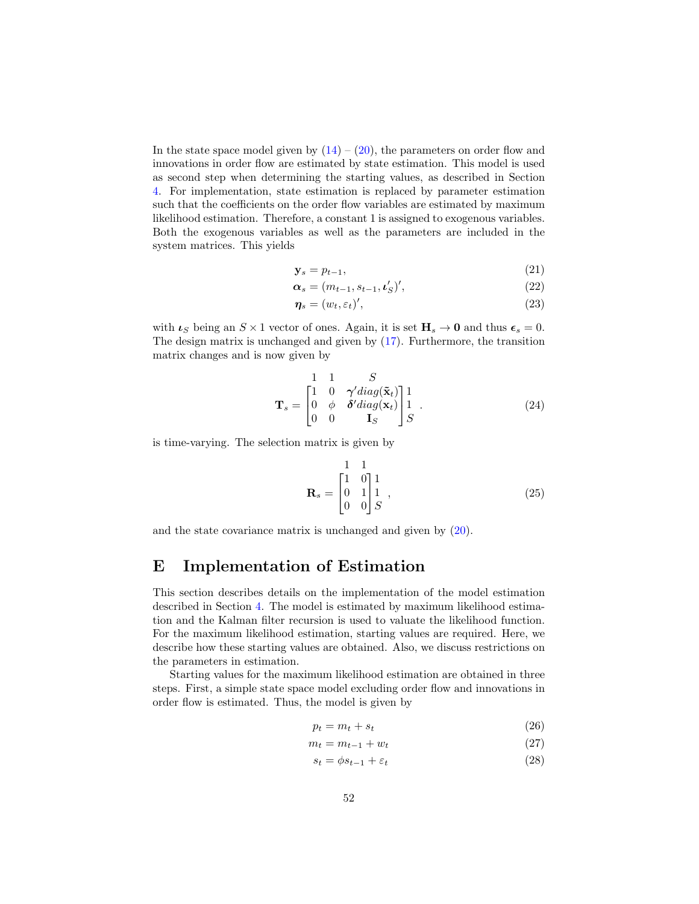In the state space model given by (14) – (20), the parameters on order flow and innovations in order flow are estimated by state estimation. This model is used as second step when determining the starting values, as described in Section 4. For implementation, state estimation is replaced by parameter estimation such that the coefficients on the order flow variables are estimated by maximum likelihood estimation. Therefore, a constant 1 is assigned to exogenous variables. Both the exogenous variables as well as the parameters are included in the system matrices. This yields

$$\mathbf{y}_s = p_{t-1}, \tag{21}$$

$$\boldsymbol{\alpha}_s = (m_{t-1}, s_{t-1}, \boldsymbol{\iota}_S')', \tag{22}$$

$$\boldsymbol{\eta}_s = (w_t, \varepsilon_t)', \tag{23}$$

with $\boldsymbol{\iota}_S$ being an $S \times 1$ vector of ones. Again, it is set $\mathbf{H}_s \to \mathbf{0}$ and thus $\boldsymbol{\epsilon}_s = 0$. The design matrix is unchanged and given by (17). Furthermore, the transition matrix changes and is now given by

$$\mathbf{T}_s = \begin{bmatrix} 1 & 0 & \boldsymbol{\gamma}' diag(\tilde{\mathbf{x}}_t) \\ 0 & \phi & \boldsymbol{\delta}' diag(\mathbf{x}_t) \\ 0 & 0 & \mathbf{I}_S \end{bmatrix} \begin{matrix} 1 \\ 1 \\ S \end{matrix} . \tag{24}$$

(column dimensions: $1, 1, S$)

is time-varying. The selection matrix is given by

$$\mathbf{R}_s = \begin{bmatrix} 1 & 0 \\ 0 & 1 \\ 0 & 0 \end{bmatrix} \begin{matrix} 1 \\ 1 \\ S \end{matrix} , \tag{25}$$

(column dimensions: $1, 1$)

and the state covariance matrix is unchanged and given by (20).

# E Implementation of Estimation

This section describes details on the implementation of the model estimation described in Section 4. The model is estimated by maximum likelihood estimation and the Kalman filter recursion is used to valuate the likelihood function. For the maximum likelihood estimation, starting values are required. Here, we describe how these starting values are obtained. Also, we discuss restrictions on the parameters in estimation.

Starting values for the maximum likelihood estimation are obtained in three steps. First, a simple state space model excluding order flow and innovations in order flow is estimated. Thus, the model is given by

$$p_t = m_t + s_t \tag{26}$$

$$m_t = m_{t-1} + w_t \tag{27}$$

$$s_t = \phi s_{t-1} + \varepsilon_t \tag{28}$$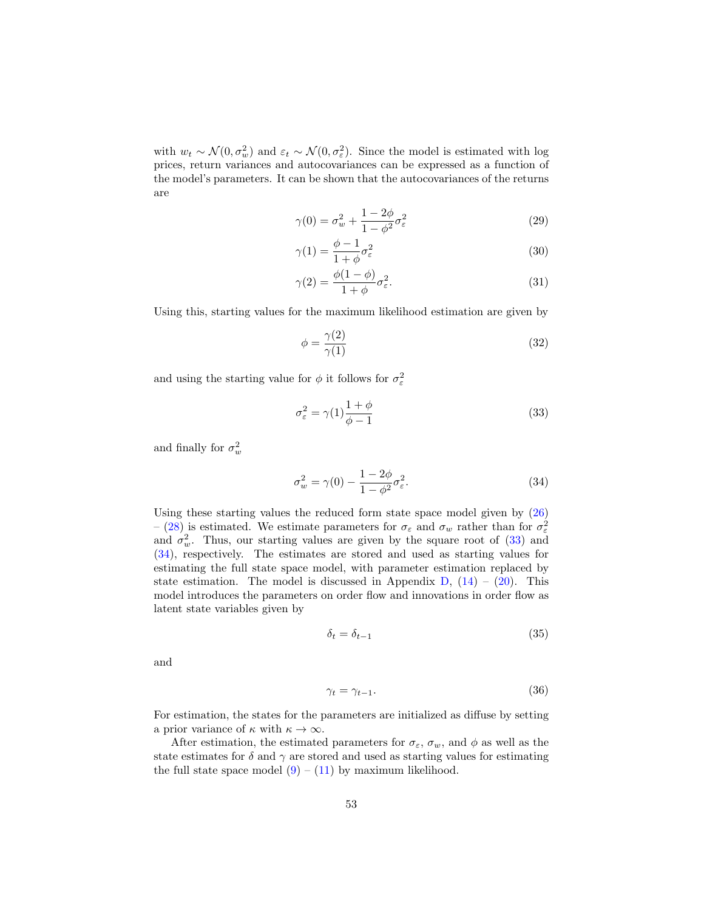with $w_t \sim \mathcal{N}(0, \sigma_w^2)$ and $\varepsilon_t \sim \mathcal{N}(0, \sigma_\varepsilon^2)$. Since the model is estimated with log prices, return variances and autocovariances can be expressed as a function of the model's parameters. It can be shown that the autocovariances of the returns are

$$\gamma(0) = \sigma_w^2 + \frac{1 - 2\phi}{1 - \phi^2}\sigma_\varepsilon^2 \tag{29}$$

$$\gamma(1) = \frac{\phi - 1}{1 + \phi}\sigma_\varepsilon^2 \tag{30}$$

$$\gamma(2) = \frac{\phi(1 - \phi)}{1 + \phi}\sigma_\varepsilon^2. \tag{31}$$

Using this, starting values for the maximum likelihood estimation are given by

$$\phi = \frac{\gamma(2)}{\gamma(1)} \tag{32}$$

and using the starting value for $\phi$ it follows for $\sigma_\varepsilon^2$

$$\sigma_\varepsilon^2 = \gamma(1)\frac{1 + \phi}{\phi - 1} \tag{33}$$

and finally for $\sigma_w^2$

$$\sigma_w^2 = \gamma(0) - \frac{1 - 2\phi}{1 - \phi^2}\sigma_\varepsilon^2. \tag{34}$$

Using these starting values the reduced form state space model given by (26) – (28) is estimated. We estimate parameters for $\sigma_\varepsilon$ and $\sigma_w$ rather than for $\sigma_\varepsilon^2$ and $\sigma_w^2$. Thus, our starting values are given by the square root of (33) and (34), respectively. The estimates are stored and used as starting values for estimating the full state space model, with parameter estimation replaced by state estimation. The model is discussed in Appendix D, (14) – (20). This model introduces the parameters on order flow and innovations in order flow as latent state variables given by

$$\delta_t = \delta_{t-1} \tag{35}$$

and

$$\gamma_t = \gamma_{t-1}. \tag{36}$$

For estimation, the states for the parameters are initialized as diffuse by setting a prior variance of $\kappa$ with $\kappa \to \infty$.

After estimation, the estimated parameters for $\sigma_\varepsilon$, $\sigma_w$, and $\phi$ as well as the state estimates for $\delta$ and $\gamma$ are stored and used as starting values for estimating the full state space model (9) – (11) by maximum likelihood.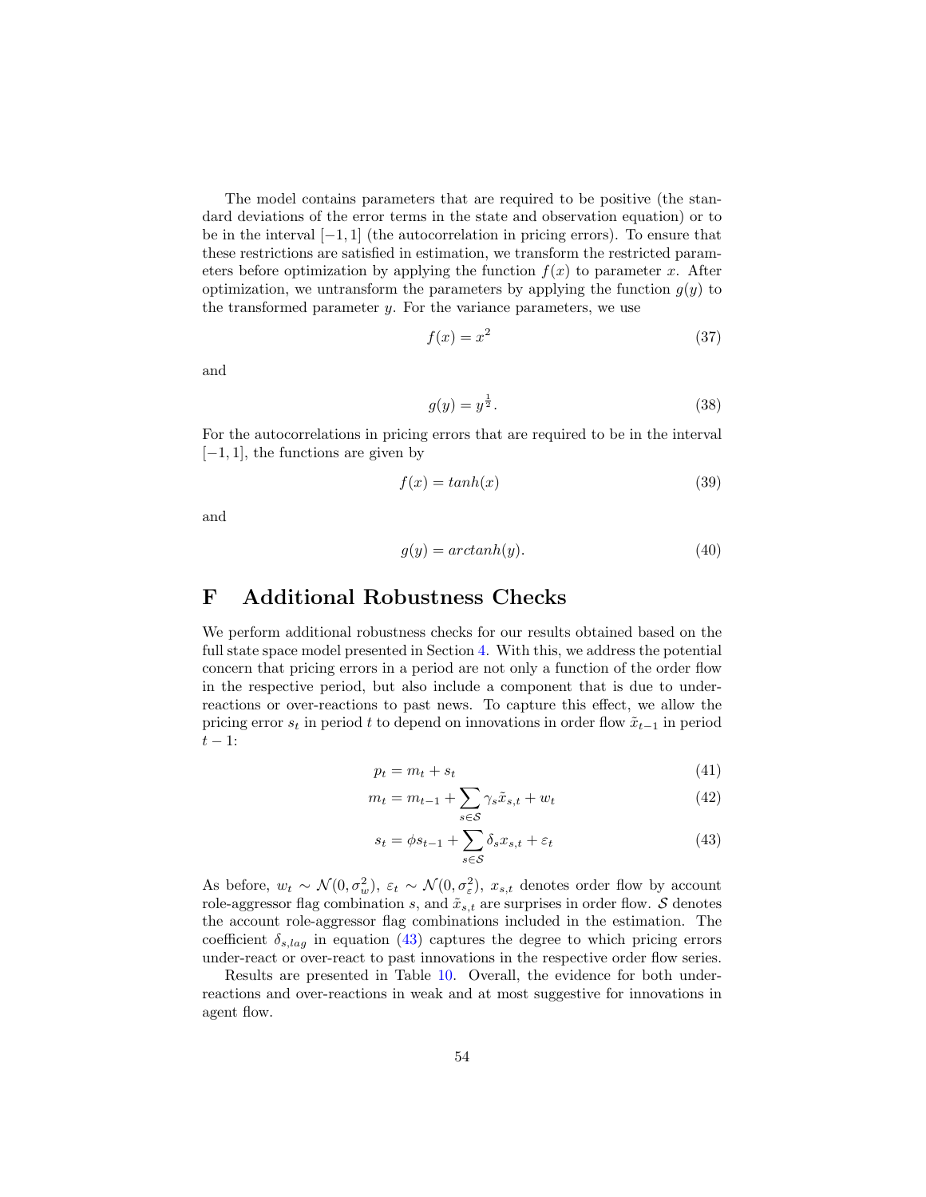The model contains parameters that are required to be positive (the standard deviations of the error terms in the state and observation equation) or to be in the interval $[-1, 1]$ (the autocorrelation in pricing errors). To ensure that these restrictions are satisfied in estimation, we transform the restricted parameters before optimization by applying the function $f(x)$ to parameter $x$. After optimization, we untransform the parameters by applying the function $g(y)$ to the transformed parameter $y$. For the variance parameters, we use

$$f(x) = x^2 \tag{37}$$

and

$$g(y) = y^{\frac{1}{2}}. \tag{38}$$

For the autocorrelations in pricing errors that are required to be in the interval $[-1, 1]$, the functions are given by

$$f(x) = tanh(x) \tag{39}$$

and

$$g(y) = arctanh(y). \tag{40}$$

# F Additional Robustness Checks

We perform additional robustness checks for our results obtained based on the full state space model presented in Section 4. With this, we address the potential concern that pricing errors in a period are not only a function of the order flow in the respective period, but also include a component that is due to under-reactions or over-reactions to past news. To capture this effect, we allow the pricing error $s_t$ in period $t$ to depend on innovations in order flow $\tilde{x}_{t-1}$ in period $t-1$:

$$p_t = m_t + s_t \tag{41}$$

$$m_t = m_{t-1} + \sum_{s \in \mathcal{S}} \gamma_s \tilde{x}_{s,t} + w_t \tag{42}$$

$$s_t = \phi s_{t-1} + \sum_{s \in \mathcal{S}} \delta_s x_{s,t} + \varepsilon_t \tag{43}$$

As before, $w_t \sim \mathcal{N}(0, \sigma_w^2)$, $\varepsilon_t \sim \mathcal{N}(0, \sigma_\varepsilon^2)$, $x_{s,t}$ denotes order flow by account role-aggressor flag combination $s$, and $\tilde{x}_{s,t}$ are surprises in order flow. $\mathcal{S}$ denotes the account role-aggressor flag combinations included in the estimation. The coefficient $\delta_{s,lag}$ in equation (43) captures the degree to which pricing errors under-react or over-react to past innovations in the respective order flow series.

Results are presented in Table 10. Overall, the evidence for both under-reactions and over-reactions in weak and at most suggestive for innovations in agent flow.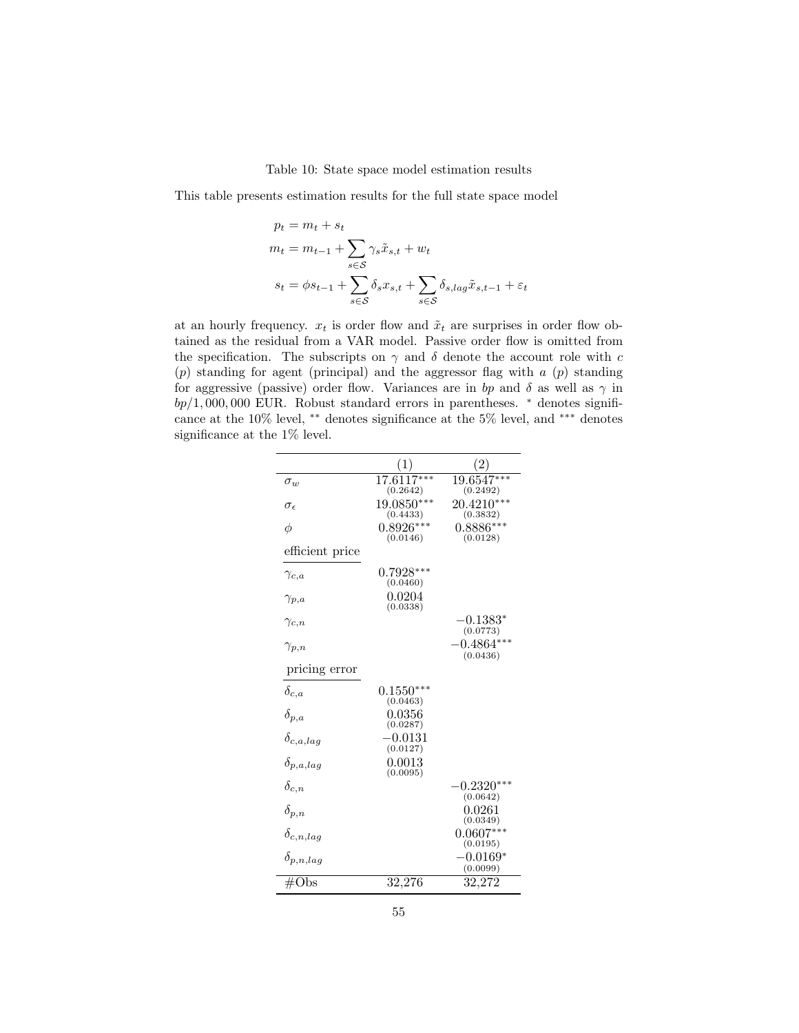Table 10: State space model estimation results

This table presents estimation results for the full state space model

$$
\begin{aligned}
p_t &= m_t + s_t \\
m_t &= m_{t-1} + \sum_{s \in \mathcal{S}} \gamma_s \tilde{x}_{s,t} + w_t \\
s_t &= \phi s_{t-1} + \sum_{s \in \mathcal{S}} \delta_s x_{s,t} + \sum_{s \in \mathcal{S}} \delta_{s,lag} \tilde{x}_{s,t-1} + \varepsilon_t
\end{aligned}
$$

at an hourly frequency. $x_t$ is order flow and $\tilde{x}_t$ are surprises in order flow obtained as the residual from a VAR model. Passive order flow is omitted from the specification. The subscripts on $\gamma$ and $\delta$ denote the account role with $c$ ($p$) standing for agent (principal) and the aggressor flag with $a$ ($p$) standing for aggressive (passive) order flow. Variances are in $bp$ and $\delta$ as well as $\gamma$ in $bp/1,000,000$ EUR. Robust standard errors in parentheses. $^{*}$ denotes significance at the 10% level, $^{**}$ denotes significance at the 5% level, and $^{***}$ denotes significance at the 1% level.

| | (1) | (2) |
|---|---|---|
| $\sigma_w$ | $17.6117^{***}$ | $19.6547^{***}$ |
| | (0.2642) | (0.2492) |
| $\sigma_\epsilon$ | $19.0850^{***}$ | $20.4210^{***}$ |
| | (0.4433) | (0.3832) |
| $\phi$ | $0.8926^{***}$ | $0.8886^{***}$ |
| | (0.0146) | (0.0128) |
| efficient price | | |
| $\gamma_{c,a}$ | $0.7928^{***}$ | |
| | (0.0460) | |
| $\gamma_{p,a}$ | 0.0204 | |
| | (0.0338) | |
| $\gamma_{c,n}$ | | $-0.1383^{*}$ |
| | | (0.0773) |
| $\gamma_{p,n}$ | | $-0.4864^{***}$ |
| | | (0.0436) |
| pricing error | | |
| $\delta_{c,a}$ | $0.1550^{***}$ | |
| | (0.0463) | |
| $\delta_{p,a}$ | 0.0356 | |
| | (0.0287) | |
| $\delta_{c,a,lag}$ | $-0.0131$ | |
| | (0.0127) | |
| $\delta_{p,a,lag}$ | 0.0013 | |
| | (0.0095) | |
| $\delta_{c,n}$ | | $-0.2320^{***}$ |
| | | (0.0642) |
| $\delta_{p,n}$ | | 0.0261 |
| | | (0.0349) |
| $\delta_{c,n,lag}$ | | $0.0607^{***}$ |
| | | (0.0195) |
| $\delta_{p,n,lag}$ | | $-0.0169^{*}$ |
| | | (0.0099) |
| #Obs | 32,276 | 32,272 |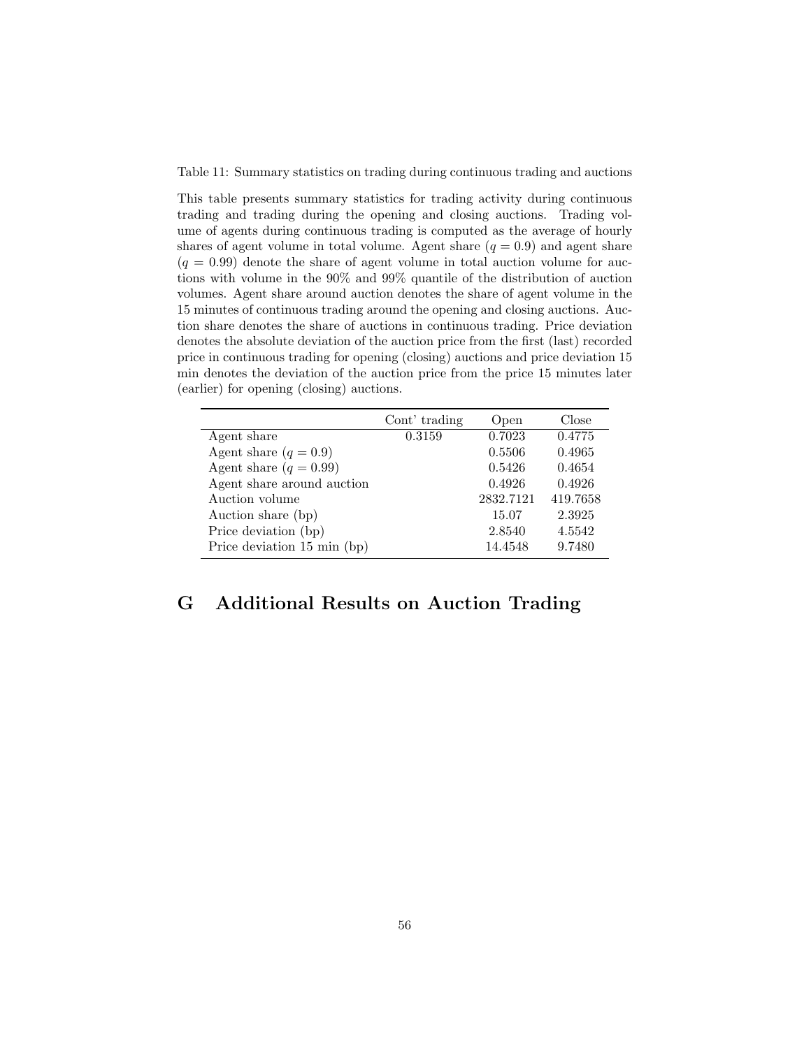Table 11: Summary statistics on trading during continuous trading and auctions

This table presents summary statistics for trading activity during continuous trading and trading during the opening and closing auctions. Trading volume of agents during continuous trading is computed as the average of hourly shares of agent volume in total volume. Agent share ($q = 0.9$) and agent share ($q = 0.99$) denote the share of agent volume in total auction volume for auctions with volume in the 90% and 99% quantile of the distribution of auction volumes. Agent share around auction denotes the share of agent volume in the 15 minutes of continuous trading around the opening and closing auctions. Auction share denotes the share of auctions in continuous trading. Price deviation denotes the absolute deviation of the auction price from the first (last) recorded price in continuous trading for opening (closing) auctions and price deviation 15 min denotes the deviation of the auction price from the price 15 minutes later (earlier) for opening (closing) auctions.

| | Cont' trading | Open | Close |
|---|---|---|---|
| Agent share | 0.3159 | 0.7023 | 0.4775 |
| Agent share ($q = 0.9$) | | 0.5506 | 0.4965 |
| Agent share ($q = 0.99$) | | 0.5426 | 0.4654 |
| Agent share around auction | | 0.4926 | 0.4926 |
| Auction volume | | 2832.7121 | 419.7658 |
| Auction share (bp) | | 15.07 | 2.3925 |
| Price deviation (bp) | | 2.8540 | 4.5542 |
| Price deviation 15 min (bp) | | 14.4548 | 9.7480 |

# G Additional Results on Auction Trading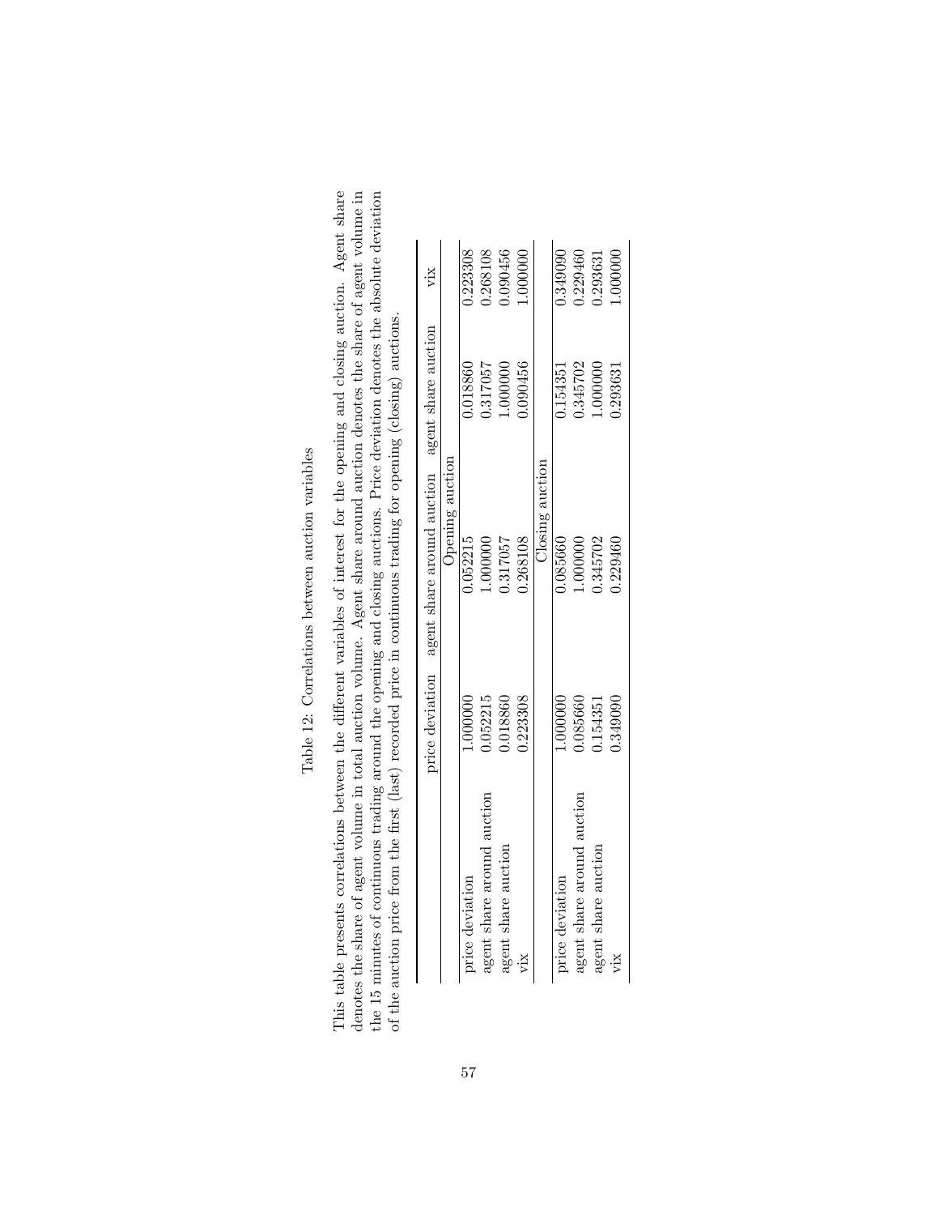Table 12: Correlations between auction variables

This table presents correlations between the different variables of interest for the opening and closing auction. Agent share denotes the share of agent volume in total auction volume. Agent share around auction denotes the share of agent volume in the 15 minutes of continuous trading around the opening and closing auctions. Price deviation denotes the absolute deviation of the auction price from the first (last) recorded price in continuous trading for opening (closing) auctions.

| | price deviation | agent share around auction | agent share auction | vix |
|---|---|---|---|---|
| | | Opening auction | | |
| price deviation | 1.000000 | 0.052215 | 0.018860 | 0.223308 |
| agent share around auction | 0.052215 | 1.000000 | 0.317057 | 0.268108 |
| agent share auction | 0.018860 | 0.317057 | 1.000000 | 0.090456 |
| vix | 0.223308 | 0.268108 | 0.090456 | 1.000000 |
| | | Closing auction | | |
| price deviation | 1.000000 | 0.085660 | 0.154351 | 0.349090 |
| agent share around auction | 0.085660 | 1.000000 | 0.345702 | 0.229460 |
| agent share auction | 0.154351 | 0.345702 | 1.000000 | 0.293631 |
| vix | 0.349090 | 0.229460 | 0.293631 | 1.000000 |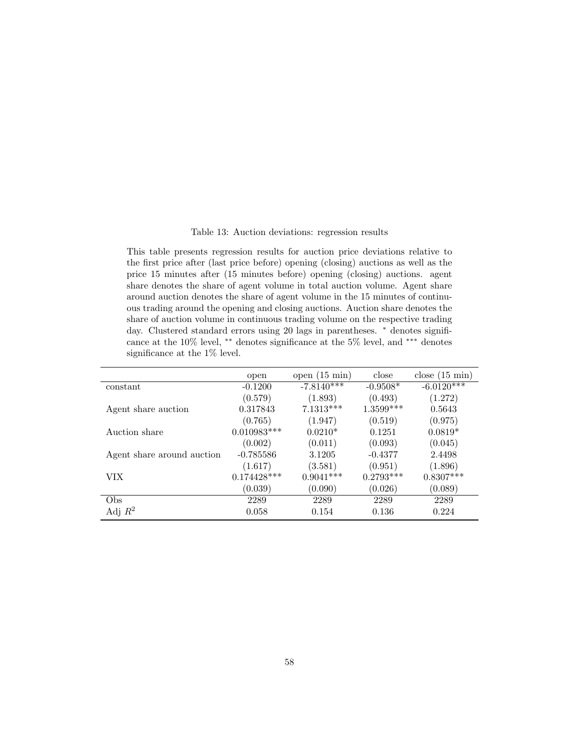Table 13: Auction deviations: regression results

This table presents regression results for auction price deviations relative to the first price after (last price before) opening (closing) auctions as well as the price 15 minutes after (15 minutes before) opening (closing) auctions. agent share denotes the share of agent volume in total auction volume. Agent share around auction denotes the share of agent volume in the 15 minutes of continuous trading around the opening and closing auctions. Auction share denotes the share of auction volume in continuous trading volume on the respective trading day. Clustered standard errors using 20 lags in parentheses. * denotes significance at the 10% level, ** denotes significance at the 5% level, and *** denotes significance at the 1% level.

| | open | open (15 min) | close | close (15 min) |
|---|---|---|---|---|
| constant | -0.1200 | -7.8140*** | -0.9508* | -6.0120*** |
| | (0.579) | (1.893) | (0.493) | (1.272) |
| Agent share auction | 0.317843 | 7.1313*** | 1.3599*** | 0.5643 |
| | (0.765) | (1.947) | (0.519) | (0.975) |
| Auction share | 0.010983*** | 0.0210* | 0.1251 | 0.0819* |
| | (0.002) | (0.011) | (0.093) | (0.045) |
| Agent share around auction | -0.785586 | 3.1205 | -0.4377 | 2.4498 |
| | (1.617) | (3.581) | (0.951) | (1.896) |
| VIX | 0.174428*** | 0.9041*** | 0.2793*** | 0.8307*** |
| | (0.039) | (0.090) | (0.026) | (0.089) |
| Obs | 2289 | 2289 | 2289 | 2289 |
| Adj $R^2$ | 0.058 | 0.154 | 0.136 | 0.224 |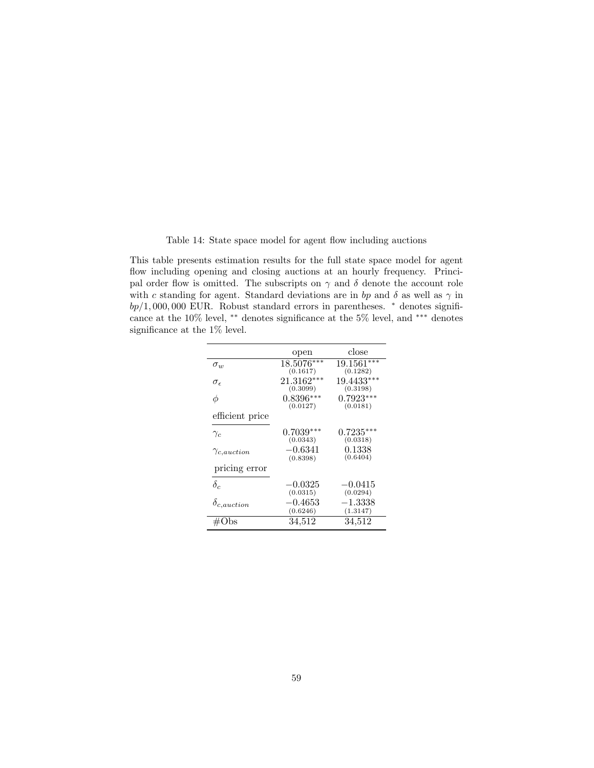Table 14: State space model for agent flow including auctions

This table presents estimation results for the full state space model for agent flow including opening and closing auctions at an hourly frequency. Principal order flow is omitted. The subscripts on $\gamma$ and $\delta$ denote the account role with $c$ standing for agent. Standard deviations are in *bp* and $\delta$ as well as $\gamma$ in $bp/1,000,000$ EUR. Robust standard errors in parentheses. $^{*}$ denotes significance at the 10% level, $^{**}$ denotes significance at the 5% level, and $^{***}$ denotes significance at the 1% level.

| | open | close |
|---|---|---|
| $\sigma_w$ | $18.5076^{***}$ | $19.1561^{***}$ |
| | (0.1617) | (0.1282) |
| $\sigma_\epsilon$ | $21.3162^{***}$ | $19.4433^{***}$ |
| | (0.3099) | (0.3198) |
| $\phi$ | $0.8396^{***}$ | $0.7923^{***}$ |
| | (0.0127) | (0.0181) |
| efficient price | | |
| $\gamma_c$ | $0.7039^{***}$ | $0.7235^{***}$ |
| | (0.0343) | (0.0318) |
| $\gamma_{c,auction}$ | $-0.6341$ | 0.1338 |
| | (0.8398) | (0.6404) |
| pricing error | | |
| $\delta_c$ | $-0.0325$ | $-0.0415$ |
| | (0.0315) | (0.0294) |
| $\delta_{c,auction}$ | $-0.4653$ | $-1.3338$ |
| | (0.6246) | (1.3147) |
| #Obs | 34,512 | 34,512 |